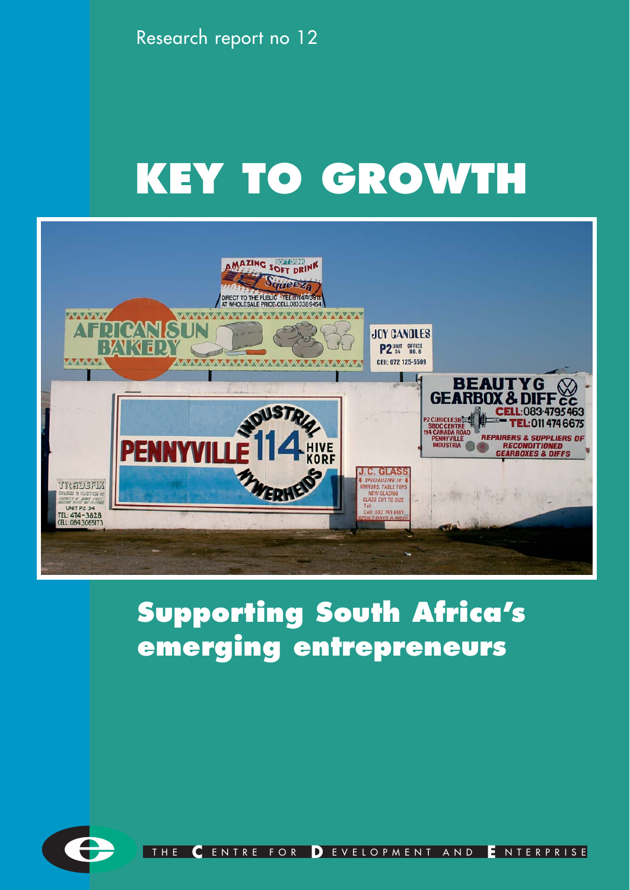Research report no 12

# KEY TO GROWTH

## Supporting South Africa's emerging entrepreneurs

THE CENTRE FOR DEVELOPMENT AND ENTERPRISE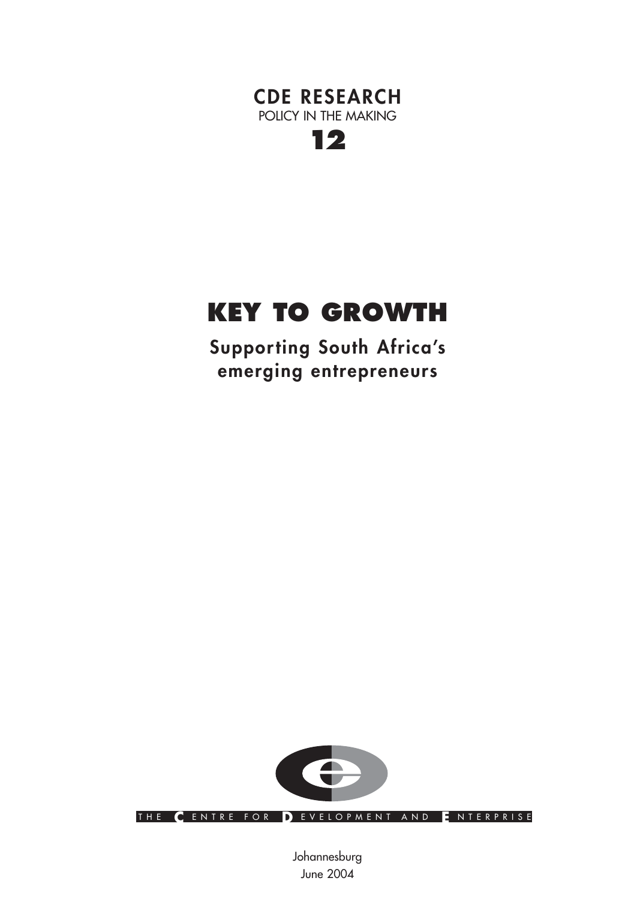CDE RESEARCH
POLICY IN THE MAKING

12

# KEY TO GROWTH

## Supporting South Africa's emerging entrepreneurs

THE CENTRE FOR DEVELOPMENT AND ENTERPRISE

Johannesburg
June 2004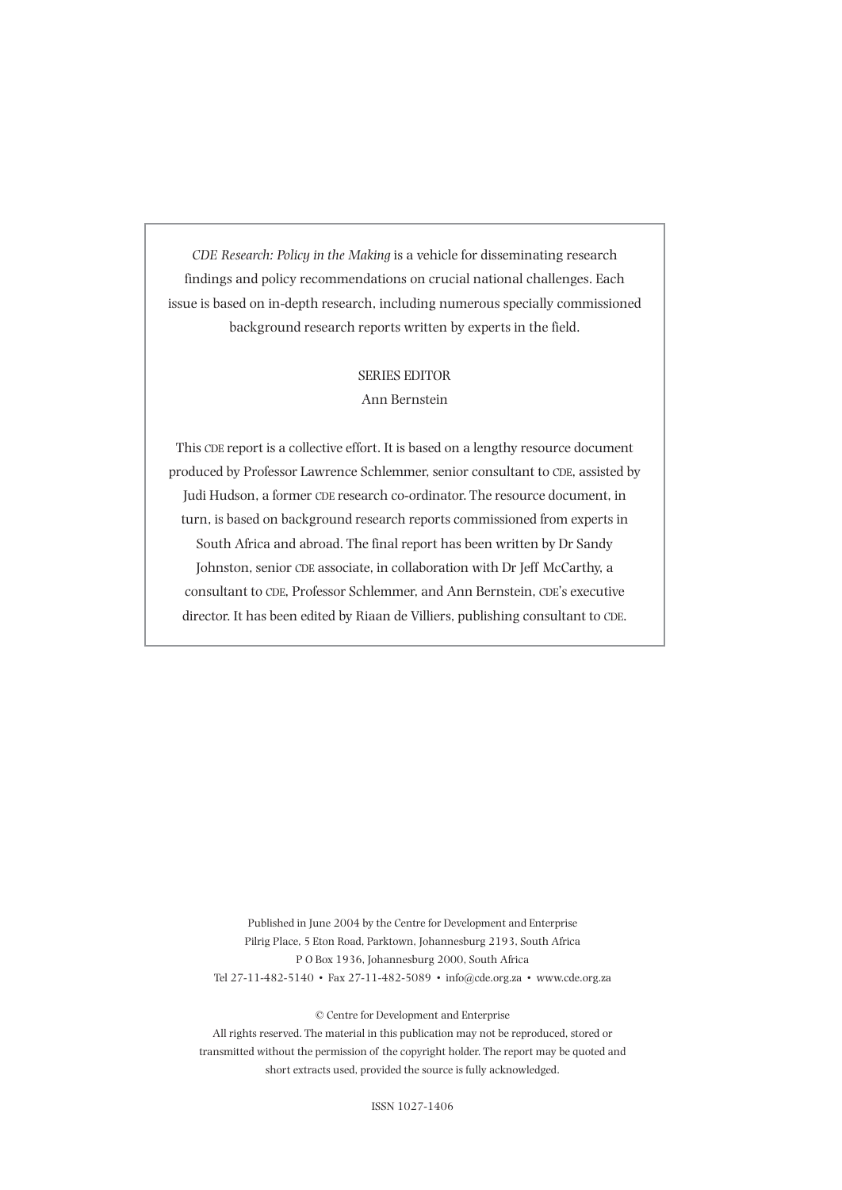*CDE Research: Policy in the Making* is a vehicle for disseminating research findings and policy recommendations on crucial national challenges. Each issue is based on in-depth research, including numerous specially commissioned background research reports written by experts in the field.

SERIES EDITOR

Ann Bernstein

This CDE report is a collective effort. It is based on a lengthy resource document produced by Professor Lawrence Schlemmer, senior consultant to CDE, assisted by Judi Hudson, a former CDE research co-ordinator. The resource document, in turn, is based on background research reports commissioned from experts in South Africa and abroad. The final report has been written by Dr Sandy Johnston, senior CDE associate, in collaboration with Dr Jeff McCarthy, a consultant to CDE, Professor Schlemmer, and Ann Bernstein, CDE's executive director. It has been edited by Riaan de Villiers, publishing consultant to CDE.

Published in June 2004 by the Centre for Development and Enterprise
Pilrig Place, 5 Eton Road, Parktown, Johannesburg 2193, South Africa
P O Box 1936, Johannesburg 2000, South Africa
Tel 27-11-482-5140 • Fax 27-11-482-5089 • info@cde.org.za • www.cde.org.za

© Centre for Development and Enterprise
All rights reserved. The material in this publication may not be reproduced, stored or transmitted without the permission of the copyright holder. The report may be quoted and short extracts used, provided the source is fully acknowledged.

ISSN 1027-1406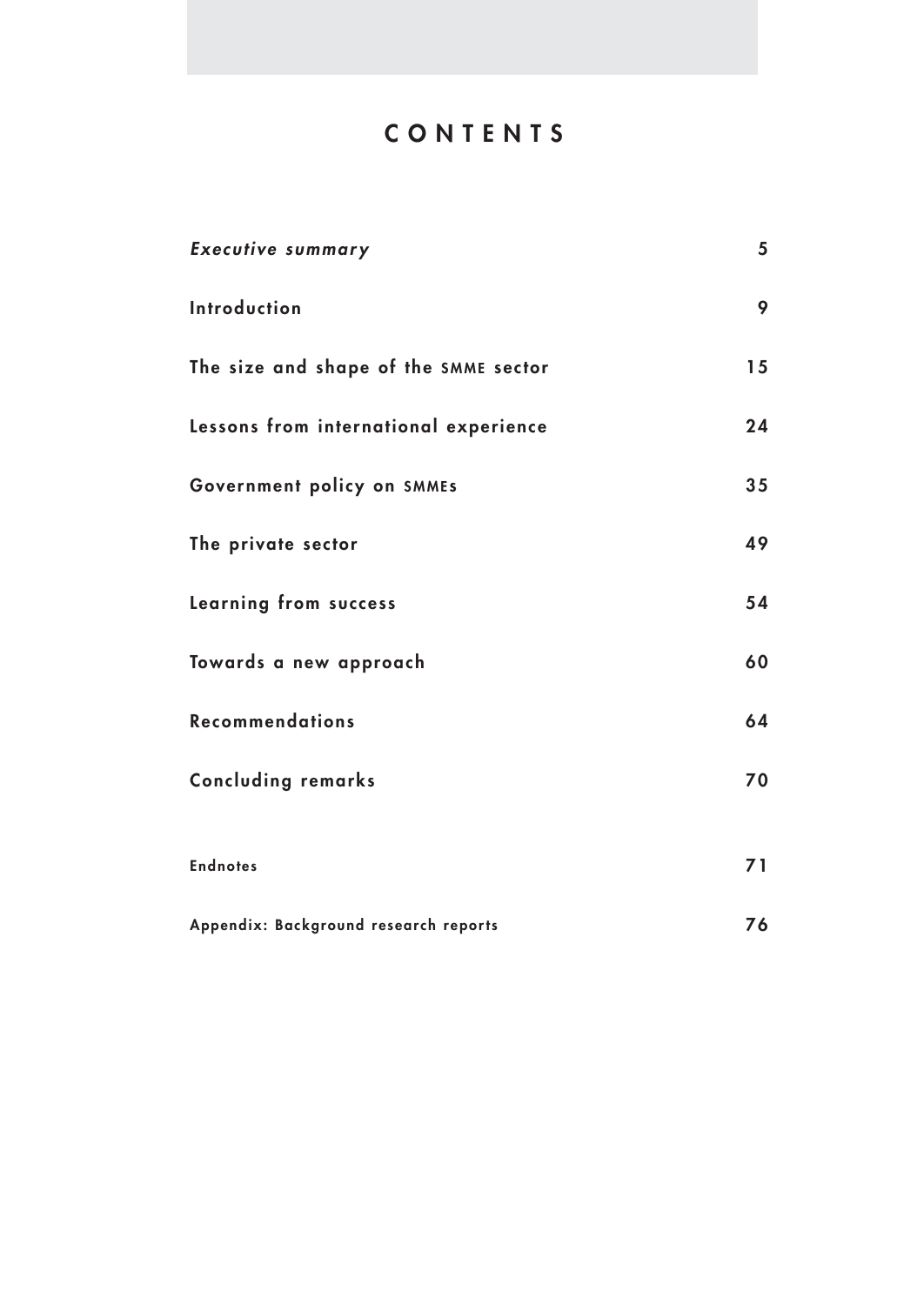# CONTENTS

| | |
|---|---|
| *Executive summary* | 5 |
| Introduction | 9 |
| The size and shape of the SMME sector | 15 |
| Lessons from international experience | 24 |
| Government policy on SMMEs | 35 |
| The private sector | 49 |
| Learning from success | 54 |
| Towards a new approach | 60 |
| Recommendations | 64 |
| Concluding remarks | 70 |
| Endnotes | 71 |
| Appendix: Background research reports | 76 |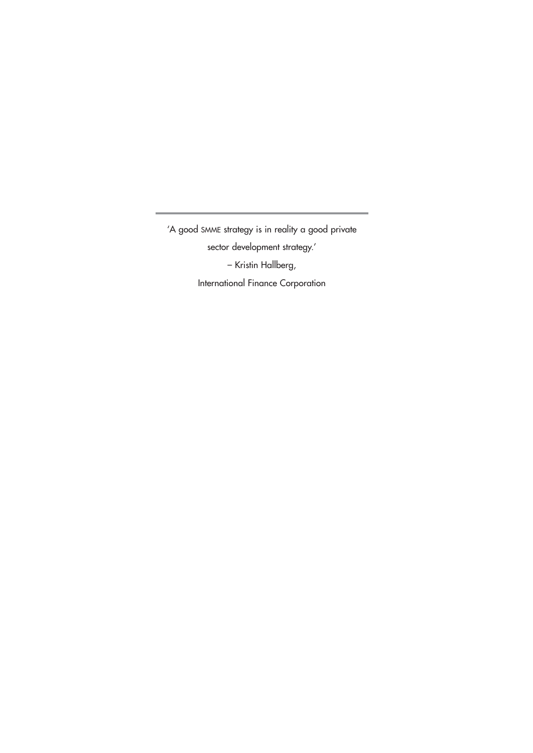'A good SMME strategy is in reality a good private sector development strategy.'

– Kristin Hallberg,

International Finance Corporation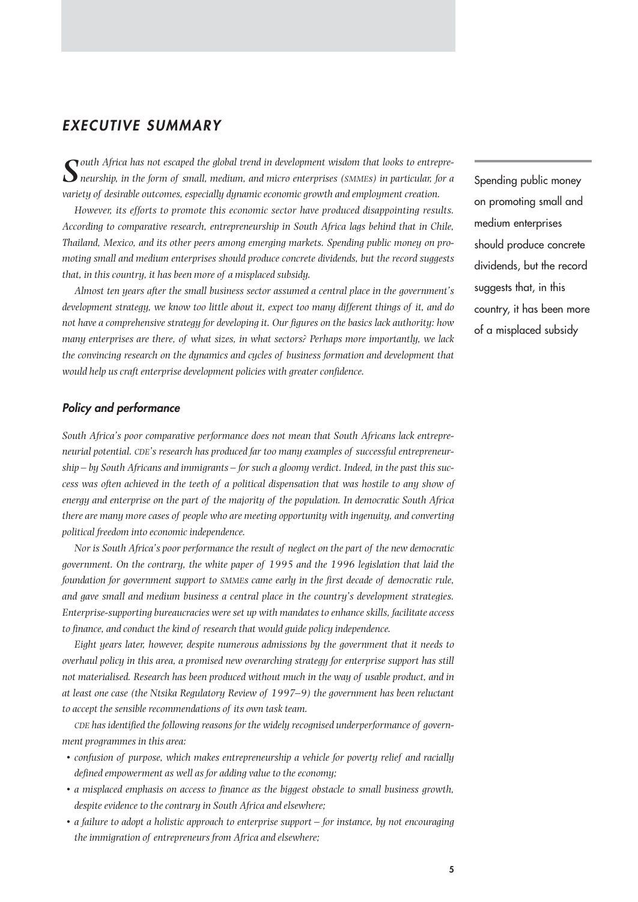## *EXECUTIVE SUMMARY*

*South Africa has not escaped the global trend in development wisdom that looks to entrepreneurship, in the form of small, medium, and micro enterprises (SMMEs) in particular, for a variety of desirable outcomes, especially dynamic economic growth and employment creation.*

*However, its efforts to promote this economic sector have produced disappointing results. According to comparative research, entrepreneurship in South Africa lags behind that in Chile, Thailand, Mexico, and its other peers among emerging markets. Spending public money on promoting small and medium enterprises should produce concrete dividends, but the record suggests that, in this country, it has been more of a misplaced subsidy.*

*Almost ten years after the small business sector assumed a central place in the government's development strategy, we know too little about it, expect too many different things of it, and do not have a comprehensive strategy for developing it. Our figures on the basics lack authority: how many enterprises are there, of what sizes, in what sectors? Perhaps more importantly, we lack the convincing research on the dynamics and cycles of business formation and development that would help us craft enterprise development policies with greater confidence.*

Spending public money on promoting small and medium enterprises should produce concrete dividends, but the record suggests that, in this country, it has been more of a misplaced subsidy

### *Policy and performance*

*South Africa's poor comparative performance does not mean that South Africans lack entrepreneurial potential. CDE's research has produced far too many examples of successful entrepreneurship – by South Africans and immigrants – for such a gloomy verdict. Indeed, in the past this success was often achieved in the teeth of a political dispensation that was hostile to any show of energy and enterprise on the part of the majority of the population. In democratic South Africa there are many more cases of people who are meeting opportunity with ingenuity, and converting political freedom into economic independence.*

*Nor is South Africa's poor performance the result of neglect on the part of the new democratic government. On the contrary, the white paper of 1995 and the 1996 legislation that laid the foundation for government support to SMMEs came early in the first decade of democratic rule, and gave small and medium business a central place in the country's development strategies. Enterprise-supporting bureaucracies were set up with mandates to enhance skills, facilitate access to finance, and conduct the kind of research that would guide policy independence.*

*Eight years later, however, despite numerous admissions by the government that it needs to overhaul policy in this area, a promised new overarching strategy for enterprise support has still not materialised. Research has been produced without much in the way of usable product, and in at least one case (the Ntsika Regulatory Review of 1997–9) the government has been reluctant to accept the sensible recommendations of its own task team.*

*CDE has identified the following reasons for the widely recognised underperformance of government programmes in this area:*

- *confusion of purpose, which makes entrepreneurship a vehicle for poverty relief and racially defined empowerment as well as for adding value to the economy;*
- *a misplaced emphasis on access to finance as the biggest obstacle to small business growth, despite evidence to the contrary in South Africa and elsewhere;*
- *a failure to adopt a holistic approach to enterprise support – for instance, by not encouraging the immigration of entrepreneurs from Africa and elsewhere;*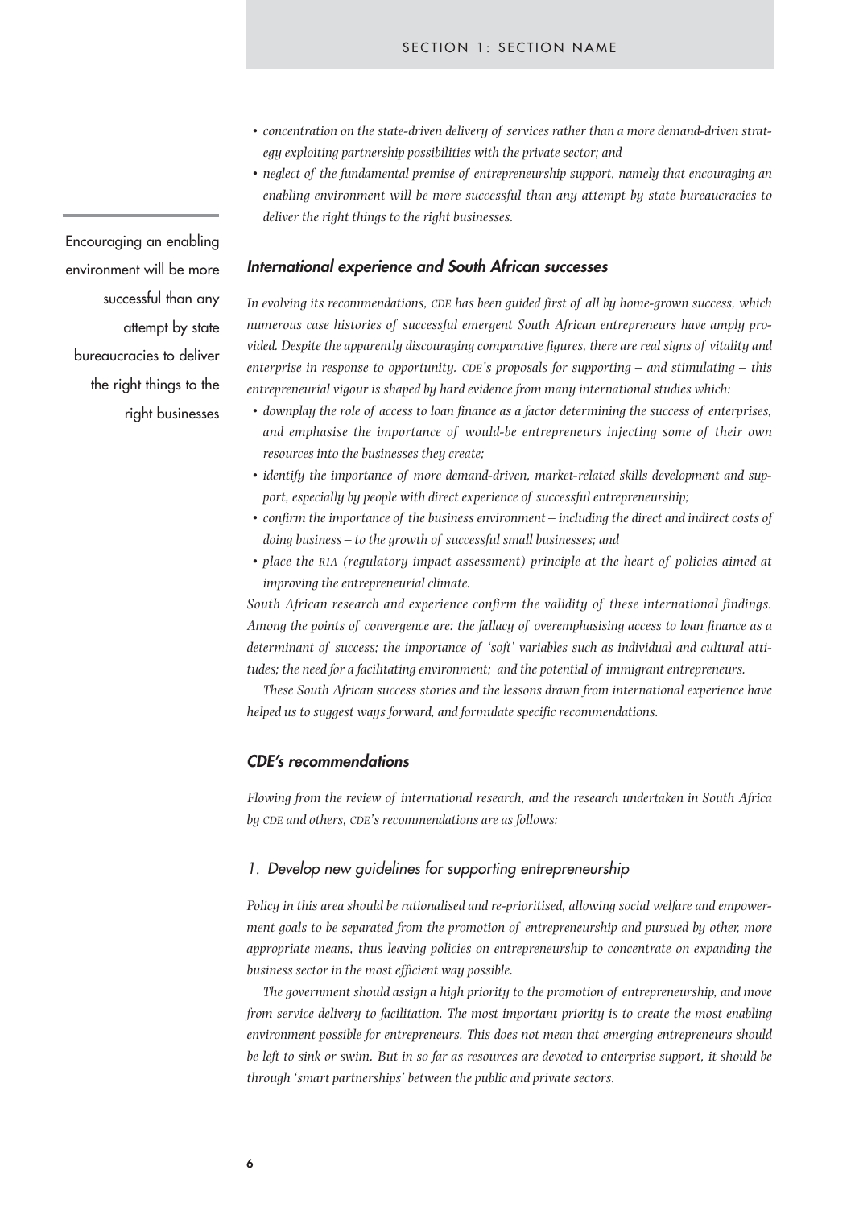- *concentration on the state-driven delivery of services rather than a more demand-driven strategy exploiting partnership possibilities with the private sector; and*
- *neglect of the fundamental premise of entrepreneurship support, namely that encouraging an enabling environment will be more successful than any attempt by state bureaucracies to deliver the right things to the right businesses.*

Encouraging an enabling environment will be more successful than any attempt by state bureaucracies to deliver the right things to the right businesses

### *International experience and South African successes*

*In evolving its recommendations, CDE has been guided first of all by home-grown success, which numerous case histories of successful emergent South African entrepreneurs have amply provided. Despite the apparently discouraging comparative figures, there are real signs of vitality and enterprise in response to opportunity. CDE's proposals for supporting – and stimulating – this entrepreneurial vigour is shaped by hard evidence from many international studies which:*

- *downplay the role of access to loan finance as a factor determining the success of enterprises, and emphasise the importance of would-be entrepreneurs injecting some of their own resources into the businesses they create;*
- *identify the importance of more demand-driven, market-related skills development and support, especially by people with direct experience of successful entrepreneurship;*
- *confirm the importance of the business environment – including the direct and indirect costs of doing business – to the growth of successful small businesses; and*
- *place the RIA (regulatory impact assessment) principle at the heart of policies aimed at improving the entrepreneurial climate.*

*South African research and experience confirm the validity of these international findings. Among the points of convergence are: the fallacy of overemphasising access to loan finance as a determinant of success; the importance of 'soft' variables such as individual and cultural attitudes; the need for a facilitating environment; and the potential of immigrant entrepreneurs.*

*These South African success stories and the lessons drawn from international experience have helped us to suggest ways forward, and formulate specific recommendations.*

### *CDE's recommendations*

*Flowing from the review of international research, and the research undertaken in South Africa by CDE and others, CDE's recommendations are as follows:*

#### 1. Develop new guidelines for supporting entrepreneurship

*Policy in this area should be rationalised and re-prioritised, allowing social welfare and empowerment goals to be separated from the promotion of entrepreneurship and pursued by other, more appropriate means, thus leaving policies on entrepreneurship to concentrate on expanding the business sector in the most efficient way possible.*

*The government should assign a high priority to the promotion of entrepreneurship, and move from service delivery to facilitation. The most important priority is to create the most enabling environment possible for entrepreneurs. This does not mean that emerging entrepreneurs should be left to sink or swim. But in so far as resources are devoted to enterprise support, it should be through 'smart partnerships' between the public and private sectors.*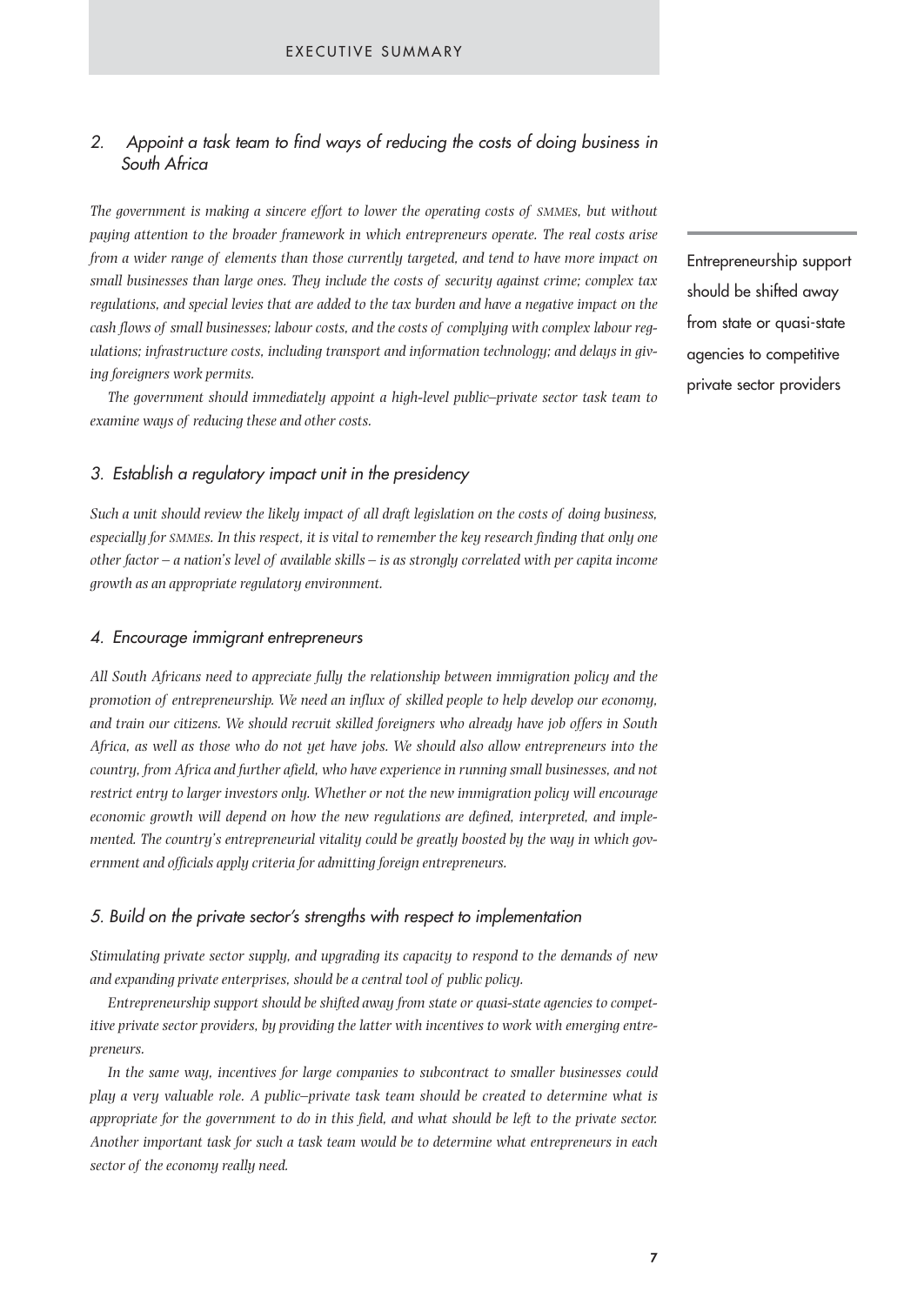## 2. Appoint a task team to find ways of reducing the costs of doing business in South Africa

*The government is making a sincere effort to lower the operating costs of SMMEs, but without paying attention to the broader framework in which entrepreneurs operate. The real costs arise from a wider range of elements than those currently targeted, and tend to have more impact on small businesses than large ones. They include the costs of security against crime; complex tax regulations, and special levies that are added to the tax burden and have a negative impact on the cash flows of small businesses; labour costs, and the costs of complying with complex labour regulations; infrastructure costs, including transport and information technology; and delays in giving foreigners work permits.*

*The government should immediately appoint a high-level public–private sector task team to examine ways of reducing these and other costs.*

## 3. Establish a regulatory impact unit in the presidency

*Such a unit should review the likely impact of all draft legislation on the costs of doing business, especially for SMMEs. In this respect, it is vital to remember the key research finding that only one other factor – a nation's level of available skills – is as strongly correlated with per capita income growth as an appropriate regulatory environment.*

## 4. Encourage immigrant entrepreneurs

*All South Africans need to appreciate fully the relationship between immigration policy and the promotion of entrepreneurship. We need an influx of skilled people to help develop our economy, and train our citizens. We should recruit skilled foreigners who already have job offers in South Africa, as well as those who do not yet have jobs. We should also allow entrepreneurs into the country, from Africa and further afield, who have experience in running small businesses, and not restrict entry to larger investors only. Whether or not the new immigration policy will encourage economic growth will depend on how the new regulations are defined, interpreted, and implemented. The country's entrepreneurial vitality could be greatly boosted by the way in which government and officials apply criteria for admitting foreign entrepreneurs.*

## 5. Build on the private sector's strengths with respect to implementation

*Stimulating private sector supply, and upgrading its capacity to respond to the demands of new and expanding private enterprises, should be a central tool of public policy.*

*Entrepreneurship support should be shifted away from state or quasi-state agencies to competitive private sector providers, by providing the latter with incentives to work with emerging entrepreneurs.*

*In the same way, incentives for large companies to subcontract to smaller businesses could play a very valuable role. A public–private task team should be created to determine what is appropriate for the government to do in this field, and what should be left to the private sector. Another important task for such a task team would be to determine what entrepreneurs in each sector of the economy really need.*

Entrepreneurship support should be shifted away from state or quasi-state agencies to competitive private sector providers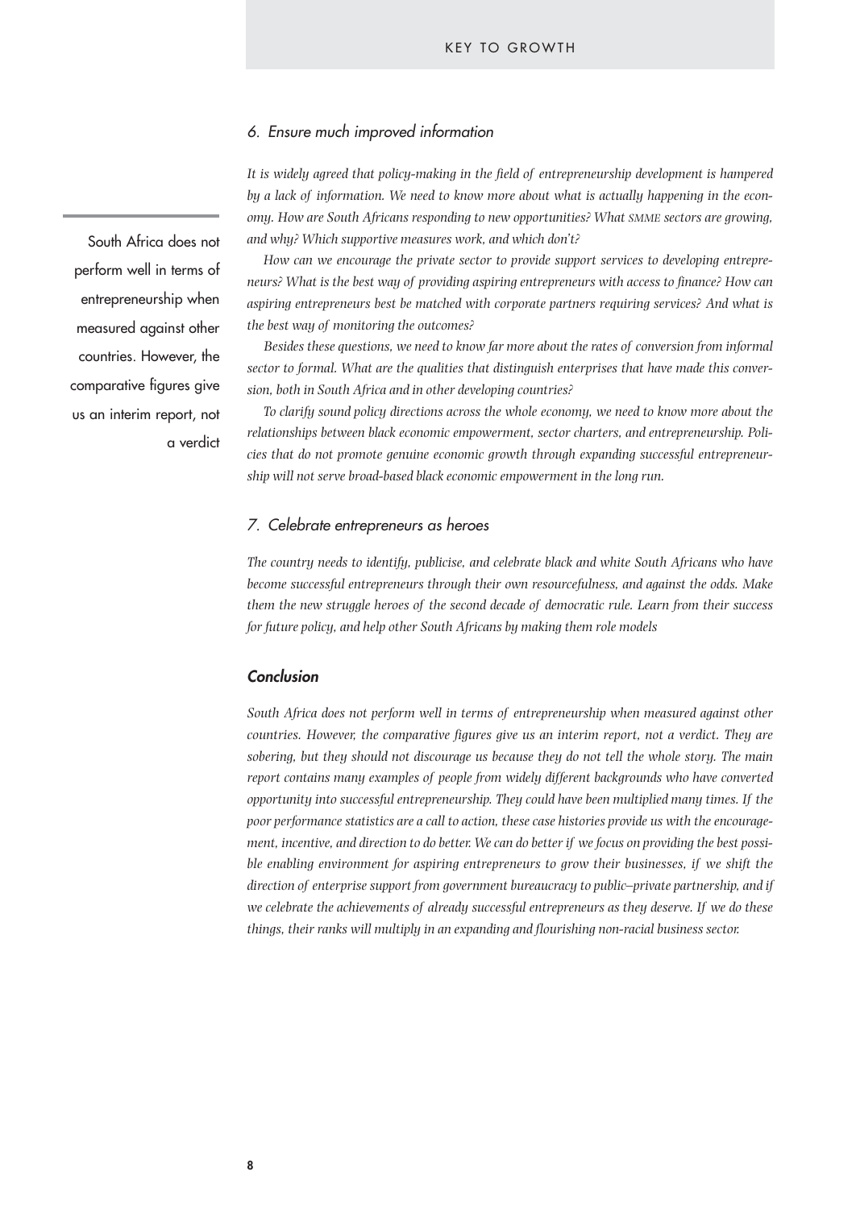### *6. Ensure much improved information*

*It is widely agreed that policy-making in the field of entrepreneurship development is hampered by a lack of information. We need to know more about what is actually happening in the economy. How are South Africans responding to new opportunities? What SMME sectors are growing, and why? Which supportive measures work, and which don't?*

*How can we encourage the private sector to provide support services to developing entrepreneurs? What is the best way of providing aspiring entrepreneurs with access to finance? How can aspiring entrepreneurs best be matched with corporate partners requiring services? And what is the best way of monitoring the outcomes?*

*Besides these questions, we need to know far more about the rates of conversion from informal sector to formal. What are the qualities that distinguish enterprises that have made this conversion, both in South Africa and in other developing countries?*

*To clarify sound policy directions across the whole economy, we need to know more about the relationships between black economic empowerment, sector charters, and entrepreneurship. Policies that do not promote genuine economic growth through expanding successful entrepreneurship will not serve broad-based black economic empowerment in the long run.*

> South Africa does not perform well in terms of entrepreneurship when measured against other countries. However, the comparative figures give us an interim report, not a verdict

### *7. Celebrate entrepreneurs as heroes*

*The country needs to identify, publicise, and celebrate black and white South Africans who have become successful entrepreneurs through their own resourcefulness, and against the odds. Make them the new struggle heroes of the second decade of democratic rule. Learn from their success for future policy, and help other South Africans by making them role models*

### ***Conclusion***

*South Africa does not perform well in terms of entrepreneurship when measured against other countries. However, the comparative figures give us an interim report, not a verdict. They are sobering, but they should not discourage us because they do not tell the whole story. The main report contains many examples of people from widely different backgrounds who have converted opportunity into successful entrepreneurship. They could have been multiplied many times. If the poor performance statistics are a call to action, these case histories provide us with the encouragement, incentive, and direction to do better. We can do better if we focus on providing the best possible enabling environment for aspiring entrepreneurs to grow their businesses, if we shift the direction of enterprise support from government bureaucracy to public–private partnership, and if we celebrate the achievements of already successful entrepreneurs as they deserve. If we do these things, their ranks will multiply in an expanding and flourishing non-racial business sector.*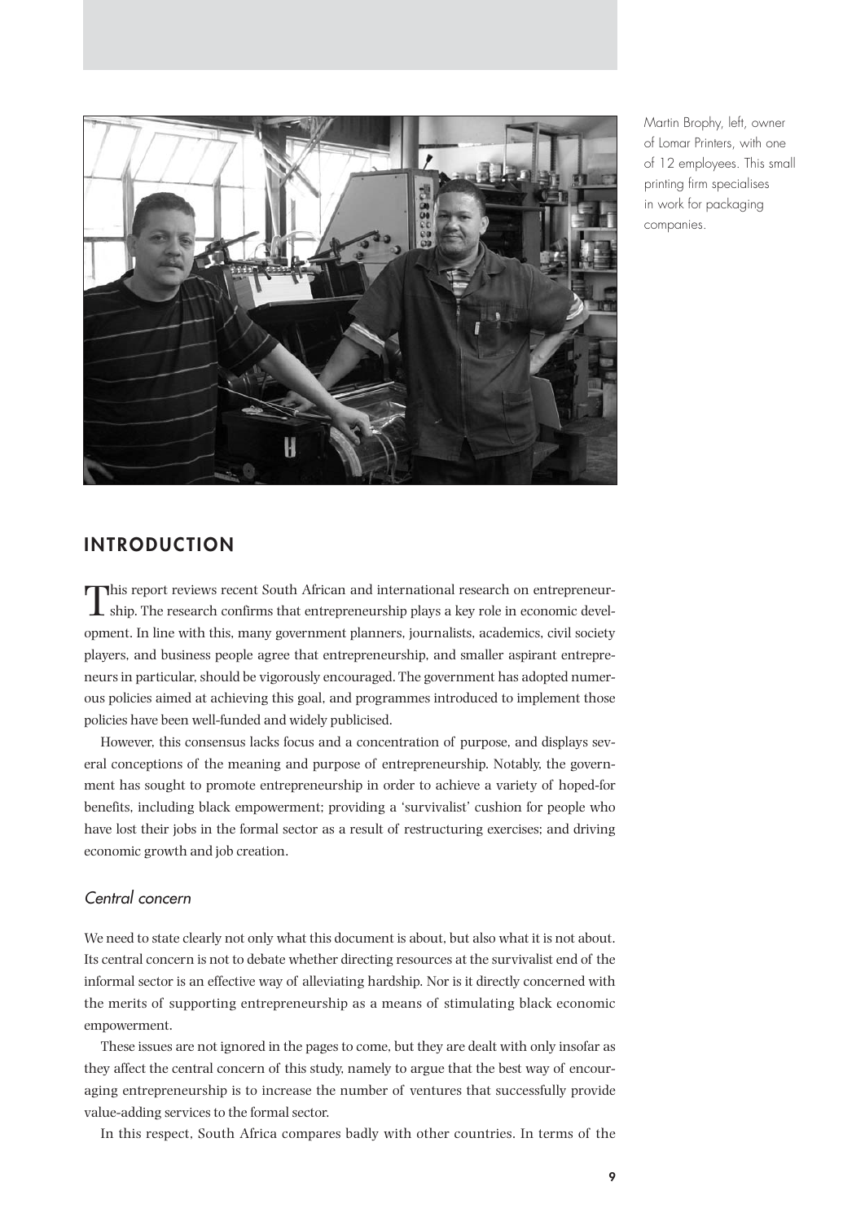Martin Brophy, left, owner of Lomar Printers, with one of 12 employees. This small printing firm specialises in work for packaging companies.

## INTRODUCTION

This report reviews recent South African and international research on entrepreneurship. The research confirms that entrepreneurship plays a key role in economic development. In line with this, many government planners, journalists, academics, civil society players, and business people agree that entrepreneurship, and smaller aspirant entrepreneurs in particular, should be vigorously encouraged. The government has adopted numerous policies aimed at achieving this goal, and programmes introduced to implement those policies have been well-funded and widely publicised.

However, this consensus lacks focus and a concentration of purpose, and displays several conceptions of the meaning and purpose of entrepreneurship. Notably, the government has sought to promote entrepreneurship in order to achieve a variety of hoped-for benefits, including black empowerment; providing a 'survivalist' cushion for people who have lost their jobs in the formal sector as a result of restructuring exercises; and driving economic growth and job creation.

### *Central concern*

We need to state clearly not only what this document is about, but also what it is not about. Its central concern is not to debate whether directing resources at the survivalist end of the informal sector is an effective way of alleviating hardship. Nor is it directly concerned with the merits of supporting entrepreneurship as a means of stimulating black economic empowerment.

These issues are not ignored in the pages to come, but they are dealt with only insofar as they affect the central concern of this study, namely to argue that the best way of encouraging entrepreneurship is to increase the number of ventures that successfully provide value-adding services to the formal sector.

In this respect, South Africa compares badly with other countries. In terms of the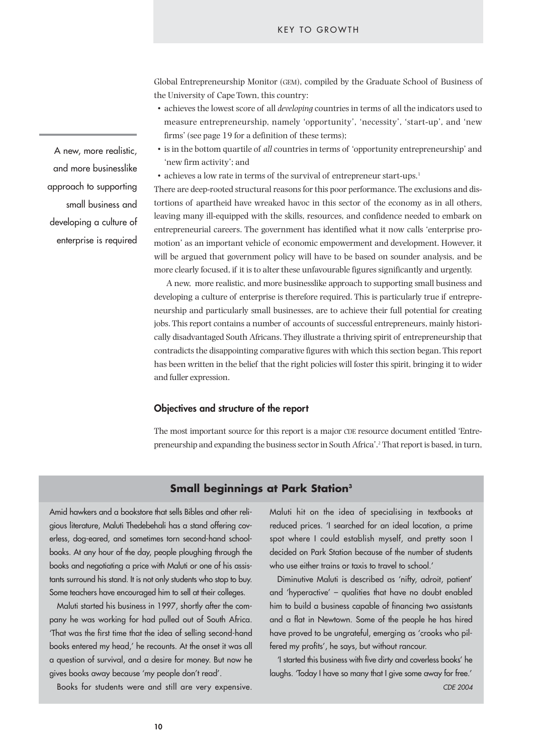Global Entrepreneurship Monitor (GEM), compiled by the Graduate School of Business of the University of Cape Town, this country:

- achieves the lowest score of all *developing* countries in terms of all the indicators used to measure entrepreneurship, namely 'opportunity', 'necessity', 'start-up', and 'new firms' (see page 19 for a definition of these terms);
- is in the bottom quartile of *all* countries in terms of 'opportunity entrepreneurship' and 'new firm activity'; and
- achieves a low rate in terms of the survival of entrepreneur start-ups.[1]

There are deep-rooted structural reasons for this poor performance. The exclusions and distortions of apartheid have wreaked havoc in this sector of the economy as in all others, leaving many ill-equipped with the skills, resources, and confidence needed to embark on entrepreneurial careers. The government has identified what it now calls 'enterprise promotion' as an important vehicle of economic empowerment and development. However, it will be argued that government policy will have to be based on sounder analysis, and be more clearly focused, if it is to alter these unfavourable figures significantly and urgently.

> A new, more realistic, and more businesslike approach to supporting small business and developing a culture of enterprise is required

A new, more realistic, and more businesslike approach to supporting small business and developing a culture of enterprise is therefore required. This is particularly true if entrepreneurship and particularly small businesses, are to achieve their full potential for creating jobs. This report contains a number of accounts of successful entrepreneurs, mainly historically disadvantaged South Africans. They illustrate a thriving spirit of entrepreneurship that contradicts the disappointing comparative figures with which this section began. This report has been written in the belief that the right policies will foster this spirit, bringing it to wider and fuller expression.

### Objectives and structure of the report

The most important source for this report is a major CDE resource document entitled 'Entrepreneurship and expanding the business sector in South Africa'.[2] That report is based, in turn,

### Small beginnings at Park Station[3]

Amid hawkers and a bookstore that sells Bibles and other religious literature, Maluti Thedebehali has a stand offering coverless, dog-eared, and sometimes torn second-hand schoolbooks. At any hour of the day, people ploughing through the books and negotiating a price with Maluti or one of his assistants surround his stand. It is not only students who stop to buy. Some teachers have encouraged him to sell at their colleges.

Maluti started his business in 1997, shortly after the company he was working for had pulled out of South Africa. 'That was the first time that the idea of selling second-hand books entered my head,' he recounts. At the onset it was all a question of survival, and a desire for money. But now he gives books away because 'my people don't read'.

Books for students were and still are very expensive. Maluti hit on the idea of specialising in textbooks at reduced prices. 'I searched for an ideal location, a prime spot where I could establish myself, and pretty soon I decided on Park Station because of the number of students who use either trains or taxis to travel to school.'

Diminutive Maluti is described as 'nifty, adroit, patient' and 'hyperactive' – qualities that have no doubt enabled him to build a business capable of financing two assistants and a flat in Newtown. Some of the people he has hired have proved to be ungrateful, emerging as 'crooks who pilfered my profits', he says, but without rancour.

'I started this business with five dirty and coverless books' he laughs. 'Today I have so many that I give some away for free.'

*CDE 2004*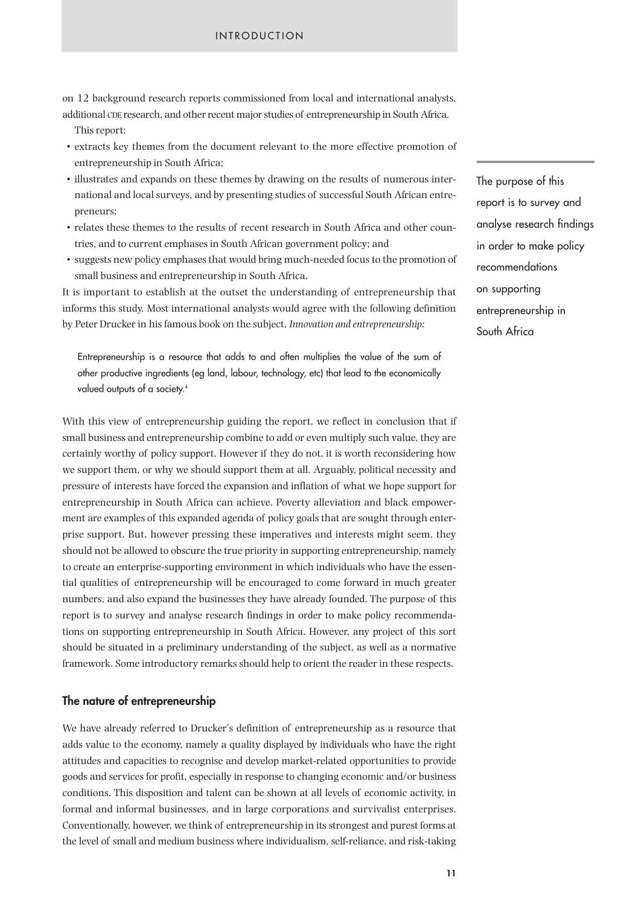on 12 background research reports commissioned from local and international analysts, additional CDE research, and other recent major studies of entrepreneurship in South Africa.

This report:

- extracts key themes from the document relevant to the more effective promotion of entrepreneurship in South Africa;
- illustrates and expands on these themes by drawing on the results of numerous international and local surveys, and by presenting studies of successful South African entrepreneurs;
- relates these themes to the results of recent research in South Africa and other countries, and to current emphases in South African government policy; and
- suggests new policy emphases that would bring much-needed focus to the promotion of small business and entrepreneurship in South Africa.

It is important to establish at the outset the understanding of entrepreneurship that informs this study. Most international analysts would agree with the following definition by Peter Drucker in his famous book on the subject, *Innovation and entrepreneurship:*

> Entrepreneurship is a resource that adds to and often multiplies the value of the sum of other productive ingredients (eg land, labour, technology, etc) that lead to the economically valued outputs of a society.[4]

With this view of entrepreneurship guiding the report, we reflect in conclusion that if small business and entrepreneurship combine to add or even multiply such value, they are certainly worthy of policy support. However if they do not, it is worth reconsidering how we support them, or why we should support them at all. Arguably, political necessity and pressure of interests have forced the expansion and inflation of what we hope support for entrepreneurship in South Africa can achieve. Poverty alleviation and black empowerment are examples of this expanded agenda of policy goals that are sought through enterprise support. But, however pressing these imperatives and interests might seem, they should not be allowed to obscure the true priority in supporting entrepreneurship, namely to create an enterprise-supporting environment in which individuals who have the essential qualities of entrepreneurship will be encouraged to come forward in much greater numbers, and also expand the businesses they have already founded. The purpose of this report is to survey and analyse research findings in order to make policy recommendations on supporting entrepreneurship in South Africa. However, any project of this sort should be situated in a preliminary understanding of the subject, as well as a normative framework. Some introductory remarks should help to orient the reader in these respects.

The purpose of this report is to survey and analyse research findings in order to make policy recommendations on supporting entrepreneurship in South Africa

## The nature of entrepreneurship

We have already referred to Drucker's definition of entrepreneurship as a resource that adds value to the economy, namely a quality displayed by individuals who have the right attitudes and capacities to recognise and develop market-related opportunities to provide goods and services for profit, especially in response to changing economic and/or business conditions. This disposition and talent can be shown at all levels of economic activity, in formal and informal businesses, and in large corporations and survivalist enterprises. Conventionally, however, we think of entrepreneurship in its strongest and purest forms at the level of small and medium business where individualism, self-reliance, and risk-taking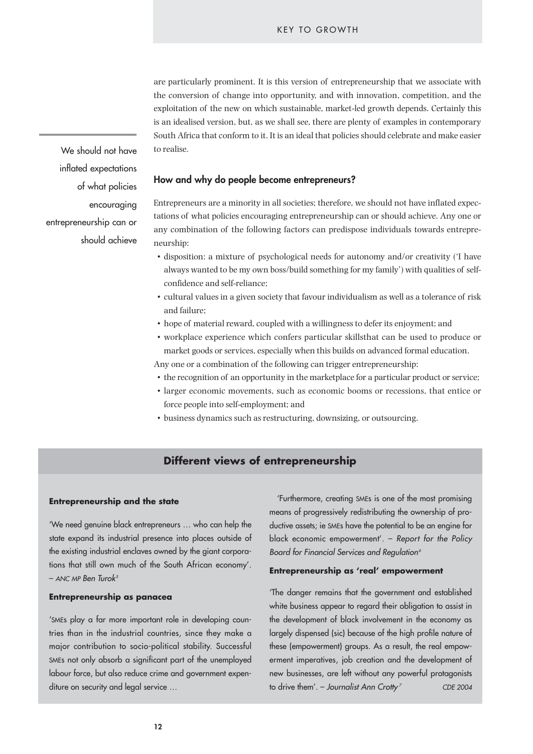are particularly prominent. It is this version of entrepreneurship that we associate with the conversion of change into opportunity, and with innovation, competition, and the exploitation of the new on which sustainable, market-led growth depends. Certainly this is an idealised version, but, as we shall see, there are plenty of examples in contemporary South Africa that conform to it. It is an ideal that policies should celebrate and make easier to realise.

We should not have inflated expectations of what policies encouraging entrepreneurship can or should achieve

### How and why do people become entrepreneurs?

Entrepreneurs are a minority in all societies; therefore, we should not have inflated expectations of what policies encouraging entrepreneurship can or should achieve. Any one or any combination of the following factors can predispose individuals towards entrepreneurship:

- disposition: a mixture of psychological needs for autonomy and/or creativity ('I have always wanted to be my own boss/build something for my family') with qualities of self-confidence and self-reliance;
- cultural values in a given society that favour individualism as well as a tolerance of risk and failure;
- hope of material reward, coupled with a willingness to defer its enjoyment; and
- workplace experience which confers particular skillsthat can be used to produce or market goods or services, especially when this builds on advanced formal education.

Any one or a combination of the following can trigger entrepreneurship:

- the recognition of an opportunity in the marketplace for a particular product or service;
- larger economic movements, such as economic booms or recessions, that entice or force people into self-employment; and
- business dynamics such as restructuring, downsizing, or outsourcing.

## Different views of entrepreneurship

**Entrepreneurship and the state**

'We need genuine black entrepreneurs … who can help the state expand its industrial presence into places outside of the existing industrial enclaves owned by the giant corporations that still own much of the South African economy'. – ANC MP *Ben Turok*[5]

**Entrepreneurship as panacea**

'SMEs play a far more important role in developing countries than in the industrial countries, since they make a major contribution to socio-political stability. Successful SMEs not only absorb a significant part of the unemployed labour force, but also reduce crime and government expenditure on security and legal service …

'Furthermore, creating SMEs is one of the most promising means of progressively redistributing the ownership of productive assets; ie SMEs have the potential to be an engine for black economic empowerment'. – *Report for the Policy Board for Financial Services and Regulation*[6]

**Entrepreneurship as 'real' empowerment**

'The danger remains that the government and established white business appear to regard their obligation to assist in the development of black involvement in the economy as largely dispensed (sic) because of the high profile nature of these (empowerment) groups. As a result, the real empowerment imperatives, job creation and the development of new businesses, are left without any powerful protagonists to drive them'. – *Journalist Ann Crotty*[7]

*CDE 2004*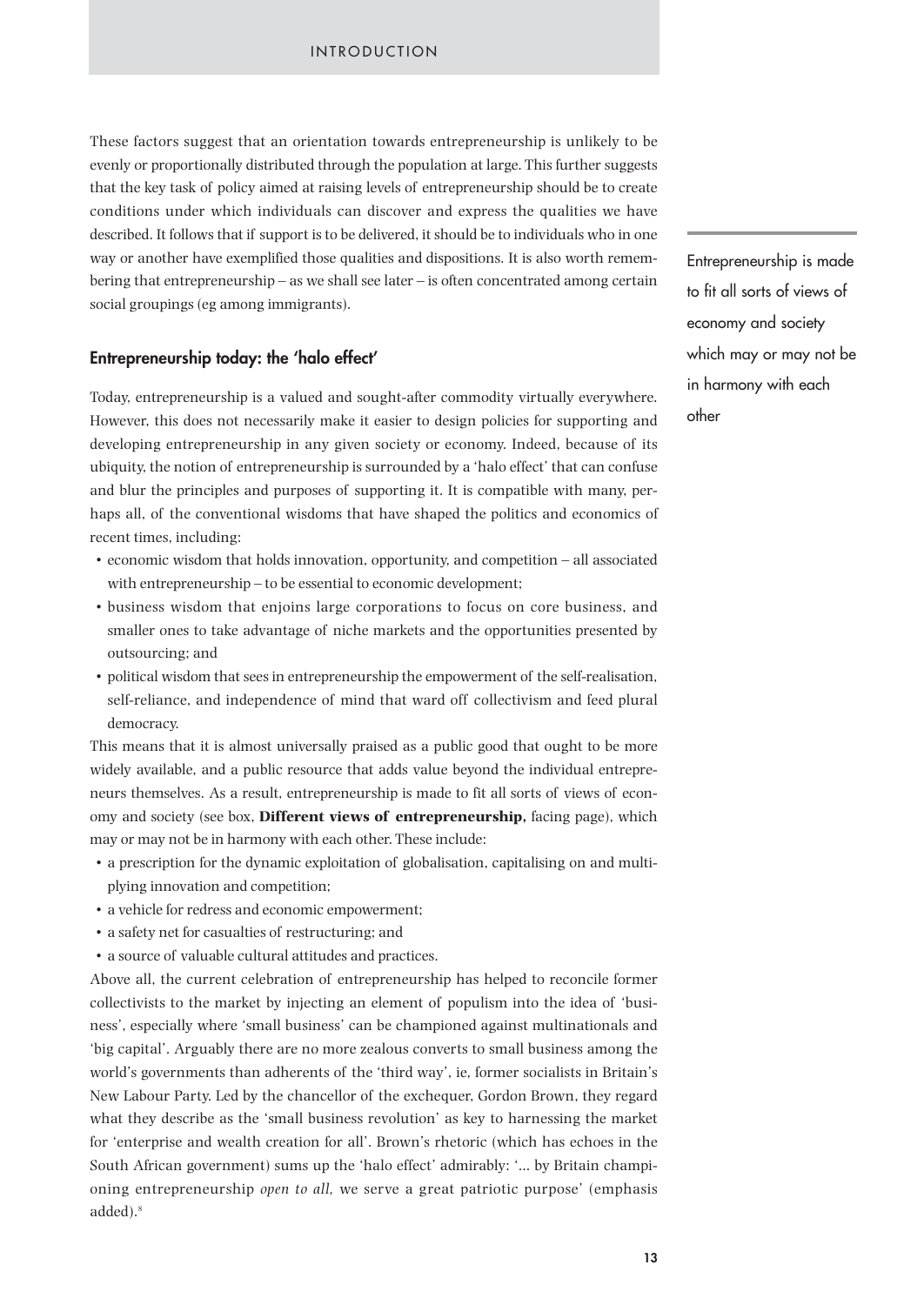These factors suggest that an orientation towards entrepreneurship is unlikely to be evenly or proportionally distributed through the population at large. This further suggests that the key task of policy aimed at raising levels of entrepreneurship should be to create conditions under which individuals can discover and express the qualities we have described. It follows that if support is to be delivered, it should be to individuals who in one way or another have exemplified those qualities and dispositions. It is also worth remembering that entrepreneurship – as we shall see later – is often concentrated among certain social groupings (eg among immigrants).

## Entrepreneurship today: the 'halo effect'

Entrepreneurship is made to fit all sorts of views of economy and society which may or may not be in harmony with each other

Today, entrepreneurship is a valued and sought-after commodity virtually everywhere. However, this does not necessarily make it easier to design policies for supporting and developing entrepreneurship in any given society or economy. Indeed, because of its ubiquity, the notion of entrepreneurship is surrounded by a 'halo effect' that can confuse and blur the principles and purposes of supporting it. It is compatible with many, perhaps all, of the conventional wisdoms that have shaped the politics and economics of recent times, including:

- economic wisdom that holds innovation, opportunity, and competition – all associated with entrepreneurship – to be essential to economic development;
- business wisdom that enjoins large corporations to focus on core business, and smaller ones to take advantage of niche markets and the opportunities presented by outsourcing; and
- political wisdom that sees in entrepreneurship the empowerment of the self-realisation, self-reliance, and independence of mind that ward off collectivism and feed plural democracy.

This means that it is almost universally praised as a public good that ought to be more widely available, and a public resource that adds value beyond the individual entrepreneurs themselves. As a result, entrepreneurship is made to fit all sorts of views of economy and society (see box, **Different views of entrepreneurship,** facing page), which may or may not be in harmony with each other. These include:

- a prescription for the dynamic exploitation of globalisation, capitalising on and multiplying innovation and competition;
- a vehicle for redress and economic empowerment;
- a safety net for casualties of restructuring; and
- a source of valuable cultural attitudes and practices.

Above all, the current celebration of entrepreneurship has helped to reconcile former collectivists to the market by injecting an element of populism into the idea of 'business', especially where 'small business' can be championed against multinationals and 'big capital'. Arguably there are no more zealous converts to small business among the world's governments than adherents of the 'third way', ie, former socialists in Britain's New Labour Party. Led by the chancellor of the exchequer, Gordon Brown, they regard what they describe as the 'small business revolution' as key to harnessing the market for 'enterprise and wealth creation for all'. Brown's rhetoric (which has echoes in the South African government) sums up the 'halo effect' admirably: '... by Britain championing entrepreneurship *open to all,* we serve a great patriotic purpose' (emphasis added).[8]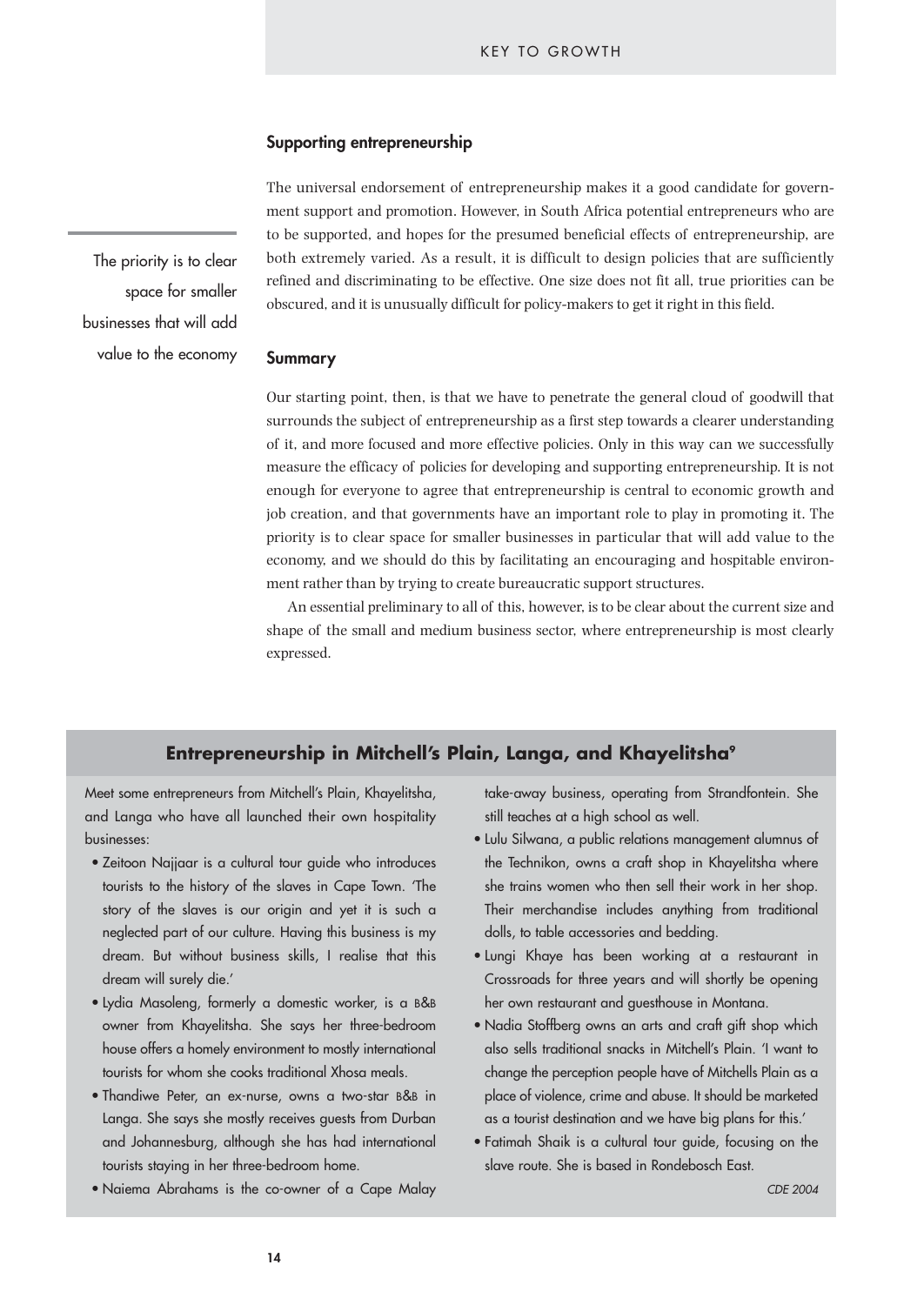## Supporting entrepreneurship

The universal endorsement of entrepreneurship makes it a good candidate for government support and promotion. However, in South Africa potential entrepreneurs who are to be supported, and hopes for the presumed beneficial effects of entrepreneurship, are both extremely varied. As a result, it is difficult to design policies that are sufficiently refined and discriminating to be effective. One size does not fit all, true priorities can be obscured, and it is unusually difficult for policy-makers to get it right in this field.

The priority is to clear space for smaller businesses that will add value to the economy

## Summary

Our starting point, then, is that we have to penetrate the general cloud of goodwill that surrounds the subject of entrepreneurship as a first step towards a clearer understanding of it, and more focused and more effective policies. Only in this way can we successfully measure the efficacy of policies for developing and supporting entrepreneurship. It is not enough for everyone to agree that entrepreneurship is central to economic growth and job creation, and that governments have an important role to play in promoting it. The priority is to clear space for smaller businesses in particular that will add value to the economy, and we should do this by facilitating an encouraging and hospitable environment rather than by trying to create bureaucratic support structures.

An essential preliminary to all of this, however, is to be clear about the current size and shape of the small and medium business sector, where entrepreneurship is most clearly expressed.

### Entrepreneurship in Mitchell's Plain, Langa, and Khayelitsha[9]

Meet some entrepreneurs from Mitchell's Plain, Khayelitsha, and Langa who have all launched their own hospitality businesses:

- Zeitoon Najjaar is a cultural tour guide who introduces tourists to the history of the slaves in Cape Town. 'The story of the slaves is our origin and yet it is such a neglected part of our culture. Having this business is my dream. But without business skills, I realise that this dream will surely die.'
- Lydia Masoleng, formerly a domestic worker, is a B&B owner from Khayelitsha. She says her three-bedroom house offers a homely environment to mostly international tourists for whom she cooks traditional Xhosa meals.
- Thandiwe Peter, an ex-nurse, owns a two-star B&B in Langa. She says she mostly receives guests from Durban and Johannesburg, although she has had international tourists staying in her three-bedroom home.
- Naiema Abrahams is the co-owner of a Cape Malay take-away business, operating from Strandfontein. She still teaches at a high school as well.
- Lulu Silwana, a public relations management alumnus of the Technikon, owns a craft shop in Khayelitsha where she trains women who then sell their work in her shop. Their merchandise includes anything from traditional dolls, to table accessories and bedding.
- Lungi Khaye has been working at a restaurant in Crossroads for three years and will shortly be opening her own restaurant and guesthouse in Montana.
- Nadia Stoffberg owns an arts and craft gift shop which also sells traditional snacks in Mitchell's Plain. 'I want to change the perception people have of Mitchells Plain as a place of violence, crime and abuse. It should be marketed as a tourist destination and we have big plans for this.'
- Fatimah Shaik is a cultural tour guide, focusing on the slave route. She is based in Rondebosch East.

*CDE 2004*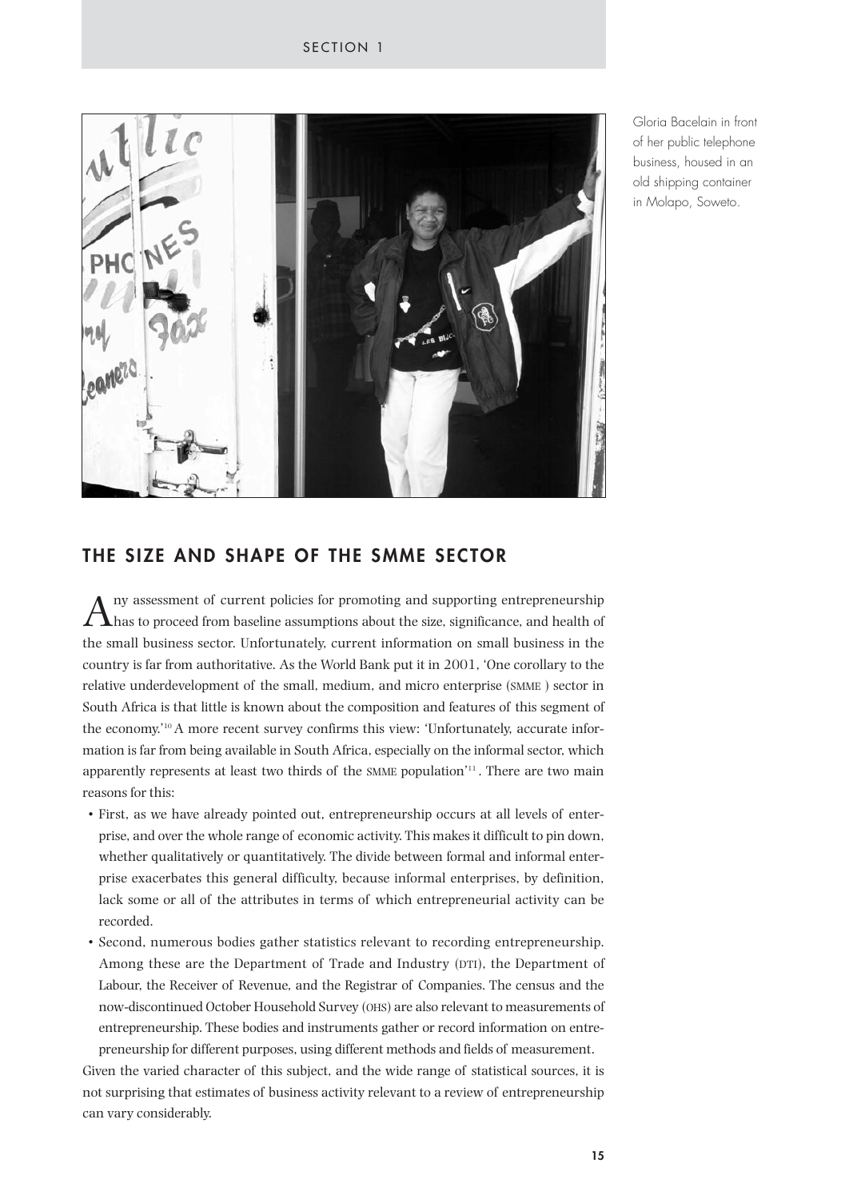Gloria Bacelain in front of her public telephone business, housed in an old shipping container in Molapo, Soweto.

## THE SIZE AND SHAPE OF THE SMME SECTOR

Any assessment of current policies for promoting and supporting entrepreneurship has to proceed from baseline assumptions about the size, significance, and health of the small business sector. Unfortunately, current information on small business in the country is far from authoritative. As the World Bank put it in 2001, 'One corollary to the relative underdevelopment of the small, medium, and micro enterprise (SMME) sector in South Africa is that little is known about the composition and features of this segment of the economy.'[10] A more recent survey confirms this view: 'Unfortunately, accurate information is far from being available in South Africa, especially on the informal sector, which apparently represents at least two thirds of the SMME population'[11]. There are two main reasons for this:

- First, as we have already pointed out, entrepreneurship occurs at all levels of enterprise, and over the whole range of economic activity. This makes it difficult to pin down, whether qualitatively or quantitatively. The divide between formal and informal enterprise exacerbates this general difficulty, because informal enterprises, by definition, lack some or all of the attributes in terms of which entrepreneurial activity can be recorded.
- Second, numerous bodies gather statistics relevant to recording entrepreneurship. Among these are the Department of Trade and Industry (DTI), the Department of Labour, the Receiver of Revenue, and the Registrar of Companies. The census and the now-discontinued October Household Survey (OHS) are also relevant to measurements of entrepreneurship. These bodies and instruments gather or record information on entrepreneurship for different purposes, using different methods and fields of measurement.

Given the varied character of this subject, and the wide range of statistical sources, it is not surprising that estimates of business activity relevant to a review of entrepreneurship can vary considerably.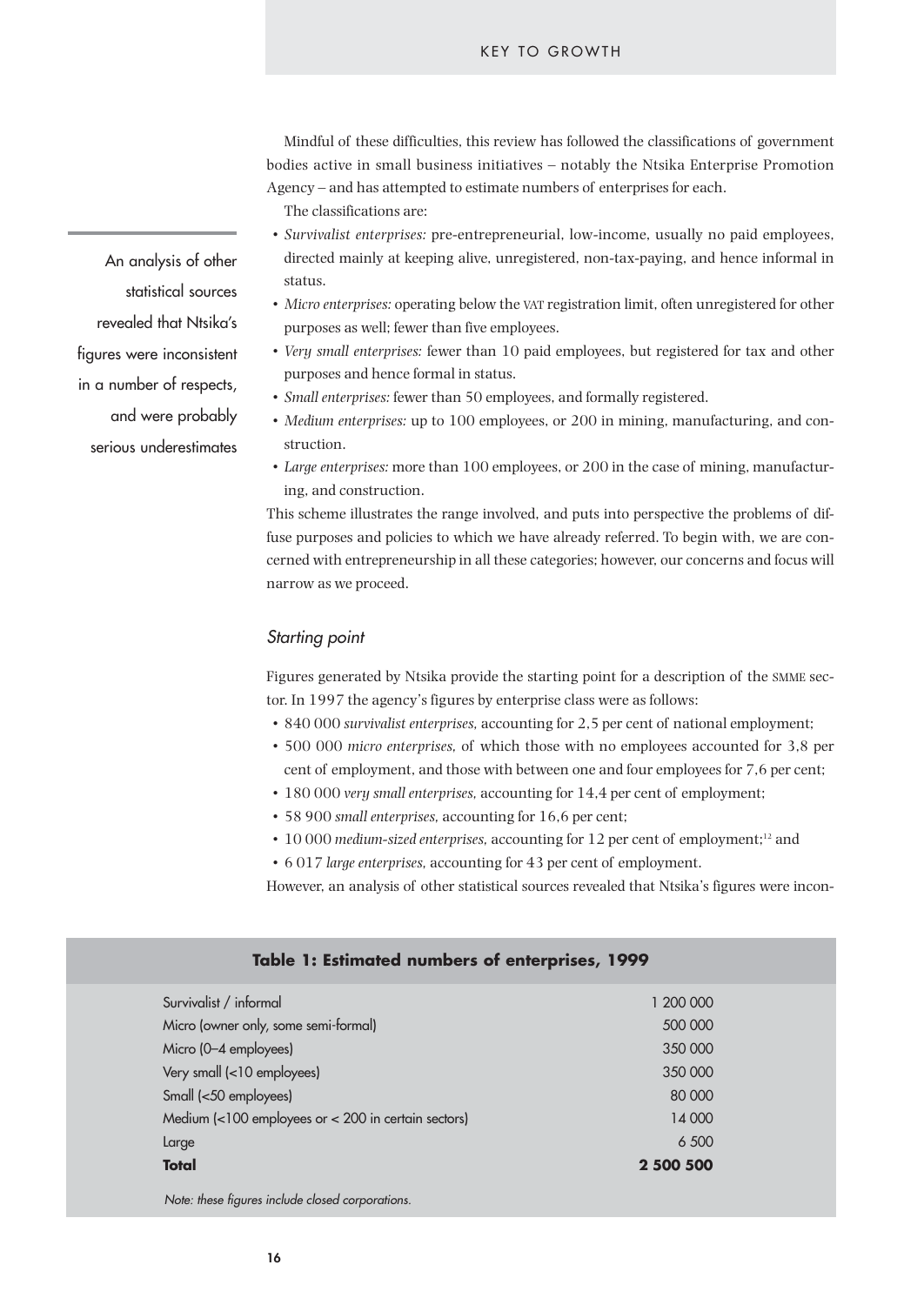Mindful of these difficulties, this review has followed the classifications of government bodies active in small business initiatives – notably the Ntsika Enterprise Promotion Agency – and has attempted to estimate numbers of enterprises for each.

The classifications are:

- *Survivalist enterprises:* pre-entrepreneurial, low-income, usually no paid employees, directed mainly at keeping alive, unregistered, non-tax-paying, and hence informal in status.
- *Micro enterprises:* operating below the VAT registration limit, often unregistered for other purposes as well; fewer than five employees.
- *Very small enterprises:* fewer than 10 paid employees, but registered for tax and other purposes and hence formal in status.
- *Small enterprises:* fewer than 50 employees, and formally registered.
- *Medium enterprises:* up to 100 employees, or 200 in mining, manufacturing, and construction.
- *Large enterprises:* more than 100 employees, or 200 in the case of mining, manufacturing, and construction.

This scheme illustrates the range involved, and puts into perspective the problems of diffuse purposes and policies to which we have already referred. To begin with, we are concerned with entrepreneurship in all these categories; however, our concerns and focus will narrow as we proceed.

> An analysis of other statistical sources revealed that Ntsika's figures were inconsistent in a number of respects, and were probably serious underestimates

### *Starting point*

Figures generated by Ntsika provide the starting point for a description of the SMME sector. In 1997 the agency's figures by enterprise class were as follows:

- 840 000 *survivalist enterprises,* accounting for 2,5 per cent of national employment;
- 500 000 *micro enterprises,* of which those with no employees accounted for 3,8 per cent of employment, and those with between one and four employees for 7,6 per cent;
- 180 000 *very small enterprises,* accounting for 14,4 per cent of employment;
- 58 900 *small enterprises,* accounting for 16,6 per cent;
- 10 000 *medium-sized enterprises,* accounting for 12 per cent of employment;[12] and
- 6 017 *large enterprises,* accounting for 43 per cent of employment.

However, an analysis of other statistical sources revealed that Ntsika's figures were incon-

**Table 1: Estimated numbers of enterprises, 1999**

| | |
|---|---:|
| Survivalist / informal | 1 200 000 |
| Micro (owner only, some semi-formal) | 500 000 |
| Micro (0–4 employees) | 350 000 |
| Very small (<10 employees) | 350 000 |
| Small (<50 employees) | 80 000 |
| Medium (<100 employees or < 200 in certain sectors) | 14 000 |
| Large | 6 500 |
| **Total** | **2 500 500** |

*Note: these figures include closed corporations.*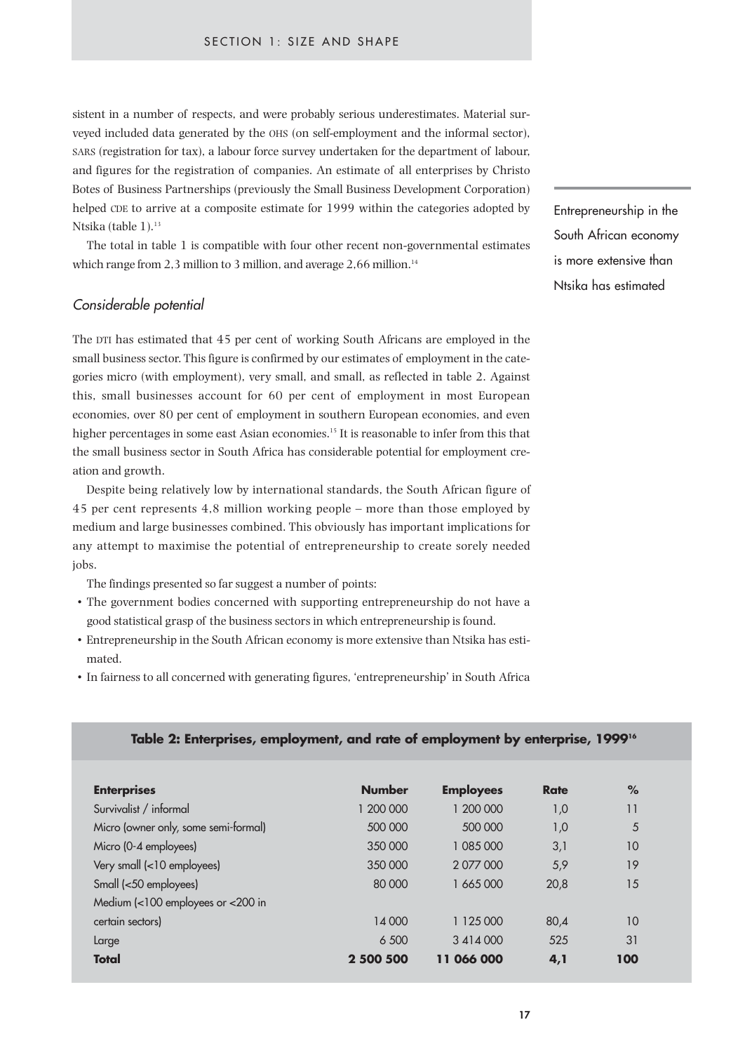sistent in a number of respects, and were probably serious underestimates. Material surveyed included data generated by the OHS (on self-employment and the informal sector), SARS (registration for tax), a labour force survey undertaken for the department of labour, and figures for the registration of companies. An estimate of all enterprises by Christo Botes of Business Partnerships (previously the Small Business Development Corporation) helped CDE to arrive at a composite estimate for 1999 within the categories adopted by Ntsika (table 1).[13]

The total in table 1 is compatible with four other recent non-governmental estimates which range from 2,3 million to 3 million, and average 2,66 million.[14]

Entrepreneurship in the South African economy is more extensive than Ntsika has estimated

### *Considerable potential*

The DTI has estimated that 45 per cent of working South Africans are employed in the small business sector. This figure is confirmed by our estimates of employment in the categories micro (with employment), very small, and small, as reflected in table 2. Against this, small businesses account for 60 per cent of employment in most European economies, over 80 per cent of employment in southern European economies, and even higher percentages in some east Asian economies.[15] It is reasonable to infer from this that the small business sector in South Africa has considerable potential for employment creation and growth.

Despite being relatively low by international standards, the South African figure of 45 per cent represents 4,8 million working people – more than those employed by medium and large businesses combined. This obviously has important implications for any attempt to maximise the potential of entrepreneurship to create sorely needed jobs.

The findings presented so far suggest a number of points:

- The government bodies concerned with supporting entrepreneurship do not have a good statistical grasp of the business sectors in which entrepreneurship is found.
- Entrepreneurship in the South African economy is more extensive than Ntsika has estimated.
- In fairness to all concerned with generating figures, 'entrepreneurship' in South Africa

**Table 2: Enterprises, employment, and rate of employment by enterprise, 1999[16]**

| **Enterprises** | **Number** | **Employees** | **Rate** | **%** |
|---|---|---|---|---|
| Survivalist / informal | 1 200 000 | 1 200 000 | 1,0 | 11 |
| Micro (owner only, some semi-formal) | 500 000 | 500 000 | 1,0 | 5 |
| Micro (0-4 employees) | 350 000 | 1 085 000 | 3,1 | 10 |
| Very small (<10 employees) | 350 000 | 2 077 000 | 5,9 | 19 |
| Small (<50 employees) | 80 000 | 1 665 000 | 20,8 | 15 |
| Medium (<100 employees or <200 in certain sectors) | 14 000 | 1 125 000 | 80,4 | 10 |
| Large | 6 500 | 3 414 000 | 525 | 31 |
| **Total** | **2 500 500** | **11 066 000** | **4,1** | **100** |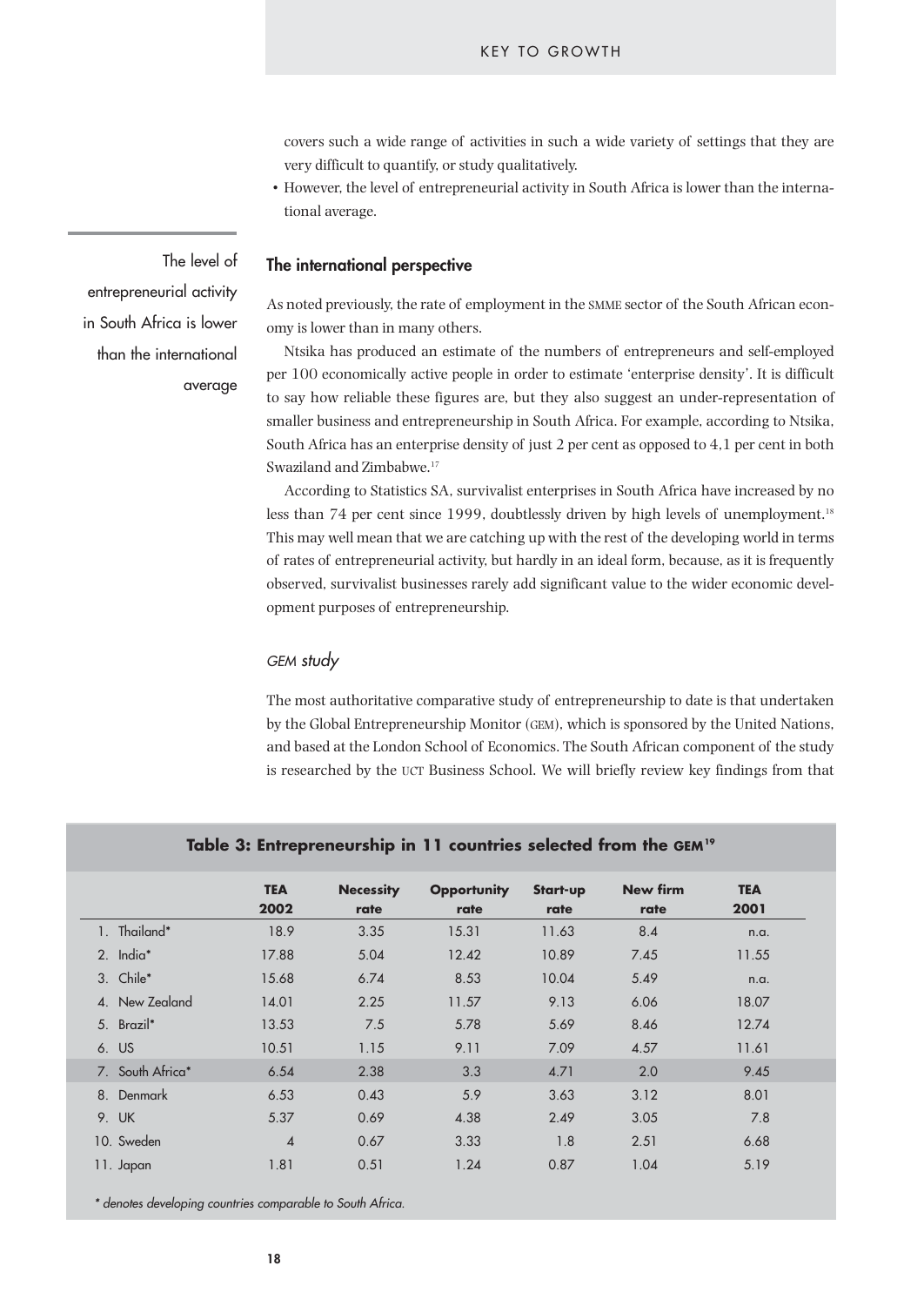covers such a wide range of activities in such a wide variety of settings that they are very difficult to quantify, or study qualitatively.

- However, the level of entrepreneurial activity in South Africa is lower than the international average.

The level of entrepreneurial activity in South Africa is lower than the international average

### The international perspective

As noted previously, the rate of employment in the SMME sector of the South African economy is lower than in many others.

Ntsika has produced an estimate of the numbers of entrepreneurs and self-employed per 100 economically active people in order to estimate 'enterprise density'. It is difficult to say how reliable these figures are, but they also suggest an under-representation of smaller business and entrepreneurship in South Africa. For example, according to Ntsika, South Africa has an enterprise density of just 2 per cent as opposed to 4,1 per cent in both Swaziland and Zimbabwe.[17]

According to Statistics SA, survivalist enterprises in South Africa have increased by no less than 74 per cent since 1999, doubtlessly driven by high levels of unemployment.[18] This may well mean that we are catching up with the rest of the developing world in terms of rates of entrepreneurial activity, but hardly in an ideal form, because, as it is frequently observed, survivalist businesses rarely add significant value to the wider economic development purposes of entrepreneurship.

#### *GEM study*

The most authoritative comparative study of entrepreneurship to date is that undertaken by the Global Entrepreneurship Monitor (GEM), which is sponsored by the United Nations, and based at the London School of Economics. The South African component of the study is researched by the UCT Business School. We will briefly review key findings from that

**Table 3: Entrepreneurship in 11 countries selected from the GEM[19]**

| | TEA 2002 | Necessity rate | Opportunity rate | Start-up rate | New firm rate | TEA 2001 |
|---|---|---|---|---|---|---|
| 1. Thailand* | 18.9 | 3.35 | 15.31 | 11.63 | 8.4 | n.a. |
| 2. India* | 17.88 | 5.04 | 12.42 | 10.89 | 7.45 | 11.55 |
| 3. Chile* | 15.68 | 6.74 | 8.53 | 10.04 | 5.49 | n.a. |
| 4. New Zealand | 14.01 | 2.25 | 11.57 | 9.13 | 6.06 | 18.07 |
| 5. Brazil* | 13.53 | 7.5 | 5.78 | 5.69 | 8.46 | 12.74 |
| 6. US | 10.51 | 1.15 | 9.11 | 7.09 | 4.57 | 11.61 |
| 7. South Africa* | 6.54 | 2.38 | 3.3 | 4.71 | 2.0 | 9.45 |
| 8. Denmark | 6.53 | 0.43 | 5.9 | 3.63 | 3.12 | 8.01 |
| 9. UK | 5.37 | 0.69 | 4.38 | 2.49 | 3.05 | 7.8 |
| 10. Sweden | 4 | 0.67 | 3.33 | 1.8 | 2.51 | 6.68 |
| 11. Japan | 1.81 | 0.51 | 1.24 | 0.87 | 1.04 | 5.19 |

*\* denotes developing countries comparable to South Africa.*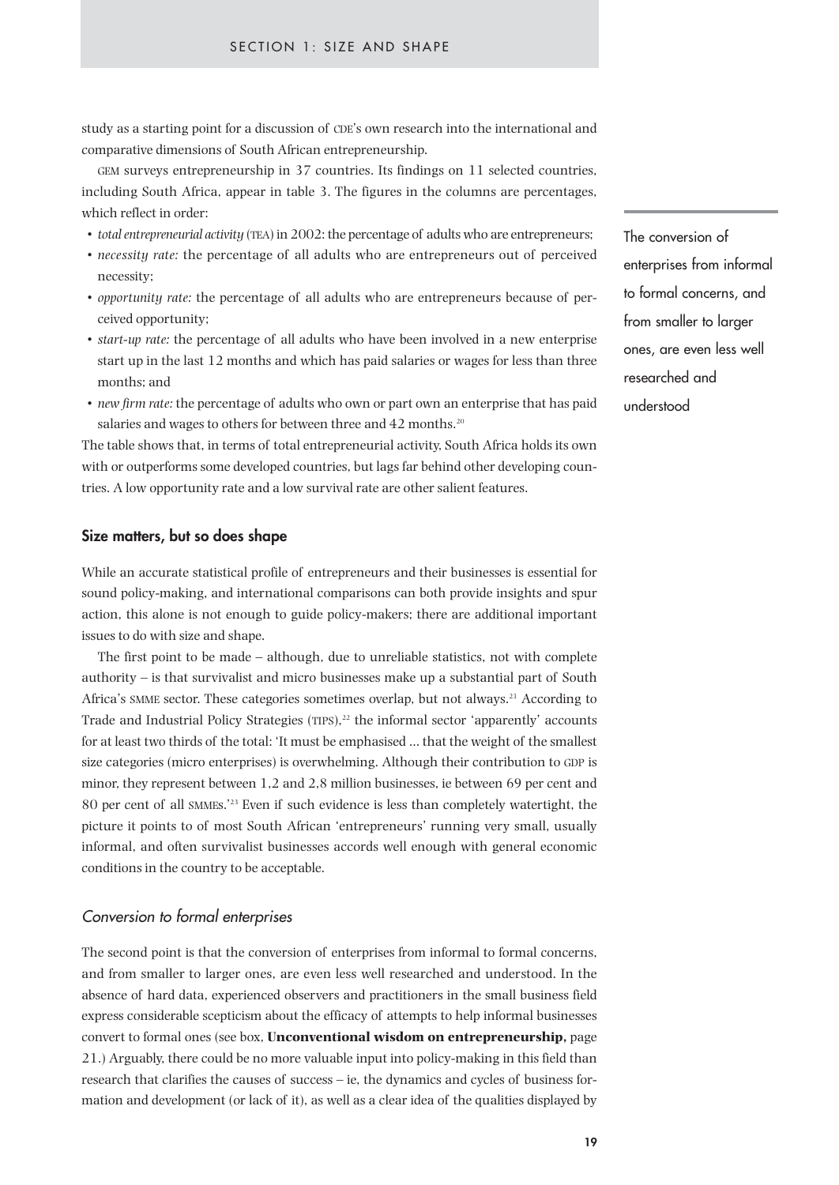study as a starting point for a discussion of CDE's own research into the international and comparative dimensions of South African entrepreneurship.

GEM surveys entrepreneurship in 37 countries. Its findings on 11 selected countries, including South Africa, appear in table 3. The figures in the columns are percentages, which reflect in order:

- *total entrepreneurial activity* (TEA) in 2002: the percentage of adults who are entrepreneurs;
- *necessity rate:* the percentage of all adults who are entrepreneurs out of perceived necessity;
- *opportunity rate:* the percentage of all adults who are entrepreneurs because of perceived opportunity;
- *start-up rate:* the percentage of all adults who have been involved in a new enterprise start up in the last 12 months and which has paid salaries or wages for less than three months; and
- *new firm rate:* the percentage of adults who own or part own an enterprise that has paid salaries and wages to others for between three and 42 months.[20]

The table shows that, in terms of total entrepreneurial activity, South Africa holds its own with or outperforms some developed countries, but lags far behind other developing countries. A low opportunity rate and a low survival rate are other salient features.

The conversion of enterprises from informal to formal concerns, and from smaller to larger ones, are even less well researched and understood

## Size matters, but so does shape

While an accurate statistical profile of entrepreneurs and their businesses is essential for sound policy-making, and international comparisons can both provide insights and spur action, this alone is not enough to guide policy-makers; there are additional important issues to do with size and shape.

The first point to be made – although, due to unreliable statistics, not with complete authority – is that survivalist and micro businesses make up a substantial part of South Africa's SMME sector. These categories sometimes overlap, but not always.[21] According to Trade and Industrial Policy Strategies (TIPS),[22] the informal sector 'apparently' accounts for at least two thirds of the total: 'It must be emphasised ... that the weight of the smallest size categories (micro enterprises) is overwhelming. Although their contribution to GDP is minor, they represent between 1,2 and 2,8 million businesses, ie between 69 per cent and 80 per cent of all SMMEs.'[23] Even if such evidence is less than completely watertight, the picture it points to of most South African 'entrepreneurs' running very small, usually informal, and often survivalist businesses accords well enough with general economic conditions in the country to be acceptable.

### *Conversion to formal enterprises*

The second point is that the conversion of enterprises from informal to formal concerns, and from smaller to larger ones, are even less well researched and understood. In the absence of hard data, experienced observers and practitioners in the small business field express considerable scepticism about the efficacy of attempts to help informal businesses convert to formal ones (see box, **Unconventional wisdom on entrepreneurship,** page 21.) Arguably, there could be no more valuable input into policy-making in this field than research that clarifies the causes of success – ie, the dynamics and cycles of business formation and development (or lack of it), as well as a clear idea of the qualities displayed by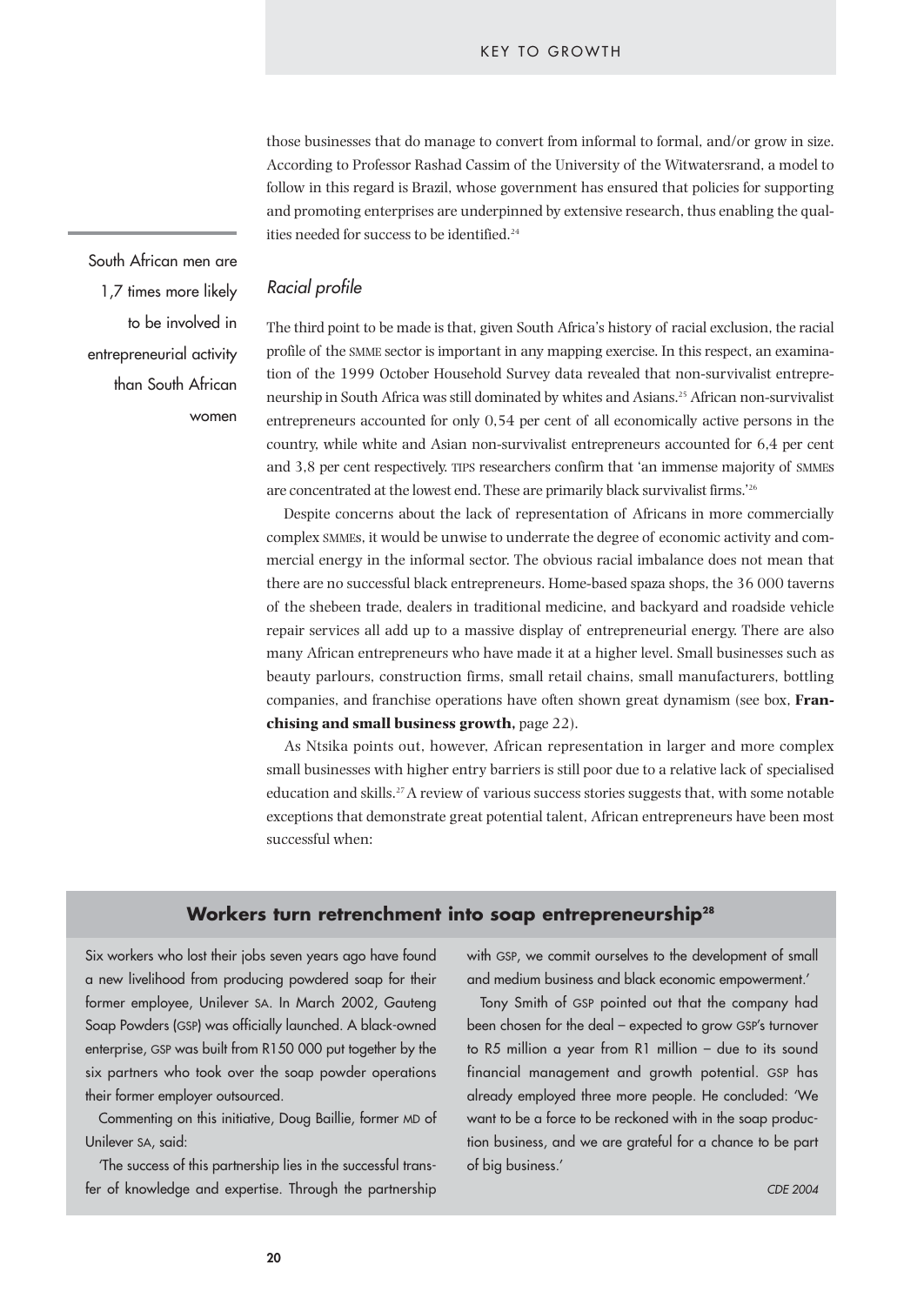those businesses that do manage to convert from informal to formal, and/or grow in size. According to Professor Rashad Cassim of the University of the Witwatersrand, a model to follow in this regard is Brazil, whose government has ensured that policies for supporting and promoting enterprises are underpinned by extensive research, thus enabling the qualities needed for success to be identified.[24]

South African men are 1,7 times more likely to be involved in entrepreneurial activity than South African women

### *Racial profile*

The third point to be made is that, given South Africa's history of racial exclusion, the racial profile of the SMME sector is important in any mapping exercise. In this respect, an examination of the 1999 October Household Survey data revealed that non-survivalist entrepreneurship in South Africa was still dominated by whites and Asians.[25] African non-survivalist entrepreneurs accounted for only 0,54 per cent of all economically active persons in the country, while white and Asian non-survivalist entrepreneurs accounted for 6,4 per cent and 3,8 per cent respectively. TIPS researchers confirm that 'an immense majority of SMMEs are concentrated at the lowest end. These are primarily black survivalist firms.'[26]

Despite concerns about the lack of representation of Africans in more commercially complex SMMEs, it would be unwise to underrate the degree of economic activity and commercial energy in the informal sector. The obvious racial imbalance does not mean that there are no successful black entrepreneurs. Home-based spaza shops, the 36 000 taverns of the shebeen trade, dealers in traditional medicine, and backyard and roadside vehicle repair services all add up to a massive display of entrepreneurial energy. There are also many African entrepreneurs who have made it at a higher level. Small businesses such as beauty parlours, construction firms, small retail chains, small manufacturers, bottling companies, and franchise operations have often shown great dynamism (see box, **Franchising and small business growth,** page 22).

As Ntsika points out, however, African representation in larger and more complex small businesses with higher entry barriers is still poor due to a relative lack of specialised education and skills.[27] A review of various success stories suggests that, with some notable exceptions that demonstrate great potential talent, African entrepreneurs have been most successful when:

## Workers turn retrenchment into soap entrepreneurship[28]

Six workers who lost their jobs seven years ago have found a new livelihood from producing powdered soap for their former employee, Unilever SA. In March 2002, Gauteng Soap Powders (GSP) was officially launched. A black-owned enterprise, GSP was built from R150 000 put together by the six partners who took over the soap powder operations their former employer outsourced.

Commenting on this initiative, Doug Baillie, former MD of Unilever SA, said:

'The success of this partnership lies in the successful transfer of knowledge and expertise. Through the partnership with GSP, we commit ourselves to the development of small and medium business and black economic empowerment.'

Tony Smith of GSP pointed out that the company had been chosen for the deal – expected to grow GSP's turnover to R5 million a year from R1 million – due to its sound financial management and growth potential. GSP has already employed three more people. He concluded: 'We want to be a force to be reckoned with in the soap production business, and we are grateful for a chance to be part of big business.'

*CDE 2004*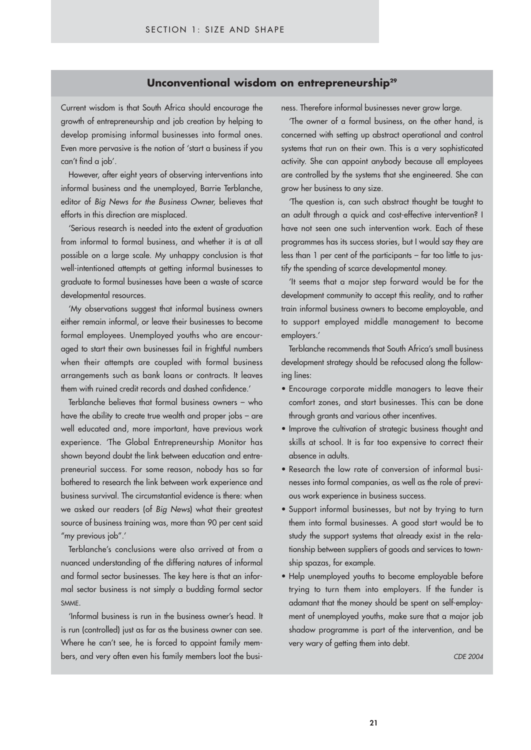## Unconventional wisdom on entrepreneurship[29]

Current wisdom is that South Africa should encourage the growth of entrepreneurship and job creation by helping to develop promising informal businesses into formal ones. Even more pervasive is the notion of 'start a business if you can't find a job'.

However, after eight years of observing interventions into informal business and the unemployed, Barrie Terblanche, editor of *Big News for the Business Owner,* believes that efforts in this direction are misplaced.

'Serious research is needed into the extent of graduation from informal to formal business, and whether it is at all possible on a large scale. My unhappy conclusion is that well-intentioned attempts at getting informal businesses to graduate to formal businesses have been a waste of scarce developmental resources.

'My observations suggest that informal business owners either remain informal, or leave their businesses to become formal employees. Unemployed youths who are encouraged to start their own businesses fail in frightful numbers when their attempts are coupled with formal business arrangements such as bank loans or contracts. It leaves them with ruined credit records and dashed confidence.'

Terblanche believes that formal business owners – who have the ability to create true wealth and proper jobs – are well educated and, more important, have previous work experience. 'The Global Entrepreneurship Monitor has shown beyond doubt the link between education and entrepreneurial success. For some reason, nobody has so far bothered to research the link between work experience and business survival. The circumstantial evidence is there: when we asked our readers (of *Big News*) what their greatest source of business training was, more than 90 per cent said "my previous job".'

Terblanche's conclusions were also arrived at from a nuanced understanding of the differing natures of informal and formal sector businesses. The key here is that an informal sector business is not simply a budding formal sector SMME.

'Informal business is run in the business owner's head. It is run (controlled) just as far as the business owner can see. Where he can't see, he is forced to appoint family members, and very often even his family members loot the business. Therefore informal businesses never grow large.

'The owner of a formal business, on the other hand, is concerned with setting up abstract operational and control systems that run on their own. This is a very sophisticated activity. She can appoint anybody because all employees are controlled by the systems that she engineered. She can grow her business to any size.

'The question is, can such abstract thought be taught to an adult through a quick and cost-effective intervention? I have not seen one such intervention work. Each of these programmes has its success stories, but I would say they are less than 1 per cent of the participants – far too little to justify the spending of scarce developmental money.

'It seems that a major step forward would be for the development community to accept this reality, and to rather train informal business owners to become employable, and to support employed middle management to become employers.'

Terblanche recommends that South Africa's small business development strategy should be refocused along the following lines:

- Encourage corporate middle managers to leave their comfort zones, and start businesses. This can be done through grants and various other incentives.
- Improve the cultivation of strategic business thought and skills at school. It is far too expensive to correct their absence in adults.
- Research the low rate of conversion of informal businesses into formal companies, as well as the role of previous work experience in business success.
- Support informal businesses, but not by trying to turn them into formal businesses. A good start would be to study the support systems that already exist in the relationship between suppliers of goods and services to township spazas, for example.
- Help unemployed youths to become employable before trying to turn them into employers. If the funder is adamant that the money should be spent on self-employment of unemployed youths, make sure that a major job shadow programme is part of the intervention, and be very wary of getting them into debt.

*CDE 2004*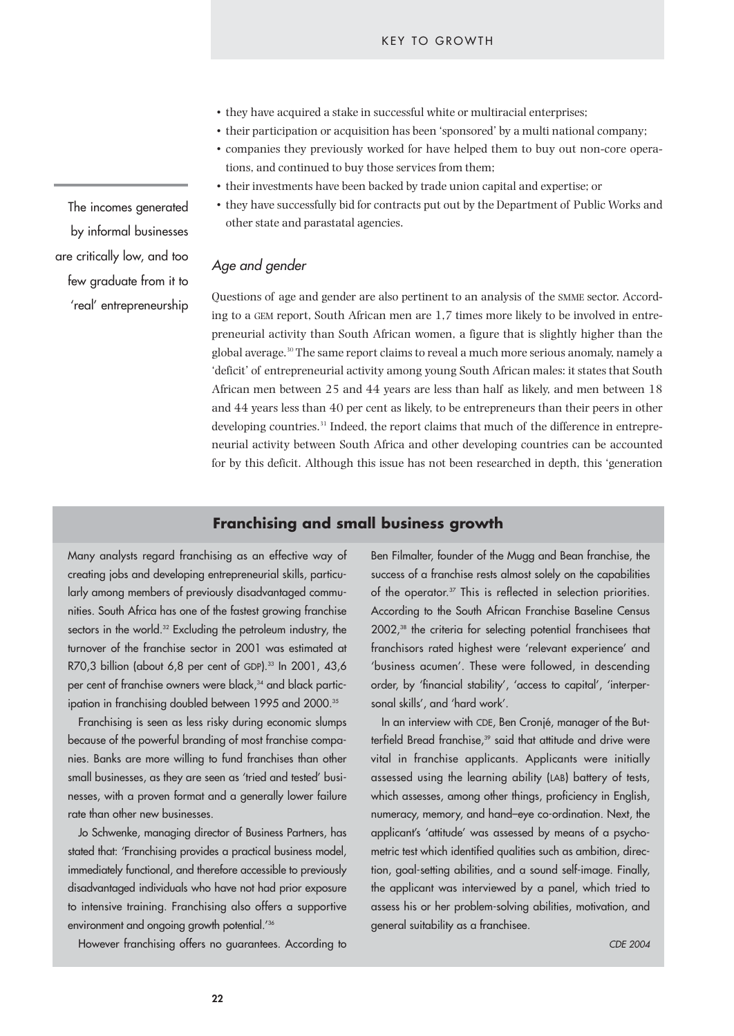- they have acquired a stake in successful white or multiracial enterprises;
- their participation or acquisition has been 'sponsored' by a multi national company;
- companies they previously worked for have helped them to buy out non-core operations, and continued to buy those services from them;
- their investments have been backed by trade union capital and expertise; or
- they have successfully bid for contracts put out by the Department of Public Works and other state and parastatal agencies.

The incomes generated by informal businesses are critically low, and too few graduate from it to 'real' entrepreneurship

### *Age and gender*

Questions of age and gender are also pertinent to an analysis of the SMME sector. According to a GEM report, South African men are 1,7 times more likely to be involved in entrepreneurial activity than South African women, a figure that is slightly higher than the global average.[30] The same report claims to reveal a much more serious anomaly, namely a 'deficit' of entrepreneurial activity among young South African males: it states that South African men between 25 and 44 years are less than half as likely, and men between 18 and 44 years less than 40 per cent as likely, to be entrepreneurs than their peers in other developing countries.[31] Indeed, the report claims that much of the difference in entrepreneurial activity between South Africa and other developing countries can be accounted for by this deficit. Although this issue has not been researched in depth, this 'generation

## Franchising and small business growth

Many analysts regard franchising as an effective way of creating jobs and developing entrepreneurial skills, particularly among members of previously disadvantaged communities. South Africa has one of the fastest growing franchise sectors in the world.[32] Excluding the petroleum industry, the turnover of the franchise sector in 2001 was estimated at R70,3 billion (about 6,8 per cent of GDP).[33] In 2001, 43,6 per cent of franchise owners were black,[34] and black participation in franchising doubled between 1995 and 2000.[35]

Franchising is seen as less risky during economic slumps because of the powerful branding of most franchise companies. Banks are more willing to fund franchises than other small businesses, as they are seen as 'tried and tested' businesses, with a proven format and a generally lower failure rate than other new businesses.

Jo Schwenke, managing director of Business Partners, has stated that: 'Franchising provides a practical business model, immediately functional, and therefore accessible to previously disadvantaged individuals who have not had prior exposure to intensive training. Franchising also offers a supportive environment and ongoing growth potential.'[36]

However franchising offers no guarantees. According to Ben Filmalter, founder of the Mugg and Bean franchise, the success of a franchise rests almost solely on the capabilities of the operator.[37] This is reflected in selection priorities. According to the South African Franchise Baseline Census 2002,[38] the criteria for selecting potential franchisees that franchisors rated highest were 'relevant experience' and 'business acumen'. These were followed, in descending order, by 'financial stability', 'access to capital', 'interpersonal skills', and 'hard work'.

In an interview with CDE, Ben Cronjé, manager of the Butterfield Bread franchise,[39] said that attitude and drive were vital in franchise applicants. Applicants were initially assessed using the learning ability (LAB) battery of tests, which assesses, among other things, proficiency in English, numeracy, memory, and hand–eye co-ordination. Next, the applicant's 'attitude' was assessed by means of a psychometric test which identified qualities such as ambition, direction, goal-setting abilities, and a sound self-image. Finally, the applicant was interviewed by a panel, which tried to assess his or her problem-solving abilities, motivation, and general suitability as a franchisee.

*CDE 2004*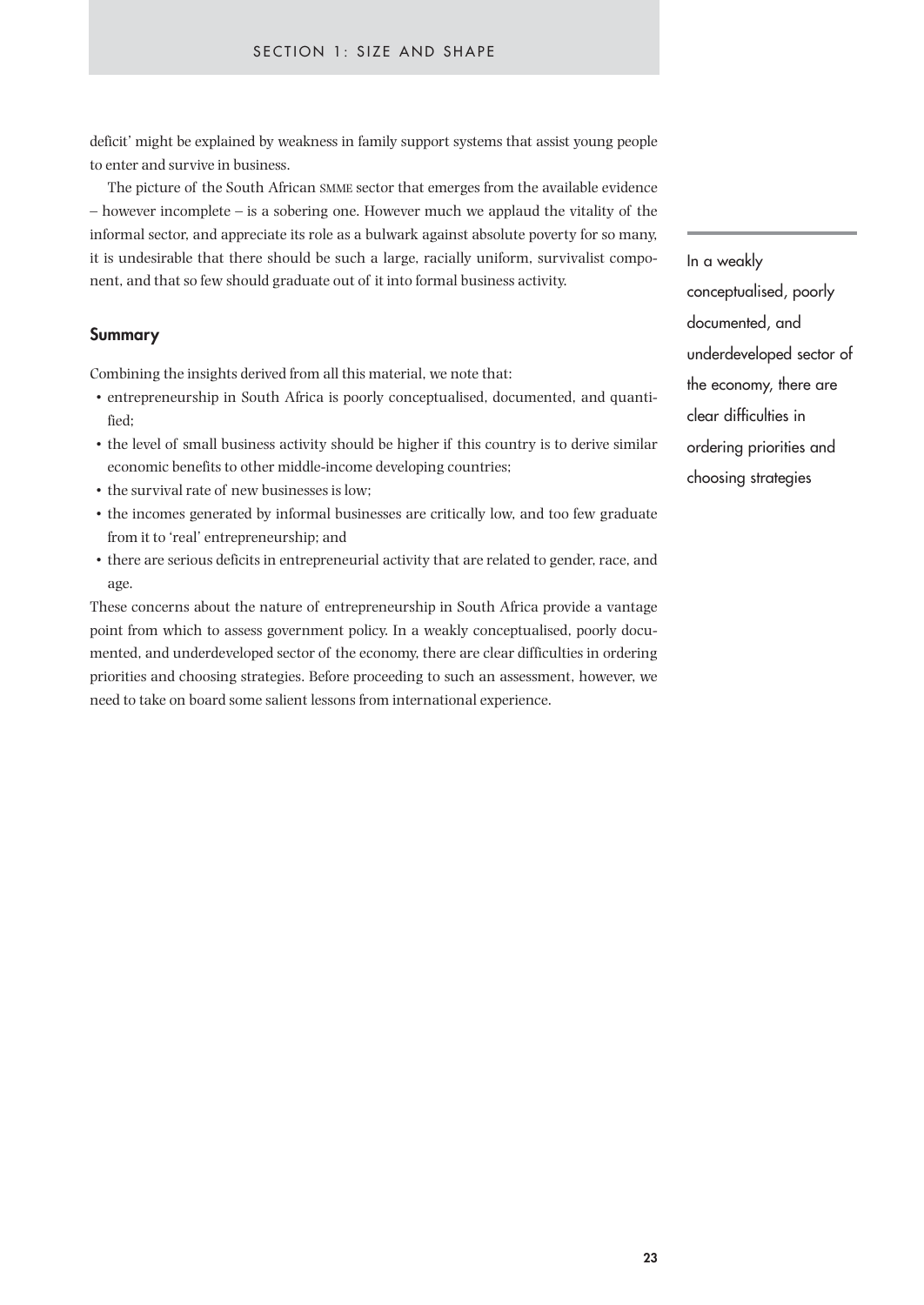deficit' might be explained by weakness in family support systems that assist young people to enter and survive in business.

The picture of the South African SMME sector that emerges from the available evidence – however incomplete – is a sobering one. However much we applaud the vitality of the informal sector, and appreciate its role as a bulwark against absolute poverty for so many, it is undesirable that there should be such a large, racially uniform, survivalist component, and that so few should graduate out of it into formal business activity.

> In a weakly conceptualised, poorly documented, and underdeveloped sector of the economy, there are clear difficulties in ordering priorities and choosing strategies

## Summary

Combining the insights derived from all this material, we note that:

- entrepreneurship in South Africa is poorly conceptualised, documented, and quantified;
- the level of small business activity should be higher if this country is to derive similar economic benefits to other middle-income developing countries;
- the survival rate of new businesses is low;
- the incomes generated by informal businesses are critically low, and too few graduate from it to 'real' entrepreneurship; and
- there are serious deficits in entrepreneurial activity that are related to gender, race, and age.

These concerns about the nature of entrepreneurship in South Africa provide a vantage point from which to assess government policy. In a weakly conceptualised, poorly documented, and underdeveloped sector of the economy, there are clear difficulties in ordering priorities and choosing strategies. Before proceeding to such an assessment, however, we need to take on board some salient lessons from international experience.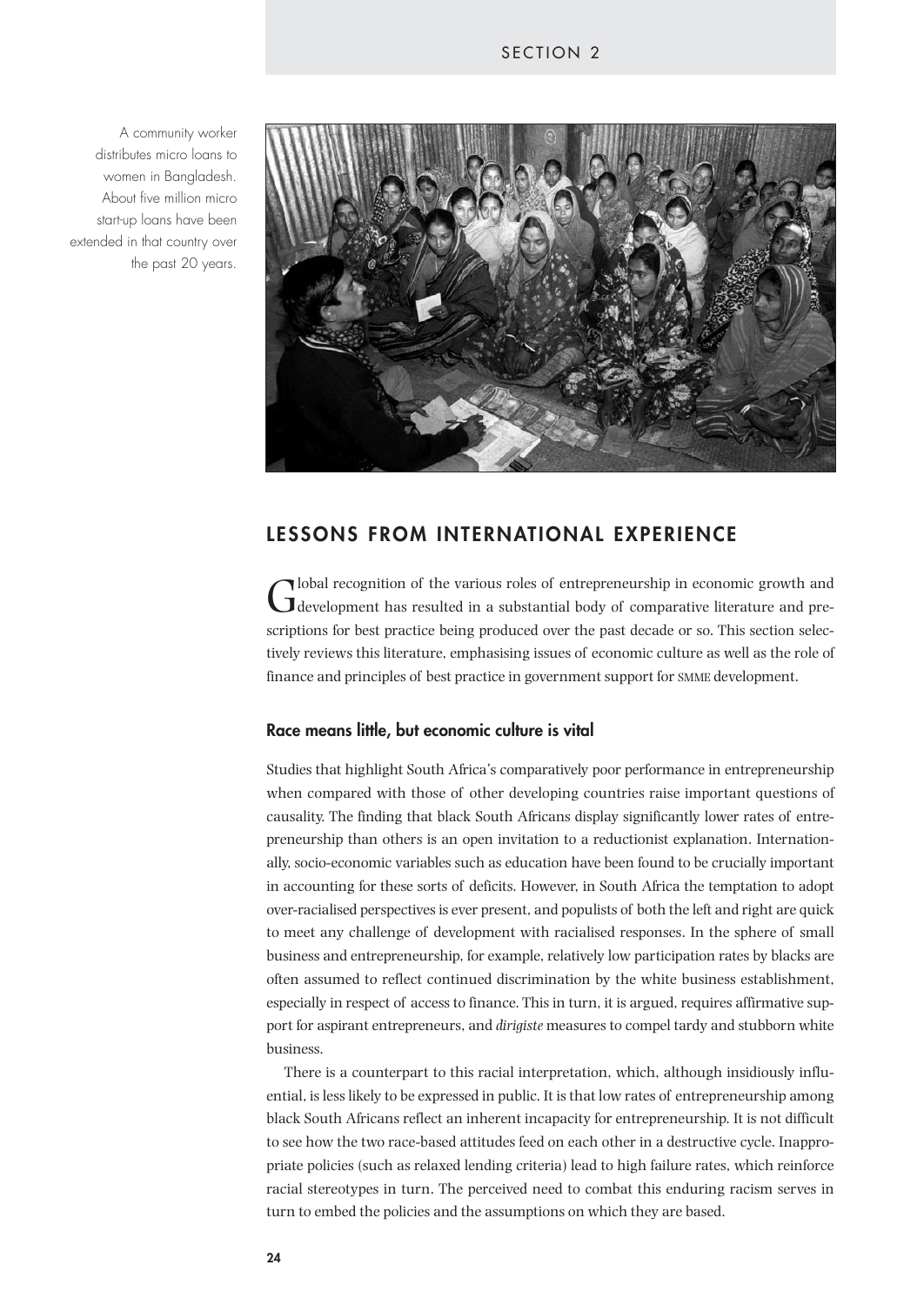A community worker distributes micro loans to women in Bangladesh. About five million micro start-up loans have been extended in that country over the past 20 years.

## LESSONS FROM INTERNATIONAL EXPERIENCE

Global recognition of the various roles of entrepreneurship in economic growth and development has resulted in a substantial body of comparative literature and prescriptions for best practice being produced over the past decade or so. This section selectively reviews this literature, emphasising issues of economic culture as well as the role of finance and principles of best practice in government support for SMME development.

### Race means little, but economic culture is vital

Studies that highlight South Africa's comparatively poor performance in entrepreneurship when compared with those of other developing countries raise important questions of causality. The finding that black South Africans display significantly lower rates of entrepreneurship than others is an open invitation to a reductionist explanation. Internationally, socio-economic variables such as education have been found to be crucially important in accounting for these sorts of deficits. However, in South Africa the temptation to adopt over-racialised perspectives is ever present, and populists of both the left and right are quick to meet any challenge of development with racialised responses. In the sphere of small business and entrepreneurship, for example, relatively low participation rates by blacks are often assumed to reflect continued discrimination by the white business establishment, especially in respect of access to finance. This in turn, it is argued, requires affirmative support for aspirant entrepreneurs, and *dirigiste* measures to compel tardy and stubborn white business.

There is a counterpart to this racial interpretation, which, although insidiously influential, is less likely to be expressed in public. It is that low rates of entrepreneurship among black South Africans reflect an inherent incapacity for entrepreneurship. It is not difficult to see how the two race-based attitudes feed on each other in a destructive cycle. Inappropriate policies (such as relaxed lending criteria) lead to high failure rates, which reinforce racial stereotypes in turn. The perceived need to combat this enduring racism serves in turn to embed the policies and the assumptions on which they are based.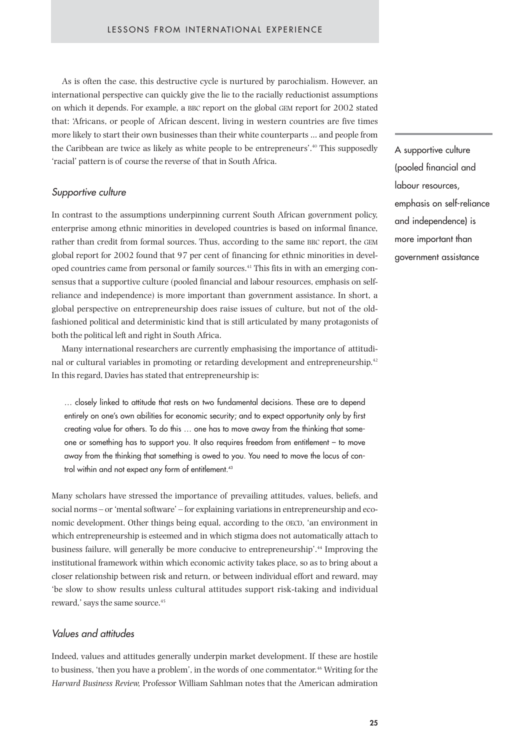As is often the case, this destructive cycle is nurtured by parochialism. However, an international perspective can quickly give the lie to the racially reductionist assumptions on which it depends. For example, a BBC report on the global GEM report for 2002 stated that: 'Africans, or people of African descent, living in western countries are five times more likely to start their own businesses than their white counterparts ... and people from the Caribbean are twice as likely as white people to be entrepreneurs'.[40] This supposedly 'racial' pattern is of course the reverse of that in South Africa.

### *Supportive culture*

In contrast to the assumptions underpinning current South African government policy, enterprise among ethnic minorities in developed countries is based on informal finance, rather than credit from formal sources. Thus, according to the same BBC report, the GEM global report for 2002 found that 97 per cent of financing for ethnic minorities in developed countries came from personal or family sources.[41] This fits in with an emerging consensus that a supportive culture (pooled financial and labour resources, emphasis on self-reliance and independence) is more important than government assistance. In short, a global perspective on entrepreneurship does raise issues of culture, but not of the old-fashioned political and deterministic kind that is still articulated by many protagonists of both the political left and right in South Africa.

> A supportive culture (pooled financial and labour resources, emphasis on self-reliance and independence) is more important than government assistance

Many international researchers are currently emphasising the importance of attitudinal or cultural variables in promoting or retarding development and entrepreneurship.[42] In this regard, Davies has stated that entrepreneurship is:

> … closely linked to attitude that rests on two fundamental decisions. These are to depend entirely on one's own abilities for economic security; and to expect opportunity only by first creating value for others. To do this … one has to move away from the thinking that someone or something has to support you. It also requires freedom from entitlement – to move away from the thinking that something is owed to you. You need to move the locus of control within and not expect any form of entitlement.[43]

Many scholars have stressed the importance of prevailing attitudes, values, beliefs, and social norms – or 'mental software' – for explaining variations in entrepreneurship and economic development. Other things being equal, according to the OECD, 'an environment in which entrepreneurship is esteemed and in which stigma does not automatically attach to business failure, will generally be more conducive to entrepreneurship'.[44] Improving the institutional framework within which economic activity takes place, so as to bring about a closer relationship between risk and return, or between individual effort and reward, may 'be slow to show results unless cultural attitudes support risk-taking and individual reward,' says the same source.[45]

### *Values and attitudes*

Indeed, values and attitudes generally underpin market development. If these are hostile to business, 'then you have a problem', in the words of one commentator.[46] Writing for the *Harvard Business Review*, Professor William Sahlman notes that the American admiration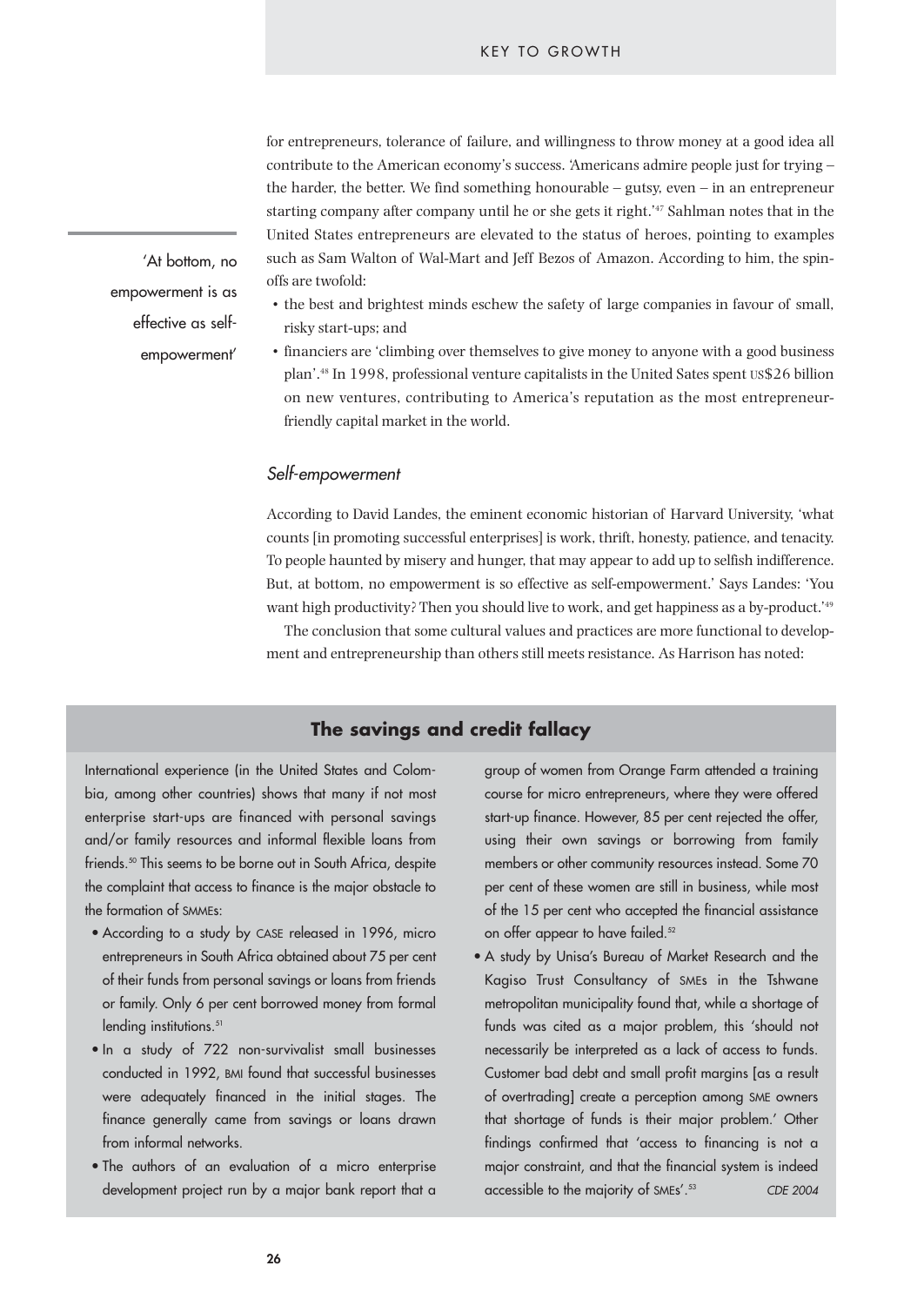for entrepreneurs, tolerance of failure, and willingness to throw money at a good idea all contribute to the American economy's success. 'Americans admire people just for trying – the harder, the better. We find something honourable – gutsy, even – in an entrepreneur starting company after company until he or she gets it right.'[47] Sahlman notes that in the United States entrepreneurs are elevated to the status of heroes, pointing to examples such as Sam Walton of Wal-Mart and Jeff Bezos of Amazon. According to him, the spin-offs are twofold:

- the best and brightest minds eschew the safety of large companies in favour of small, risky start-ups; and
- financiers are 'climbing over themselves to give money to anyone with a good business plan'.[48] In 1998, professional venture capitalists in the United Sates spent US$26 billion on new ventures, contributing to America's reputation as the most entrepreneur-friendly capital market in the world.

> 'At bottom, no empowerment is as effective as self-empowerment'

### *Self-empowerment*

According to David Landes, the eminent economic historian of Harvard University, 'what counts [in promoting successful enterprises] is work, thrift, honesty, patience, and tenacity. To people haunted by misery and hunger, that may appear to add up to selfish indifference. But, at bottom, no empowerment is so effective as self-empowerment.' Says Landes: 'You want high productivity? Then you should live to work, and get happiness as a by-product.'[49]

The conclusion that some cultural values and practices are more functional to development and entrepreneurship than others still meets resistance. As Harrison has noted:

## The savings and credit fallacy

International experience (in the United States and Colombia, among other countries) shows that many if not most enterprise start-ups are financed with personal savings and/or family resources and informal flexible loans from friends.[50] This seems to be borne out in South Africa, despite the complaint that access to finance is the major obstacle to the formation of SMMEs:

- According to a study by CASE released in 1996, micro entrepreneurs in South Africa obtained about 75 per cent of their funds from personal savings or loans from friends or family. Only 6 per cent borrowed money from formal lending institutions.[51]
- In a study of 722 non-survivalist small businesses conducted in 1992, BMI found that successful businesses were adequately financed in the initial stages. The finance generally came from savings or loans drawn from informal networks.
- The authors of an evaluation of a micro enterprise development project run by a major bank report that a group of women from Orange Farm attended a training course for micro entrepreneurs, where they were offered start-up finance. However, 85 per cent rejected the offer, using their own savings or borrowing from family members or other community resources instead. Some 70 per cent of these women are still in business, while most of the 15 per cent who accepted the financial assistance on offer appear to have failed.[52]
- A study by Unisa's Bureau of Market Research and the Kagiso Trust Consultancy of SMEs in the Tshwane metropolitan municipality found that, while a shortage of funds was cited as a major problem, this 'should not necessarily be interpreted as a lack of access to funds. Customer bad debt and small profit margins [as a result of overtrading] create a perception among SME owners that shortage of funds is their major problem.' Other findings confirmed that 'access to financing is not a major constraint, and that the financial system is indeed accessible to the majority of SMEs'.[53]

*CDE 2004*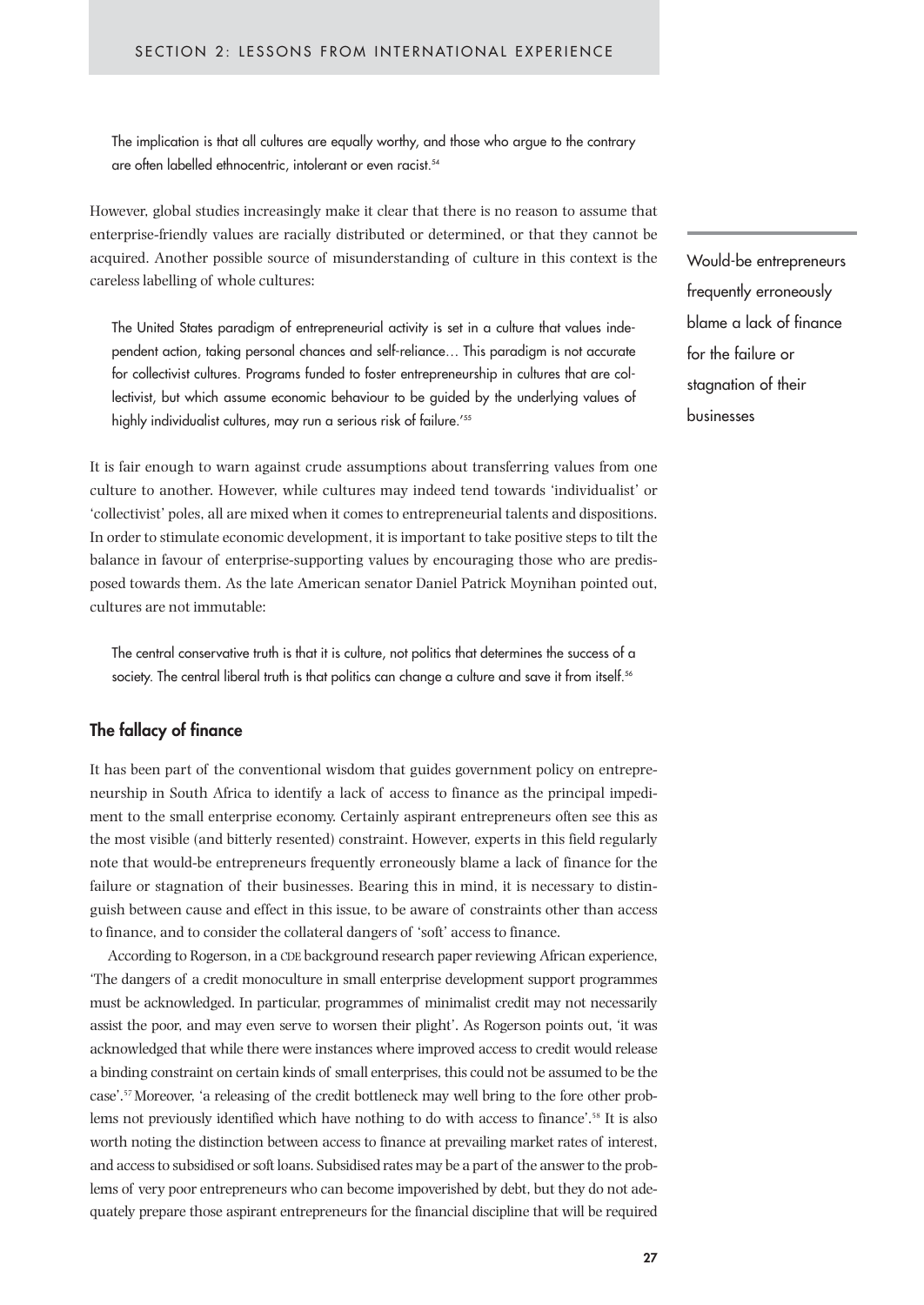The implication is that all cultures are equally worthy, and those who argue to the contrary are often labelled ethnocentric, intolerant or even racist.[54]

However, global studies increasingly make it clear that there is no reason to assume that enterprise-friendly values are racially distributed or determined, or that they cannot be acquired. Another possible source of misunderstanding of culture in this context is the careless labelling of whole cultures:

> The United States paradigm of entrepreneurial activity is set in a culture that values independent action, taking personal chances and self-reliance… This paradigm is not accurate for collectivist cultures. Programs funded to foster entrepreneurship in cultures that are collectivist, but which assume economic behaviour to be guided by the underlying values of highly individualist cultures, may run a serious risk of failure.'[55]

It is fair enough to warn against crude assumptions about transferring values from one culture to another. However, while cultures may indeed tend towards 'individualist' or 'collectivist' poles, all are mixed when it comes to entrepreneurial talents and dispositions. In order to stimulate economic development, it is important to take positive steps to tilt the balance in favour of enterprise-supporting values by encouraging those who are predisposed towards them. As the late American senator Daniel Patrick Moynihan pointed out, cultures are not immutable:

> The central conservative truth is that it is culture, not politics that determines the success of a society. The central liberal truth is that politics can change a culture and save it from itself.[56]

## The fallacy of finance

It has been part of the conventional wisdom that guides government policy on entrepreneurship in South Africa to identify a lack of access to finance as the principal impediment to the small enterprise economy. Certainly aspirant entrepreneurs often see this as the most visible (and bitterly resented) constraint. However, experts in this field regularly note that would-be entrepreneurs frequently erroneously blame a lack of finance for the failure or stagnation of their businesses. Bearing this in mind, it is necessary to distinguish between cause and effect in this issue, to be aware of constraints other than access to finance, and to consider the collateral dangers of 'soft' access to finance.

> Would-be entrepreneurs frequently erroneously blame a lack of finance for the failure or stagnation of their businesses

According to Rogerson, in a CDE background research paper reviewing African experience, 'The dangers of a credit monoculture in small enterprise development support programmes must be acknowledged. In particular, programmes of minimalist credit may not necessarily assist the poor, and may even serve to worsen their plight'. As Rogerson points out, 'it was acknowledged that while there were instances where improved access to credit would release a binding constraint on certain kinds of small enterprises, this could not be assumed to be the case'.[57] Moreover, 'a releasing of the credit bottleneck may well bring to the fore other problems not previously identified which have nothing to do with access to finance'.[58] It is also worth noting the distinction between access to finance at prevailing market rates of interest, and access to subsidised or soft loans. Subsidised rates may be a part of the answer to the problems of very poor entrepreneurs who can become impoverished by debt, but they do not adequately prepare those aspirant entrepreneurs for the financial discipline that will be required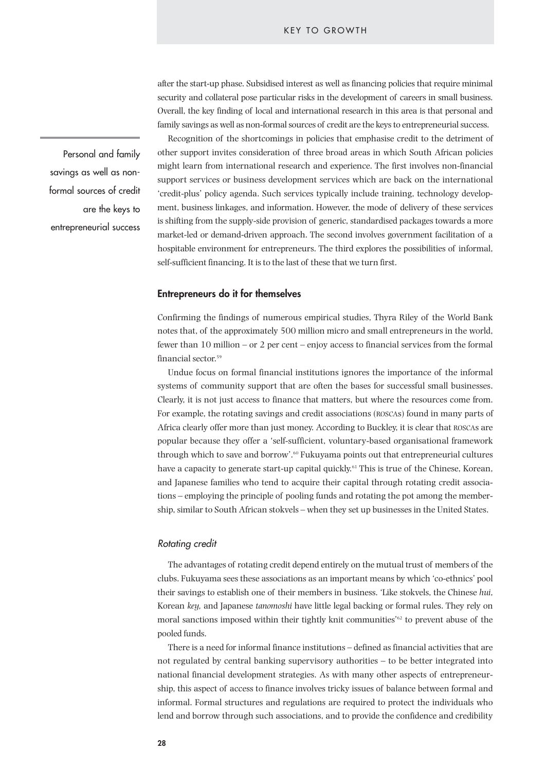after the start-up phase. Subsidised interest as well as financing policies that require minimal security and collateral pose particular risks in the development of careers in small business. Overall, the key finding of local and international research in this area is that personal and family savings as well as non-formal sources of credit are the keys to entrepreneurial success.

> Personal and family savings as well as non-formal sources of credit are the keys to entrepreneurial success

Recognition of the shortcomings in policies that emphasise credit to the detriment of other support invites consideration of three broad areas in which South African policies might learn from international research and experience. The first involves non-financial support services or business development services which are back on the international 'credit-plus' policy agenda. Such services typically include training, technology development, business linkages, and information. However, the mode of delivery of these services is shifting from the supply-side provision of generic, standardised packages towards a more market-led or demand-driven approach. The second involves government facilitation of a hospitable environment for entrepreneurs. The third explores the possibilities of informal, self-sufficient financing. It is to the last of these that we turn first.

## Entrepreneurs do it for themselves

Confirming the findings of numerous empirical studies, Thyra Riley of the World Bank notes that, of the approximately 500 million micro and small entrepreneurs in the world, fewer than 10 million – or 2 per cent – enjoy access to financial services from the formal financial sector.[59]

Undue focus on formal financial institutions ignores the importance of the informal systems of community support that are often the bases for successful small businesses. Clearly, it is not just access to finance that matters, but where the resources come from. For example, the rotating savings and credit associations (ROSCAs) found in many parts of Africa clearly offer more than just money. According to Buckley, it is clear that ROSCAs are popular because they offer a 'self-sufficient, voluntary-based organisational framework through which to save and borrow'.[60] Fukuyama points out that entrepreneurial cultures have a capacity to generate start-up capital quickly.[61] This is true of the Chinese, Korean, and Japanese families who tend to acquire their capital through rotating credit associations – employing the principle of pooling funds and rotating the pot among the membership, similar to South African stokvels – when they set up businesses in the United States.

### *Rotating credit*

The advantages of rotating credit depend entirely on the mutual trust of members of the clubs. Fukuyama sees these associations as an important means by which 'co-ethnics' pool their savings to establish one of their members in business. 'Like stokvels, the Chinese *hui*, Korean *key*, and Japanese *tanomoshi* have little legal backing or formal rules. They rely on moral sanctions imposed within their tightly knit communities'[62] to prevent abuse of the pooled funds.

There is a need for informal finance institutions – defined as financial activities that are not regulated by central banking supervisory authorities – to be better integrated into national financial development strategies. As with many other aspects of entrepreneurship, this aspect of access to finance involves tricky issues of balance between formal and informal. Formal structures and regulations are required to protect the individuals who lend and borrow through such associations, and to provide the confidence and credibility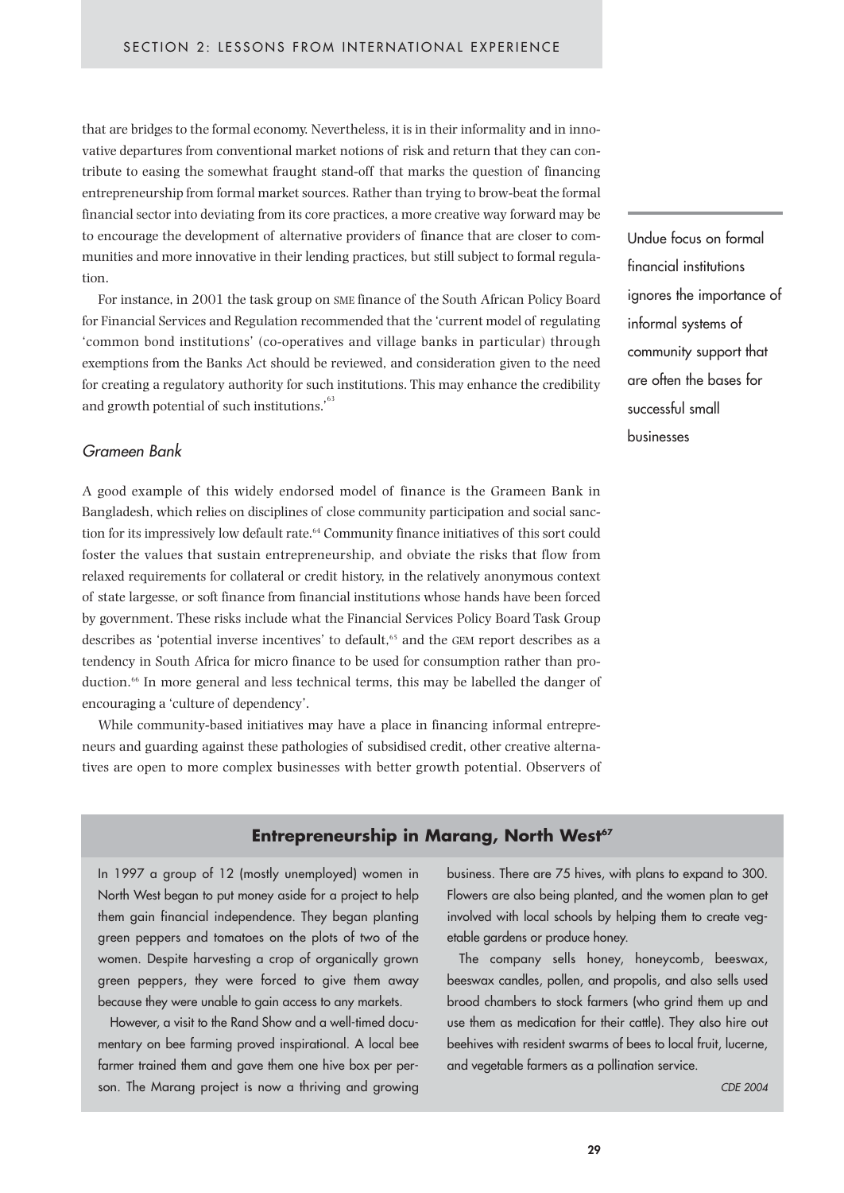that are bridges to the formal economy. Nevertheless, it is in their informality and in innovative departures from conventional market notions of risk and return that they can contribute to easing the somewhat fraught stand-off that marks the question of financing entrepreneurship from formal market sources. Rather than trying to brow-beat the formal financial sector into deviating from its core practices, a more creative way forward may be to encourage the development of alternative providers of finance that are closer to communities and more innovative in their lending practices, but still subject to formal regulation.

For instance, in 2001 the task group on SME finance of the South African Policy Board for Financial Services and Regulation recommended that the 'current model of regulating 'common bond institutions' (co-operatives and village banks in particular) through exemptions from the Banks Act should be reviewed, and consideration given to the need for creating a regulatory authority for such institutions. This may enhance the credibility and growth potential of such institutions.'[63]

> Undue focus on formal financial institutions ignores the importance of informal systems of community support that are often the bases for successful small businesses

### *Grameen Bank*

A good example of this widely endorsed model of finance is the Grameen Bank in Bangladesh, which relies on disciplines of close community participation and social sanction for its impressively low default rate.[64] Community finance initiatives of this sort could foster the values that sustain entrepreneurship, and obviate the risks that flow from relaxed requirements for collateral or credit history, in the relatively anonymous context of state largesse, or soft finance from financial institutions whose hands have been forced by government. These risks include what the Financial Services Policy Board Task Group describes as 'potential inverse incentives' to default,[65] and the GEM report describes as a tendency in South Africa for micro finance to be used for consumption rather than production.[66] In more general and less technical terms, this may be labelled the danger of encouraging a 'culture of dependency'.

While community-based initiatives may have a place in financing informal entrepreneurs and guarding against these pathologies of subsidised credit, other creative alternatives are open to more complex businesses with better growth potential. Observers of

#### **Entrepreneurship in Marang, North West[67]**

In 1997 a group of 12 (mostly unemployed) women in North West began to put money aside for a project to help them gain financial independence. They began planting green peppers and tomatoes on the plots of two of the women. Despite harvesting a crop of organically grown green peppers, they were forced to give them away because they were unable to gain access to any markets.

However, a visit to the Rand Show and a well-timed documentary on bee farming proved inspirational. A local bee farmer trained them and gave them one hive box per person. The Marang project is now a thriving and growing business. There are 75 hives, with plans to expand to 300. Flowers are also being planted, and the women plan to get involved with local schools by helping them to create vegetable gardens or produce honey.

The company sells honey, honeycomb, beeswax, beeswax candles, pollen, and propolis, and also sells used brood chambers to stock farmers (who grind them up and use them as medication for their cattle). They also hire out beehives with resident swarms of bees to local fruit, lucerne, and vegetable farmers as a pollination service.

*CDE 2004*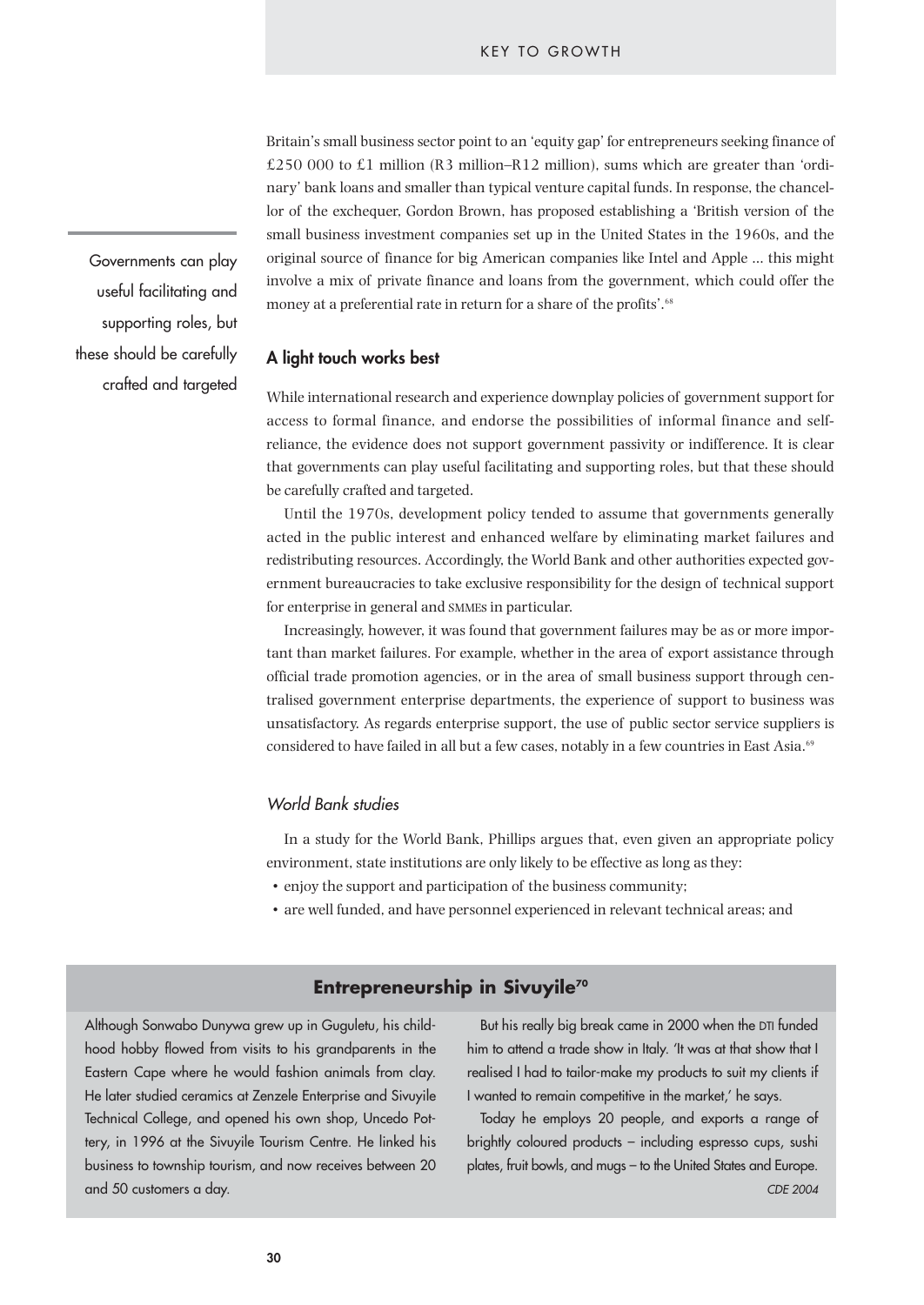Britain's small business sector point to an 'equity gap' for entrepreneurs seeking finance of £250 000 to £1 million (R3 million–R12 million), sums which are greater than 'ordinary' bank loans and smaller than typical venture capital funds. In response, the chancellor of the exchequer, Gordon Brown, has proposed establishing a 'British version of the small business investment companies set up in the United States in the 1960s, and the original source of finance for big American companies like Intel and Apple ... this might involve a mix of private finance and loans from the government, which could offer the money at a preferential rate in return for a share of the profits'.[68]

Governments can play useful facilitating and supporting roles, but these should be carefully crafted and targeted

## A light touch works best

While international research and experience downplay policies of government support for access to formal finance, and endorse the possibilities of informal finance and self-reliance, the evidence does not support government passivity or indifference. It is clear that governments can play useful facilitating and supporting roles, but that these should be carefully crafted and targeted.

Until the 1970s, development policy tended to assume that governments generally acted in the public interest and enhanced welfare by eliminating market failures and redistributing resources. Accordingly, the World Bank and other authorities expected government bureaucracies to take exclusive responsibility for the design of technical support for enterprise in general and SMMEs in particular.

Increasingly, however, it was found that government failures may be as or more important than market failures. For example, whether in the area of export assistance through official trade promotion agencies, or in the area of small business support through centralised government enterprise departments, the experience of support to business was unsatisfactory. As regards enterprise support, the use of public sector service suppliers is considered to have failed in all but a few cases, notably in a few countries in East Asia.[69]

### *World Bank studies*

In a study for the World Bank, Phillips argues that, even given an appropriate policy environment, state institutions are only likely to be effective as long as they:

- enjoy the support and participation of the business community;
- are well funded, and have personnel experienced in relevant technical areas; and

### Entrepreneurship in Sivuyile[70]

Although Sonwabo Dunywa grew up in Guguletu, his childhood hobby flowed from visits to his grandparents in the Eastern Cape where he would fashion animals from clay. He later studied ceramics at Zenzele Enterprise and Sivuyile Technical College, and opened his own shop, Uncedo Pottery, in 1996 at the Sivuyile Tourism Centre. He linked his business to township tourism, and now receives between 20 and 50 customers a day.

But his really big break came in 2000 when the DTI funded him to attend a trade show in Italy. 'It was at that show that I realised I had to tailor-make my products to suit my clients if I wanted to remain competitive in the market,' he says.

Today he employs 20 people, and exports a range of brightly coloured products – including espresso cups, sushi plates, fruit bowls, and mugs – to the United States and Europe.

*CDE 2004*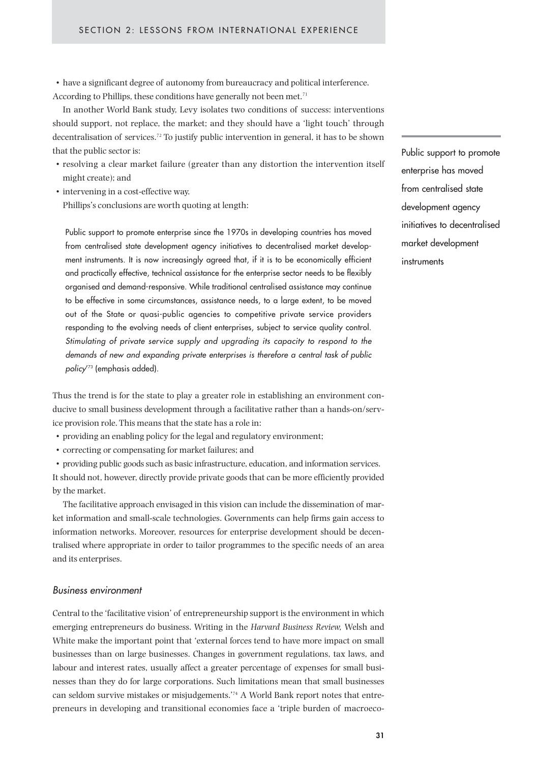- have a significant degree of autonomy from bureaucracy and political interference.

According to Phillips, these conditions have generally not been met.[71]

In another World Bank study, Levy isolates two conditions of success: interventions should support, not replace, the market; and they should have a 'light touch' through decentralisation of services.[72] To justify public intervention in general, it has to be shown that the public sector is:

- resolving a clear market failure (greater than any distortion the intervention itself might create); and
- intervening in a cost-effective way.

Phillips's conclusions are worth quoting at length:

> Public support to promote enterprise since the 1970s in developing countries has moved from centralised state development agency initiatives to decentralised market development instruments. It is now increasingly agreed that, if it is to be economically efficient and practically effective, technical assistance for the enterprise sector needs to be flexibly organised and demand-responsive. While traditional centralised assistance may continue to be effective in some circumstances, assistance needs, to a large extent, to be moved out of the State or quasi-public agencies to competitive private service providers responding to the evolving needs of client enterprises, subject to service quality control. *Stimulating of private service supply and upgrading its capacity to respond to the demands of new and expanding private enterprises is therefore a central task of public policy*'[73] (emphasis added).

Public support to promote enterprise has moved from centralised state development agency initiatives to decentralised market development instruments

Thus the trend is for the state to play a greater role in establishing an environment conducive to small business development through a facilitative rather than a hands-on/service provision role. This means that the state has a role in:

- providing an enabling policy for the legal and regulatory environment;
- correcting or compensating for market failures; and
- providing public goods such as basic infrastructure, education, and information services.

It should not, however, directly provide private goods that can be more efficiently provided by the market.

The facilitative approach envisaged in this vision can include the dissemination of market information and small-scale technologies. Governments can help firms gain access to information networks. Moreover, resources for enterprise development should be decentralised where appropriate in order to tailor programmes to the specific needs of an area and its enterprises.

### *Business environment*

Central to the 'facilitative vision' of entrepreneurship support is the environment in which emerging entrepreneurs do business. Writing in the *Harvard Business Review,* Welsh and White make the important point that 'external forces tend to have more impact on small businesses than on large businesses. Changes in government regulations, tax laws, and labour and interest rates, usually affect a greater percentage of expenses for small businesses than they do for large corporations. Such limitations mean that small businesses can seldom survive mistakes or misjudgements.'[74] A World Bank report notes that entrepreneurs in developing and transitional economies face a 'triple burden of macroeco-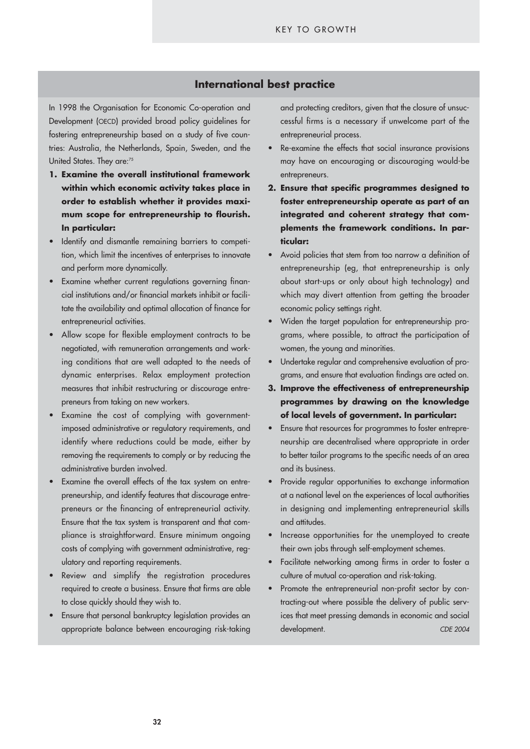## International best practice

In 1998 the Organisation for Economic Co-operation and Development (OECD) provided broad policy guidelines for fostering entrepreneurship based on a study of five countries: Australia, the Netherlands, Spain, Sweden, and the United States. They are:[75]

1. **Examine the overall institutional framework within which economic activity takes place in order to establish whether it provides maximum scope for entrepreneurship to flourish. In particular:**

- Identify and dismantle remaining barriers to competition, which limit the incentives of enterprises to innovate and perform more dynamically.
- Examine whether current regulations governing financial institutions and/or financial markets inhibit or facilitate the availability and optimal allocation of finance for entrepreneurial activities.
- Allow scope for flexible employment contracts to be negotiated, with remuneration arrangements and working conditions that are well adapted to the needs of dynamic enterprises. Relax employment protection measures that inhibit restructuring or discourage entrepreneurs from taking on new workers.
- Examine the cost of complying with government-imposed administrative or regulatory requirements, and identify where reductions could be made, either by removing the requirements to comply or by reducing the administrative burden involved.
- Examine the overall effects of the tax system on entrepreneurship, and identify features that discourage entrepreneurs or the financing of entrepreneurial activity. Ensure that the tax system is transparent and that compliance is straightforward. Ensure minimum ongoing costs of complying with government administrative, regulatory and reporting requirements.
- Review and simplify the registration procedures required to create a business. Ensure that firms are able to close quickly should they wish to.
- Ensure that personal bankruptcy legislation provides an appropriate balance between encouraging risk-taking and protecting creditors, given that the closure of unsuccessful firms is a necessary if unwelcome part of the entrepreneurial process.
- Re-examine the effects that social insurance provisions may have on encouraging or discouraging would-be entrepreneurs.

2. **Ensure that specific programmes designed to foster entrepreneurship operate as part of an integrated and coherent strategy that complements the framework conditions. In particular:**

- Avoid policies that stem from too narrow a definition of entrepreneurship (eg, that entrepreneurship is only about start-ups or only about high technology) and which may divert attention from getting the broader economic policy settings right.
- Widen the target population for entrepreneurship programs, where possible, to attract the participation of women, the young and minorities.
- Undertake regular and comprehensive evaluation of programs, and ensure that evaluation findings are acted on.

3. **Improve the effectiveness of entrepreneurship programmes by drawing on the knowledge of local levels of government. In particular:**

- Ensure that resources for programmes to foster entrepreneurship are decentralised where appropriate in order to better tailor programs to the specific needs of an area and its business.
- Provide regular opportunities to exchange information at a national level on the experiences of local authorities in designing and implementing entrepreneurial skills and attitudes.
- Increase opportunities for the unemployed to create their own jobs through self-employment schemes.
- Facilitate networking among firms in order to foster a culture of mutual co-operation and risk-taking.
- Promote the entrepreneurial non-profit sector by contracting-out where possible the delivery of public services that meet pressing demands in economic and social development.

*CDE 2004*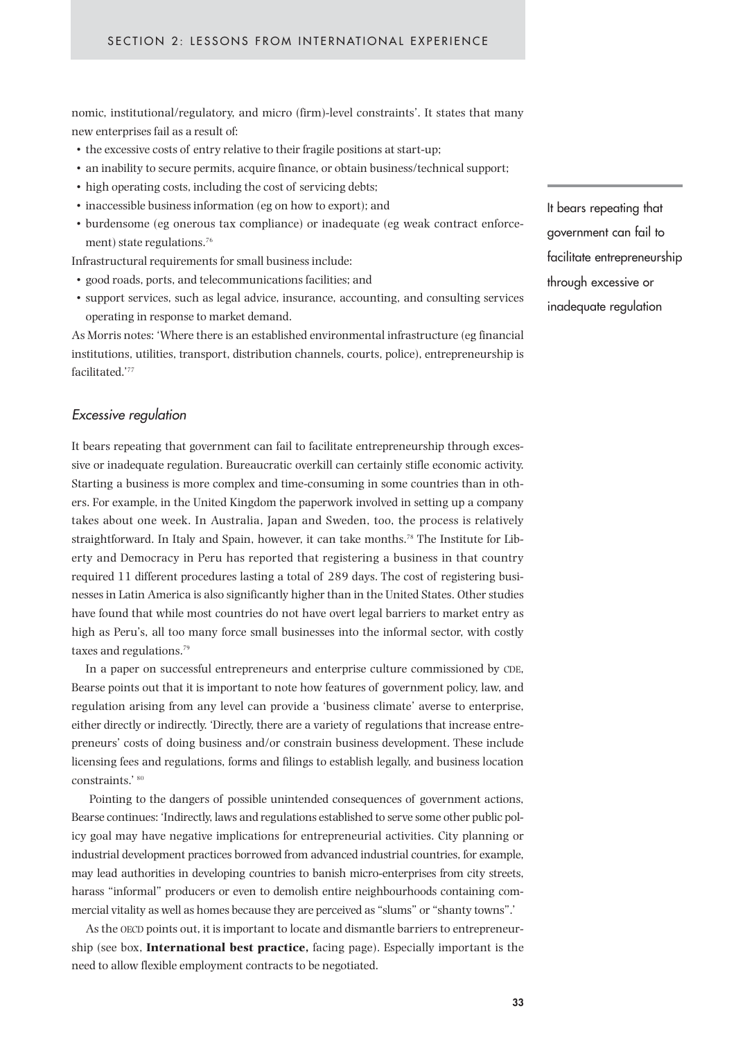nomic, institutional/regulatory, and micro (firm)-level constraints'. It states that many new enterprises fail as a result of:

- the excessive costs of entry relative to their fragile positions at start-up;
- an inability to secure permits, acquire finance, or obtain business/technical support;
- high operating costs, including the cost of servicing debts;
- inaccessible business information (eg on how to export); and
- burdensome (eg onerous tax compliance) or inadequate (eg weak contract enforcement) state regulations.[76]

Infrastructural requirements for small business include:

- good roads, ports, and telecommunications facilities; and
- support services, such as legal advice, insurance, accounting, and consulting services operating in response to market demand.

As Morris notes: 'Where there is an established environmental infrastructure (eg financial institutions, utilities, transport, distribution channels, courts, police), entrepreneurship is facilitated.'[77]

### *Excessive regulation*

> It bears repeating that government can fail to facilitate entrepreneurship through excessive or inadequate regulation

It bears repeating that government can fail to facilitate entrepreneurship through excessive or inadequate regulation. Bureaucratic overkill can certainly stifle economic activity. Starting a business is more complex and time-consuming in some countries than in others. For example, in the United Kingdom the paperwork involved in setting up a company takes about one week. In Australia, Japan and Sweden, too, the process is relatively straightforward. In Italy and Spain, however, it can take months.[78] The Institute for Liberty and Democracy in Peru has reported that registering a business in that country required 11 different procedures lasting a total of 289 days. The cost of registering businesses in Latin America is also significantly higher than in the United States. Other studies have found that while most countries do not have overt legal barriers to market entry as high as Peru's, all too many force small businesses into the informal sector, with costly taxes and regulations.[79]

In a paper on successful entrepreneurs and enterprise culture commissioned by CDE, Bearse points out that it is important to note how features of government policy, law, and regulation arising from any level can provide a 'business climate' averse to enterprise, either directly or indirectly. 'Directly, there are a variety of regulations that increase entrepreneurs' costs of doing business and/or constrain business development. These include licensing fees and regulations, forms and filings to establish legally, and business location constraints.'[80]

Pointing to the dangers of possible unintended consequences of government actions, Bearse continues: 'Indirectly, laws and regulations established to serve some other public policy goal may have negative implications for entrepreneurial activities. City planning or industrial development practices borrowed from advanced industrial countries, for example, may lead authorities in developing countries to banish micro-enterprises from city streets, harass "informal" producers or even to demolish entire neighbourhoods containing commercial vitality as well as homes because they are perceived as "slums" or "shanty towns".'

As the OECD points out, it is important to locate and dismantle barriers to entrepreneurship (see box, **International best practice,** facing page). Especially important is the need to allow flexible employment contracts to be negotiated.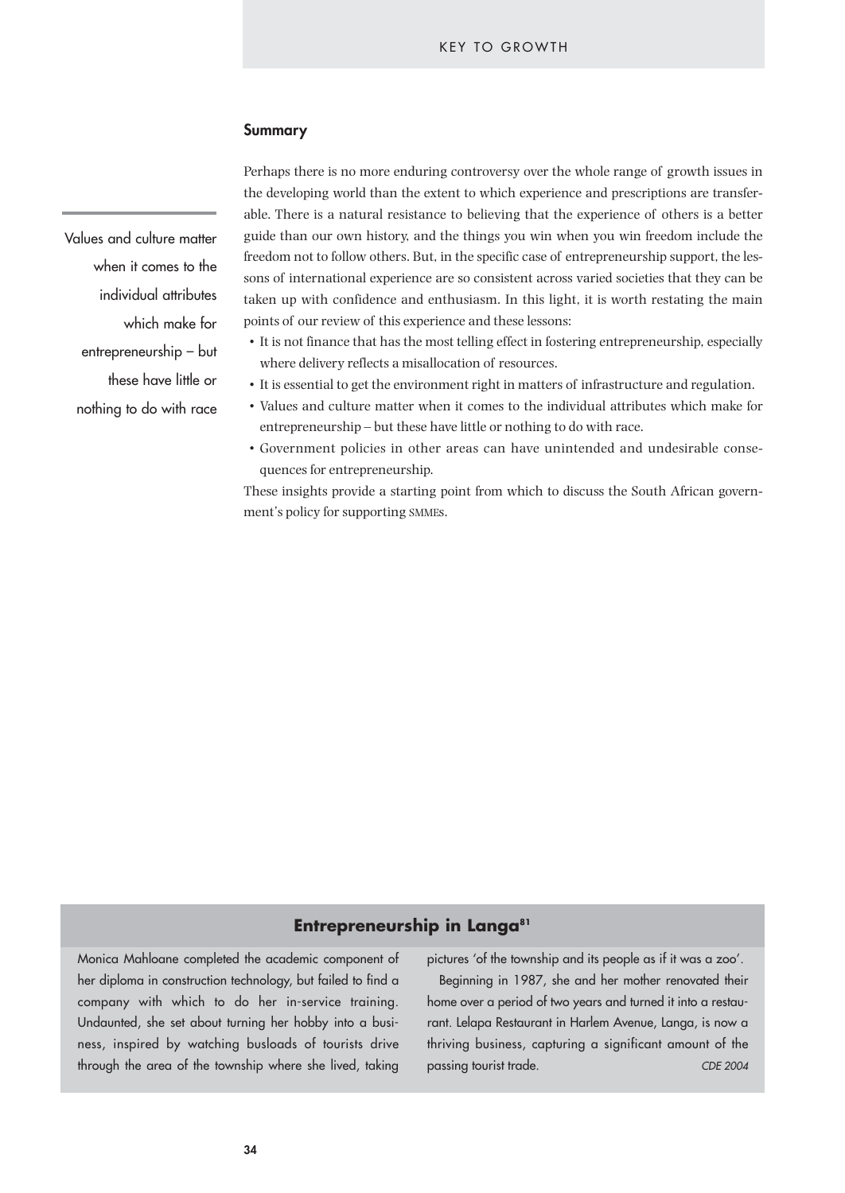## Summary

> Values and culture matter when it comes to the individual attributes which make for entrepreneurship – but these have little or nothing to do with race

Perhaps there is no more enduring controversy over the whole range of growth issues in the developing world than the extent to which experience and prescriptions are transferable. There is a natural resistance to believing that the experience of others is a better guide than our own history, and the things you win when you win freedom include the freedom not to follow others. But, in the specific case of entrepreneurship support, the lessons of international experience are so consistent across varied societies that they can be taken up with confidence and enthusiasm. In this light, it is worth restating the main points of our review of this experience and these lessons:

- It is not finance that has the most telling effect in fostering entrepreneurship, especially where delivery reflects a misallocation of resources.
- It is essential to get the environment right in matters of infrastructure and regulation.
- Values and culture matter when it comes to the individual attributes which make for entrepreneurship – but these have little or nothing to do with race.
- Government policies in other areas can have unintended and undesirable consequences for entrepreneurship.

These insights provide a starting point from which to discuss the South African government's policy for supporting SMMEs.

### Entrepreneurship in Langa[81]

Monica Mahloane completed the academic component of her diploma in construction technology, but failed to find a company with which to do her in-service training. Undaunted, she set about turning her hobby into a business, inspired by watching busloads of tourists drive through the area of the township where she lived, taking pictures 'of the township and its people as if it was a zoo'.

Beginning in 1987, she and her mother renovated their home over a period of two years and turned it into a restaurant. Lelapa Restaurant in Harlem Avenue, Langa, is now a thriving business, capturing a significant amount of the passing tourist trade.

*CDE 2004*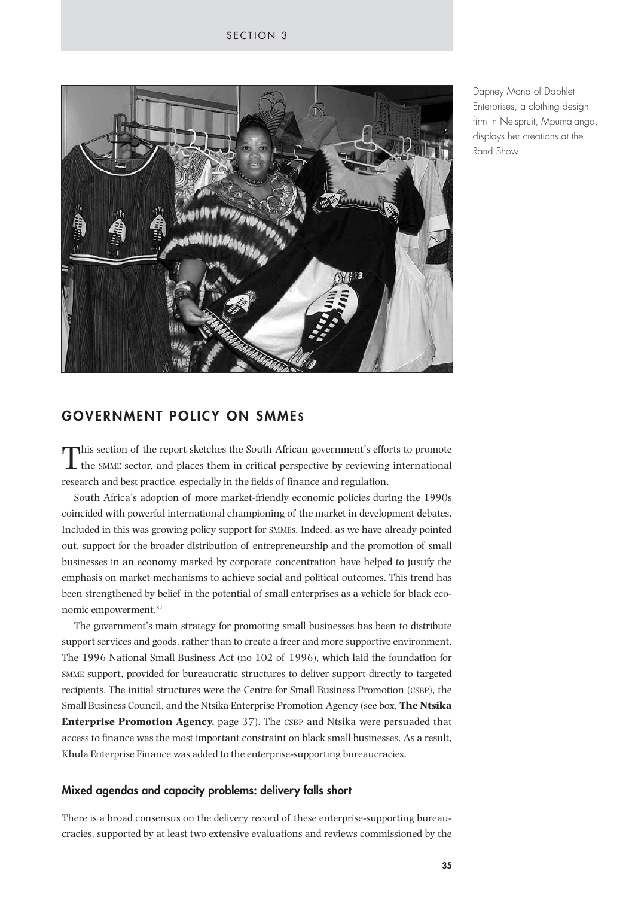Dapney Mona of Daphlet Enterprises, a clothing design firm in Nelspruit, Mpumalanga, displays her creations at the Rand Show.

## GOVERNMENT POLICY ON SMMEs

This section of the report sketches the South African government's efforts to promote the SMME sector, and places them in critical perspective by reviewing international research and best practice, especially in the fields of finance and regulation.

South Africa's adoption of more market-friendly economic policies during the 1990s coincided with powerful international championing of the market in development debates. Included in this was growing policy support for SMMEs. Indeed, as we have already pointed out, support for the broader distribution of entrepreneurship and the promotion of small businesses in an economy marked by corporate concentration have helped to justify the emphasis on market mechanisms to achieve social and political outcomes. This trend has been strengthened by belief in the potential of small enterprises as a vehicle for black economic empowerment.[82]

The government's main strategy for promoting small businesses has been to distribute support services and goods, rather than to create a freer and more supportive environment. The 1996 National Small Business Act (no 102 of 1996), which laid the foundation for SMME support, provided for bureaucratic structures to deliver support directly to targeted recipients. The initial structures were the Centre for Small Business Promotion (CSBP), the Small Business Council, and the Ntsika Enterprise Promotion Agency (see box, **The Ntsika Enterprise Promotion Agency,** page 37). The CSBP and Ntsika were persuaded that access to finance was the most important constraint on black small businesses. As a result, Khula Enterprise Finance was added to the enterprise-supporting bureaucracies.

### Mixed agendas and capacity problems: delivery falls short

There is a broad consensus on the delivery record of these enterprise-supporting bureaucracies, supported by at least two extensive evaluations and reviews commissioned by the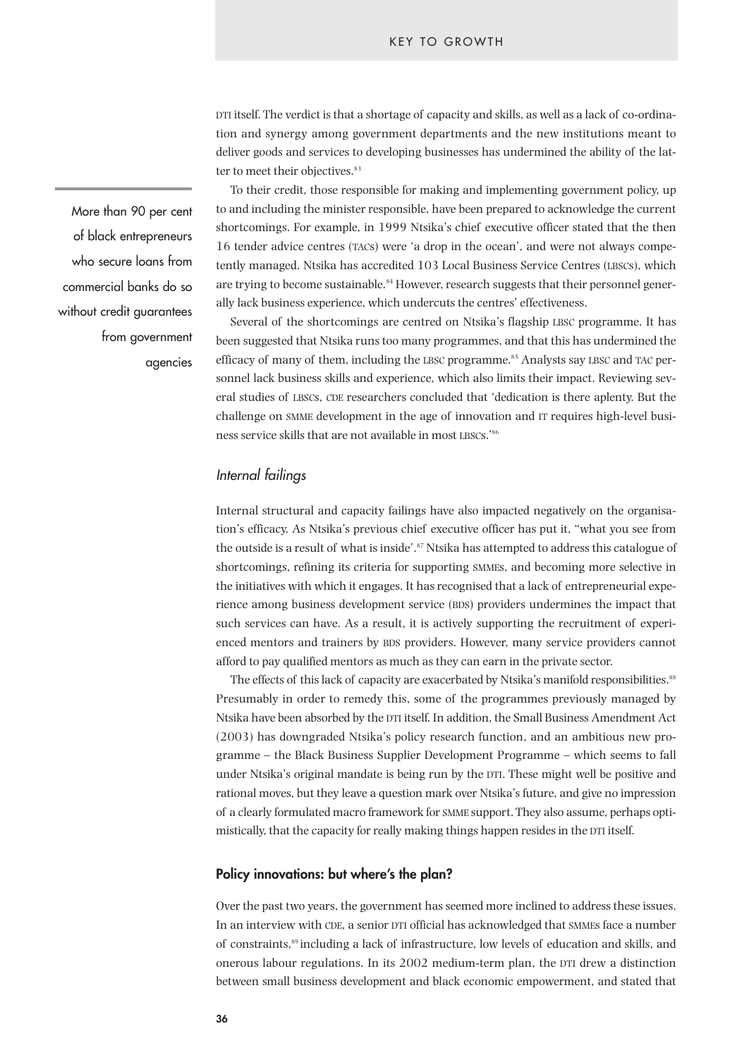DTI itself. The verdict is that a shortage of capacity and skills, as well as a lack of co-ordination and synergy among government departments and the new institutions meant to deliver goods and services to developing businesses has undermined the ability of the latter to meet their objectives.[83]

> More than 90 per cent of black entrepreneurs who secure loans from commercial banks do so without credit guarantees from government agencies

To their credit, those responsible for making and implementing government policy, up to and including the minister responsible, have been prepared to acknowledge the current shortcomings. For example, in 1999 Ntsika's chief executive officer stated that the then 16 tender advice centres (TACs) were 'a drop in the ocean', and were not always competently managed. Ntsika has accredited 103 Local Business Service Centres (LBSCs), which are trying to become sustainable.[84] However, research suggests that their personnel generally lack business experience, which undercuts the centres' effectiveness.

Several of the shortcomings are centred on Ntsika's flagship LBSC programme. It has been suggested that Ntsika runs too many programmes, and that this has undermined the efficacy of many of them, including the LBSC programme.[85] Analysts say LBSC and TAC personnel lack business skills and experience, which also limits their impact. Reviewing several studies of LBSCs, CDE researchers concluded that 'dedication is there aplenty. But the challenge on SMME development in the age of innovation and IT requires high-level business service skills that are not available in most LBSCs.'[86]

### *Internal failings*

Internal structural and capacity failings have also impacted negatively on the organisation's efficacy. As Ntsika's previous chief executive officer has put it, "what you see from the outside is a result of what is inside'.[87] Ntsika has attempted to address this catalogue of shortcomings, refining its criteria for supporting SMMEs, and becoming more selective in the initiatives with which it engages. It has recognised that a lack of entrepreneurial experience among business development service (BDS) providers undermines the impact that such services can have. As a result, it is actively supporting the recruitment of experienced mentors and trainers by BDS providers. However, many service providers cannot afford to pay qualified mentors as much as they can earn in the private sector.

The effects of this lack of capacity are exacerbated by Ntsika's manifold responsibilities.[88] Presumably in order to remedy this, some of the programmes previously managed by Ntsika have been absorbed by the DTI itself. In addition, the Small Business Amendment Act (2003) has downgraded Ntsika's policy research function, and an ambitious new programme – the Black Business Supplier Development Programme – which seems to fall under Ntsika's original mandate is being run by the DTI. These might well be positive and rational moves, but they leave a question mark over Ntsika's future, and give no impression of a clearly formulated macro framework for SMME support. They also assume, perhaps optimistically, that the capacity for really making things happen resides in the DTI itself.

### **Policy innovations: but where's the plan?**

Over the past two years, the government has seemed more inclined to address these issues. In an interview with CDE, a senior DTI official has acknowledged that SMMEs face a number of constraints,[89] including a lack of infrastructure, low levels of education and skills, and onerous labour regulations. In its 2002 medium-term plan, the DTI drew a distinction between small business development and black economic empowerment, and stated that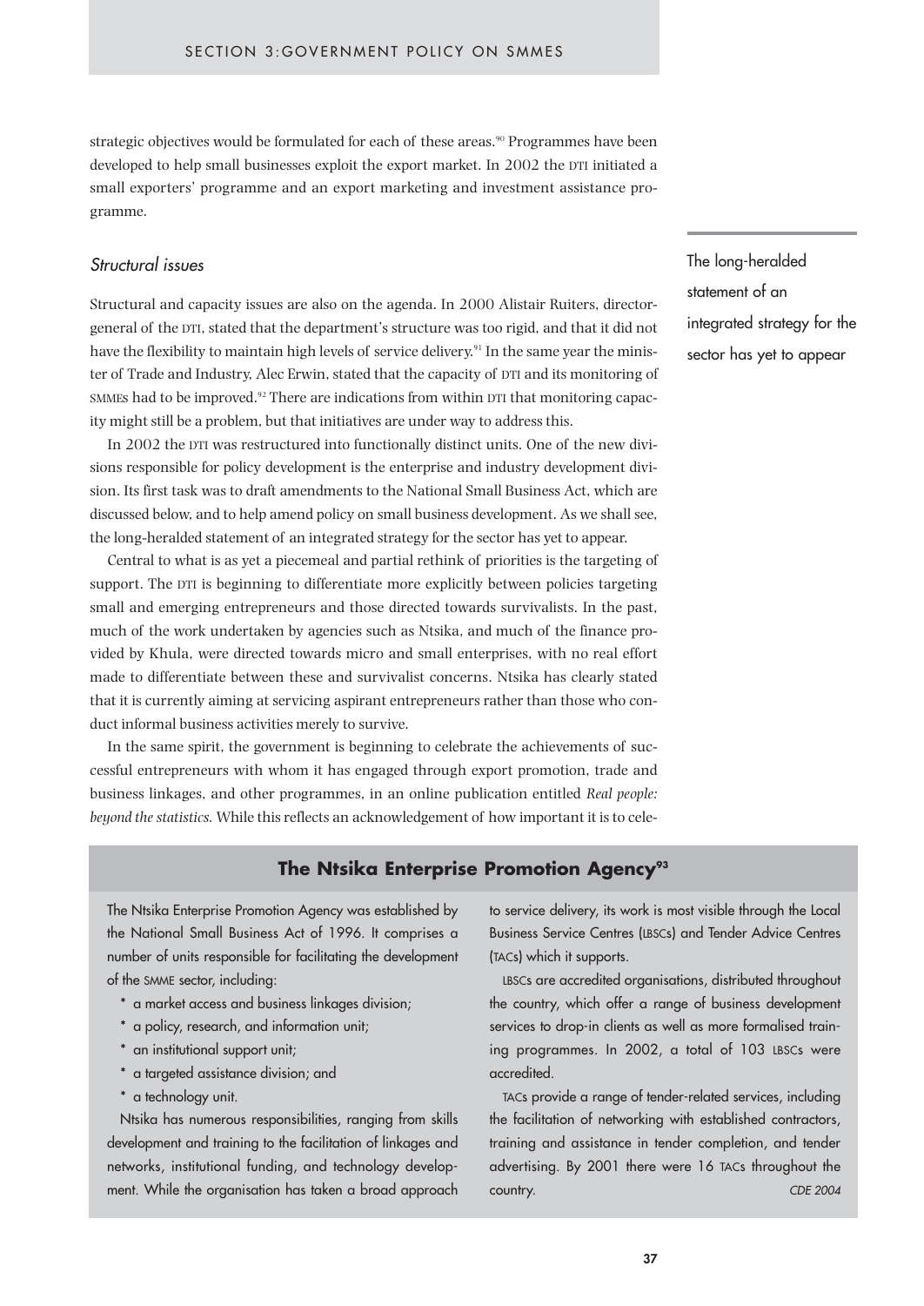strategic objectives would be formulated for each of these areas.[90] Programmes have been developed to help small businesses exploit the export market. In 2002 the DTI initiated a small exporters' programme and an export marketing and investment assistance programme.

### *Structural issues*

Structural and capacity issues are also on the agenda. In 2000 Alistair Ruiters, director-general of the DTI, stated that the department's structure was too rigid, and that it did not have the flexibility to maintain high levels of service delivery.[91] In the same year the minister of Trade and Industry, Alec Erwin, stated that the capacity of DTI and its monitoring of SMMEs had to be improved.[92] There are indications from within DTI that monitoring capacity might still be a problem, but that initiatives are under way to address this.

In 2002 the DTI was restructured into functionally distinct units. One of the new divisions responsible for policy development is the enterprise and industry development division. Its first task was to draft amendments to the National Small Business Act, which are discussed below, and to help amend policy on small business development. As we shall see, the long-heralded statement of an integrated strategy for the sector has yet to appear.

> The long-heralded statement of an integrated strategy for the sector has yet to appear

Central to what is as yet a piecemeal and partial rethink of priorities is the targeting of support. The DTI is beginning to differentiate more explicitly between policies targeting small and emerging entrepreneurs and those directed towards survivalists. In the past, much of the work undertaken by agencies such as Ntsika, and much of the finance provided by Khula, were directed towards micro and small enterprises, with no real effort made to differentiate between these and survivalist concerns. Ntsika has clearly stated that it is currently aiming at servicing aspirant entrepreneurs rather than those who conduct informal business activities merely to survive.

In the same spirit, the government is beginning to celebrate the achievements of successful entrepreneurs with whom it has engaged through export promotion, trade and business linkages, and other programmes, in an online publication entitled *Real people: beyond the statistics.* While this reflects an acknowledgement of how important it is to cele-

---

### The Ntsika Enterprise Promotion Agency[93]

The Ntsika Enterprise Promotion Agency was established by the National Small Business Act of 1996. It comprises a number of units responsible for facilitating the development of the SMME sector, including:

* a market access and business linkages division;
* a policy, research, and information unit;
* an institutional support unit;
* a targeted assistance division; and
* a technology unit.

Ntsika has numerous responsibilities, ranging from skills development and training to the facilitation of linkages and networks, institutional funding, and technology development. While the organisation has taken a broad approach to service delivery, its work is most visible through the Local Business Service Centres (LBSCs) and Tender Advice Centres (TACs) which it supports.

LBSCs are accredited organisations, distributed throughout the country, which offer a range of business development services to drop-in clients as well as more formalised training programmes. In 2002, a total of 103 LBSCs were accredited.

TACs provide a range of tender-related services, including the facilitation of networking with established contractors, training and assistance in tender completion, and tender advertising. By 2001 there were 16 TACs throughout the country.

*CDE 2004*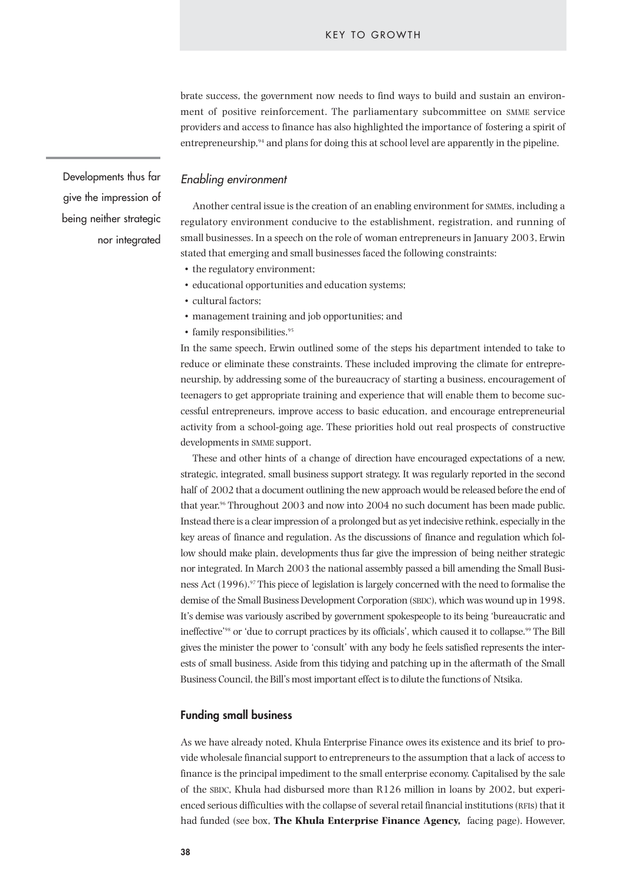brate success, the government now needs to find ways to build and sustain an environment of positive reinforcement. The parliamentary subcommittee on SMME service providers and access to finance has also highlighted the importance of fostering a spirit of entrepreneurship,[94] and plans for doing this at school level are apparently in the pipeline.

Developments thus far give the impression of being neither strategic nor integrated

### *Enabling environment*

Another central issue is the creation of an enabling environment for SMMEs, including a regulatory environment conducive to the establishment, registration, and running of small businesses. In a speech on the role of woman entrepreneurs in January 2003, Erwin stated that emerging and small businesses faced the following constraints:

- the regulatory environment;
- educational opportunities and education systems;
- cultural factors;
- management training and job opportunities; and
- family responsibilities.[95]

In the same speech, Erwin outlined some of the steps his department intended to take to reduce or eliminate these constraints. These included improving the climate for entrepreneurship, by addressing some of the bureaucracy of starting a business, encouragement of teenagers to get appropriate training and experience that will enable them to become successful entrepreneurs, improve access to basic education, and encourage entrepreneurial activity from a school-going age. These priorities hold out real prospects of constructive developments in SMME support.

These and other hints of a change of direction have encouraged expectations of a new, strategic, integrated, small business support strategy. It was regularly reported in the second half of 2002 that a document outlining the new approach would be released before the end of that year.[96] Throughout 2003 and now into 2004 no such document has been made public. Instead there is a clear impression of a prolonged but as yet indecisive rethink, especially in the key areas of finance and regulation. As the discussions of finance and regulation which follow should make plain, developments thus far give the impression of being neither strategic nor integrated. In March 2003 the national assembly passed a bill amending the Small Business Act (1996).[97] This piece of legislation is largely concerned with the need to formalise the demise of the Small Business Development Corporation (SBDC), which was wound up in 1998. It's demise was variously ascribed by government spokespeople to its being 'bureaucratic and ineffective'[98] or 'due to corrupt practices by its officials', which caused it to collapse.[99] The Bill gives the minister the power to 'consult' with any body he feels satisfied represents the interests of small business. Aside from this tidying and patching up in the aftermath of the Small Business Council, the Bill's most important effect is to dilute the functions of Ntsika.

## Funding small business

As we have already noted, Khula Enterprise Finance owes its existence and its brief to provide wholesale financial support to entrepreneurs to the assumption that a lack of access to finance is the principal impediment to the small enterprise economy. Capitalised by the sale of the SBDC, Khula had disbursed more than R126 million in loans by 2002, but experienced serious difficulties with the collapse of several retail financial institutions (RFIs) that it had funded (see box, **The Khula Enterprise Finance Agency,** facing page). However,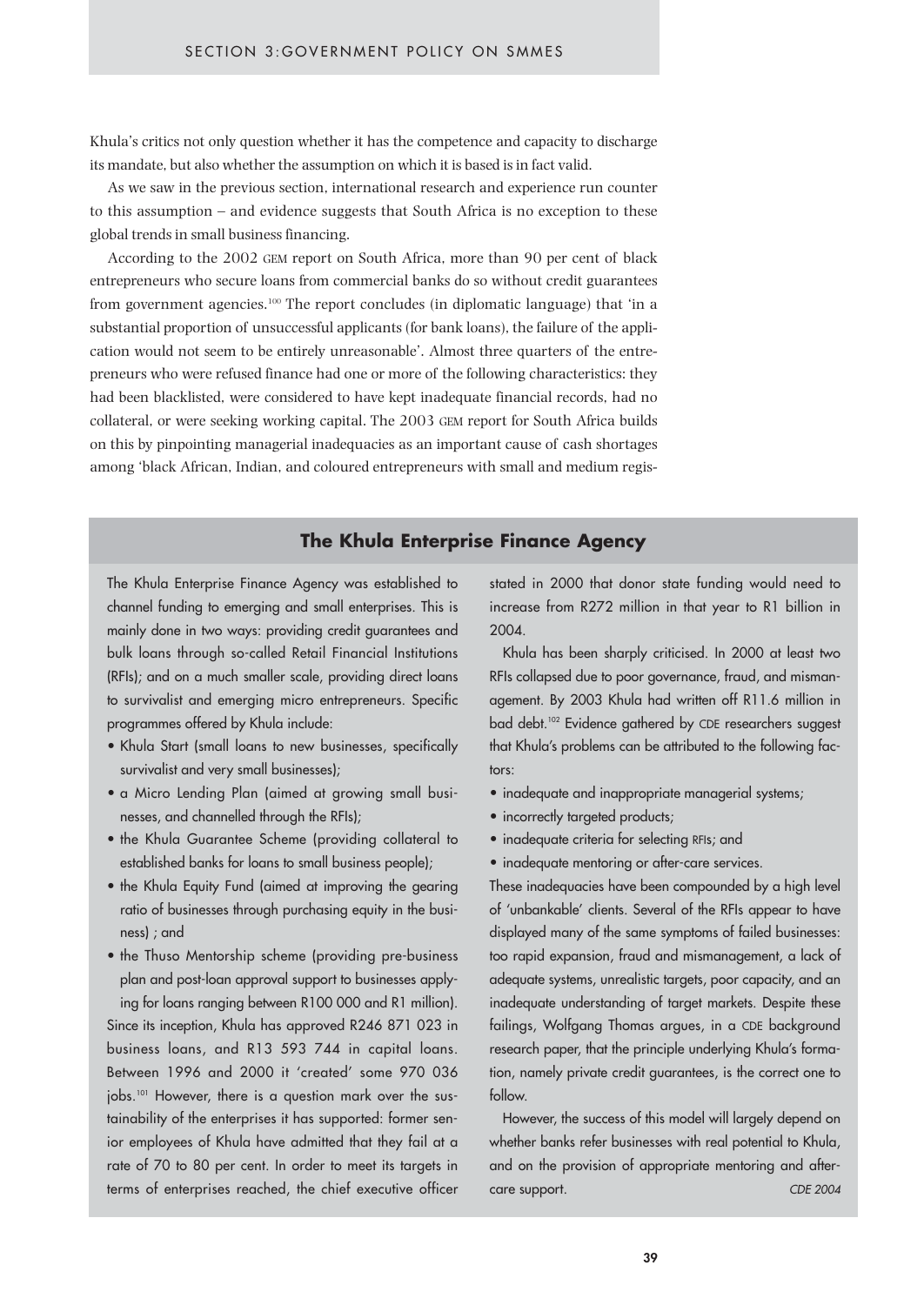Khula's critics not only question whether it has the competence and capacity to discharge its mandate, but also whether the assumption on which it is based is in fact valid.

As we saw in the previous section, international research and experience run counter to this assumption – and evidence suggests that South Africa is no exception to these global trends in small business financing.

According to the 2002 GEM report on South Africa, more than 90 per cent of black entrepreneurs who secure loans from commercial banks do so without credit guarantees from government agencies.[100] The report concludes (in diplomatic language) that 'in a substantial proportion of unsuccessful applicants (for bank loans), the failure of the application would not seem to be entirely unreasonable'. Almost three quarters of the entrepreneurs who were refused finance had one or more of the following characteristics: they had been blacklisted, were considered to have kept inadequate financial records, had no collateral, or were seeking working capital. The 2003 GEM report for South Africa builds on this by pinpointing managerial inadequacies as an important cause of cash shortages among 'black African, Indian, and coloured entrepreneurs with small and medium regis-

## The Khula Enterprise Finance Agency

The Khula Enterprise Finance Agency was established to channel funding to emerging and small enterprises. This is mainly done in two ways: providing credit guarantees and bulk loans through so-called Retail Financial Institutions (RFIs); and on a much smaller scale, providing direct loans to survivalist and emerging micro entrepreneurs. Specific programmes offered by Khula include:

- Khula Start (small loans to new businesses, specifically survivalist and very small businesses);
- a Micro Lending Plan (aimed at growing small businesses, and channelled through the RFIs);
- the Khula Guarantee Scheme (providing collateral to established banks for loans to small business people);
- the Khula Equity Fund (aimed at improving the gearing ratio of businesses through purchasing equity in the business) ; and
- the Thuso Mentorship scheme (providing pre-business plan and post-loan approval support to businesses applying for loans ranging between R100 000 and R1 million).

Since its inception, Khula has approved R246 871 023 in business loans, and R13 593 744 in capital loans. Between 1996 and 2000 it 'created' some 970 036 jobs.[101] However, there is a question mark over the sustainability of the enterprises it has supported: former senior employees of Khula have admitted that they fail at a rate of 70 to 80 per cent. In order to meet its targets in terms of enterprises reached, the chief executive officer stated in 2000 that donor state funding would need to increase from R272 million in that year to R1 billion in 2004.

Khula has been sharply criticised. In 2000 at least two RFIs collapsed due to poor governance, fraud, and mismanagement. By 2003 Khula had written off R11.6 million in bad debt.[102] Evidence gathered by CDE researchers suggest that Khula's problems can be attributed to the following factors:

- inadequate and inappropriate managerial systems;
- incorrectly targeted products;
- inadequate criteria for selecting RFIs; and
- inadequate mentoring or after-care services.

These inadequacies have been compounded by a high level of 'unbankable' clients. Several of the RFIs appear to have displayed many of the same symptoms of failed businesses: too rapid expansion, fraud and mismanagement, a lack of adequate systems, unrealistic targets, poor capacity, and an inadequate understanding of target markets. Despite these failings, Wolfgang Thomas argues, in a CDE background research paper, that the principle underlying Khula's formation, namely private credit guarantees, is the correct one to follow.

However, the success of this model will largely depend on whether banks refer businesses with real potential to Khula, and on the provision of appropriate mentoring and after-care support.

*CDE 2004*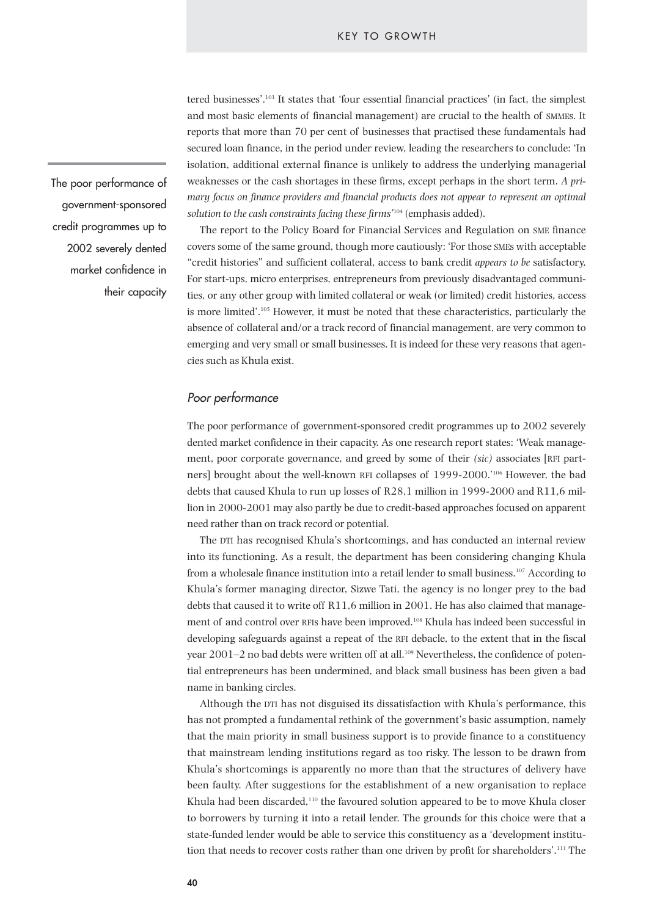tered businesses'.[103] It states that 'four essential financial practices' (in fact, the simplest and most basic elements of financial management) are crucial to the health of SMMEs. It reports that more than 70 per cent of businesses that practised these fundamentals had secured loan finance, in the period under review, leading the researchers to conclude: 'In isolation, additional external finance is unlikely to address the underlying managerial weaknesses or the cash shortages in these firms, except perhaps in the short term. *A primary focus on finance providers and financial products does not appear to represent an optimal solution to the cash constraints facing these firms*'[104] (emphasis added).

The poor performance of government-sponsored credit programmes up to 2002 severely dented market confidence in their capacity

The report to the Policy Board for Financial Services and Regulation on SME finance covers some of the same ground, though more cautiously: 'For those SMEs with acceptable "credit histories" and sufficient collateral, access to bank credit *appears to be* satisfactory. For start-ups, micro enterprises, entrepreneurs from previously disadvantaged communities, or any other group with limited collateral or weak (or limited) credit histories, access is more limited'.[105] However, it must be noted that these characteristics, particularly the absence of collateral and/or a track record of financial management, are very common to emerging and very small or small businesses. It is indeed for these very reasons that agencies such as Khula exist.

## *Poor performance*

The poor performance of government-sponsored credit programmes up to 2002 severely dented market confidence in their capacity. As one research report states: 'Weak management, poor corporate governance, and greed by some of their *(sic)* associates [RFI partners] brought about the well-known RFI collapses of 1999-2000.'[106] However, the bad debts that caused Khula to run up losses of R28,1 million in 1999-2000 and R11,6 million in 2000-2001 may also partly be due to credit-based approaches focused on apparent need rather than on track record or potential.

The DTI has recognised Khula's shortcomings, and has conducted an internal review into its functioning. As a result, the department has been considering changing Khula from a wholesale finance institution into a retail lender to small business.[107] According to Khula's former managing director, Sizwe Tati, the agency is no longer prey to the bad debts that caused it to write off R11,6 million in 2001. He has also claimed that management of and control over RFIs have been improved.[108] Khula has indeed been successful in developing safeguards against a repeat of the RFI debacle, to the extent that in the fiscal year 2001–2 no bad debts were written off at all.[109] Nevertheless, the confidence of potential entrepreneurs has been undermined, and black small business has been given a bad name in banking circles.

Although the DTI has not disguised its dissatisfaction with Khula's performance, this has not prompted a fundamental rethink of the government's basic assumption, namely that the main priority in small business support is to provide finance to a constituency that mainstream lending institutions regard as too risky. The lesson to be drawn from Khula's shortcomings is apparently no more than that the structures of delivery have been faulty. After suggestions for the establishment of a new organisation to replace Khula had been discarded,[110] the favoured solution appeared to be to move Khula closer to borrowers by turning it into a retail lender. The grounds for this choice were that a state-funded lender would be able to service this constituency as a 'development institution that needs to recover costs rather than one driven by profit for shareholders'.[111] The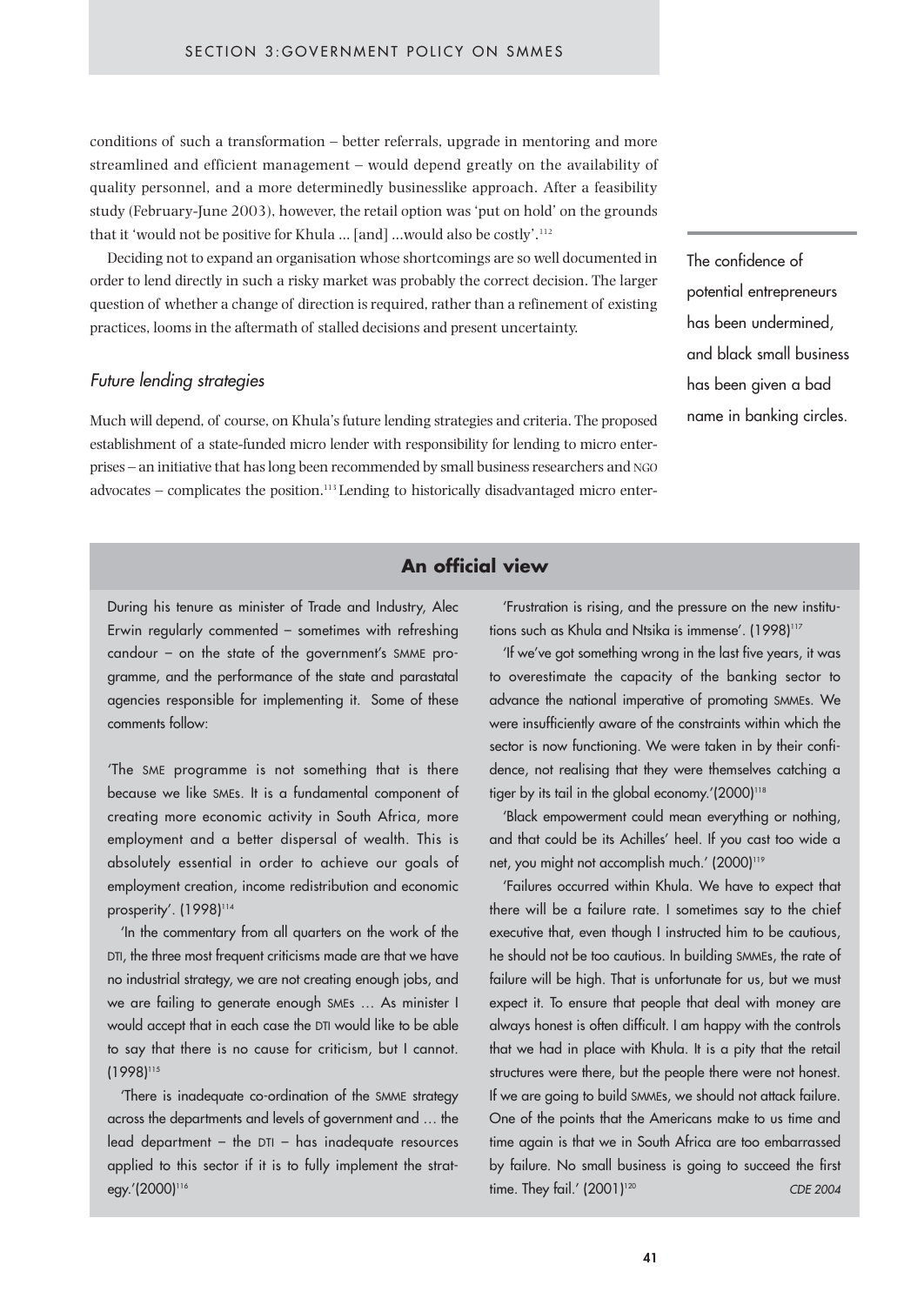conditions of such a transformation – better referrals, upgrade in mentoring and more streamlined and efficient management – would depend greatly on the availability of quality personnel, and a more determinedly businesslike approach. After a feasibility study (February-June 2003), however, the retail option was 'put on hold' on the grounds that it 'would not be positive for Khula ... [and] ...would also be costly'.[112]

Deciding not to expand an organisation whose shortcomings are so well documented in order to lend directly in such a risky market was probably the correct decision. The larger question of whether a change of direction is required, rather than a refinement of existing practices, looms in the aftermath of stalled decisions and present uncertainty.

> The confidence of potential entrepreneurs has been undermined, and black small business has been given a bad name in banking circles.

### *Future lending strategies*

Much will depend, of course, on Khula's future lending strategies and criteria. The proposed establishment of a state-funded micro lender with responsibility for lending to micro enterprises – an initiative that has long been recommended by small business researchers and NGO advocates – complicates the position.[113] Lending to historically disadvantaged micro enter-

## An official view

During his tenure as minister of Trade and Industry, Alec Erwin regularly commented – sometimes with refreshing candour – on the state of the government's SMME programme, and the performance of the state and parastatal agencies responsible for implementing it. Some of these comments follow:

'The SME programme is not something that is there because we like SMEs. It is a fundamental component of creating more economic activity in South Africa, more employment and a better dispersal of wealth. This is absolutely essential in order to achieve our goals of employment creation, income redistribution and economic prosperity'. (1998)[114]

'In the commentary from all quarters on the work of the DTI, the three most frequent criticisms made are that we have no industrial strategy, we are not creating enough jobs, and we are failing to generate enough SMEs … As minister I would accept that in each case the DTI would like to be able to say that there is no cause for criticism, but I cannot. (1998)[115]

'There is inadequate co-ordination of the SMME strategy across the departments and levels of government and … the lead department – the DTI – has inadequate resources applied to this sector if it is to fully implement the strategy.'(2000)[116]

'Frustration is rising, and the pressure on the new institutions such as Khula and Ntsika is immense'. (1998)[117]

'If we've got something wrong in the last five years, it was to overestimate the capacity of the banking sector to advance the national imperative of promoting SMMEs. We were insufficiently aware of the constraints within which the sector is now functioning. We were taken in by their confidence, not realising that they were themselves catching a tiger by its tail in the global economy.'(2000)[118]

'Black empowerment could mean everything or nothing, and that could be its Achilles' heel. If you cast too wide a net, you might not accomplish much.' (2000)[119]

'Failures occurred within Khula. We have to expect that there will be a failure rate. I sometimes say to the chief executive that, even though I instructed him to be cautious, he should not be too cautious. In building SMMEs, the rate of failure will be high. That is unfortunate for us, but we must expect it. To ensure that people that deal with money are always honest is often difficult. I am happy with the controls that we had in place with Khula. It is a pity that the retail structures were there, but the people there were not honest. If we are going to build SMMEs, we should not attack failure. One of the points that the Americans make to us time and time again is that we in South Africa are too embarrassed by failure. No small business is going to succeed the first time. They fail.' (2001)[120]

*CDE 2004*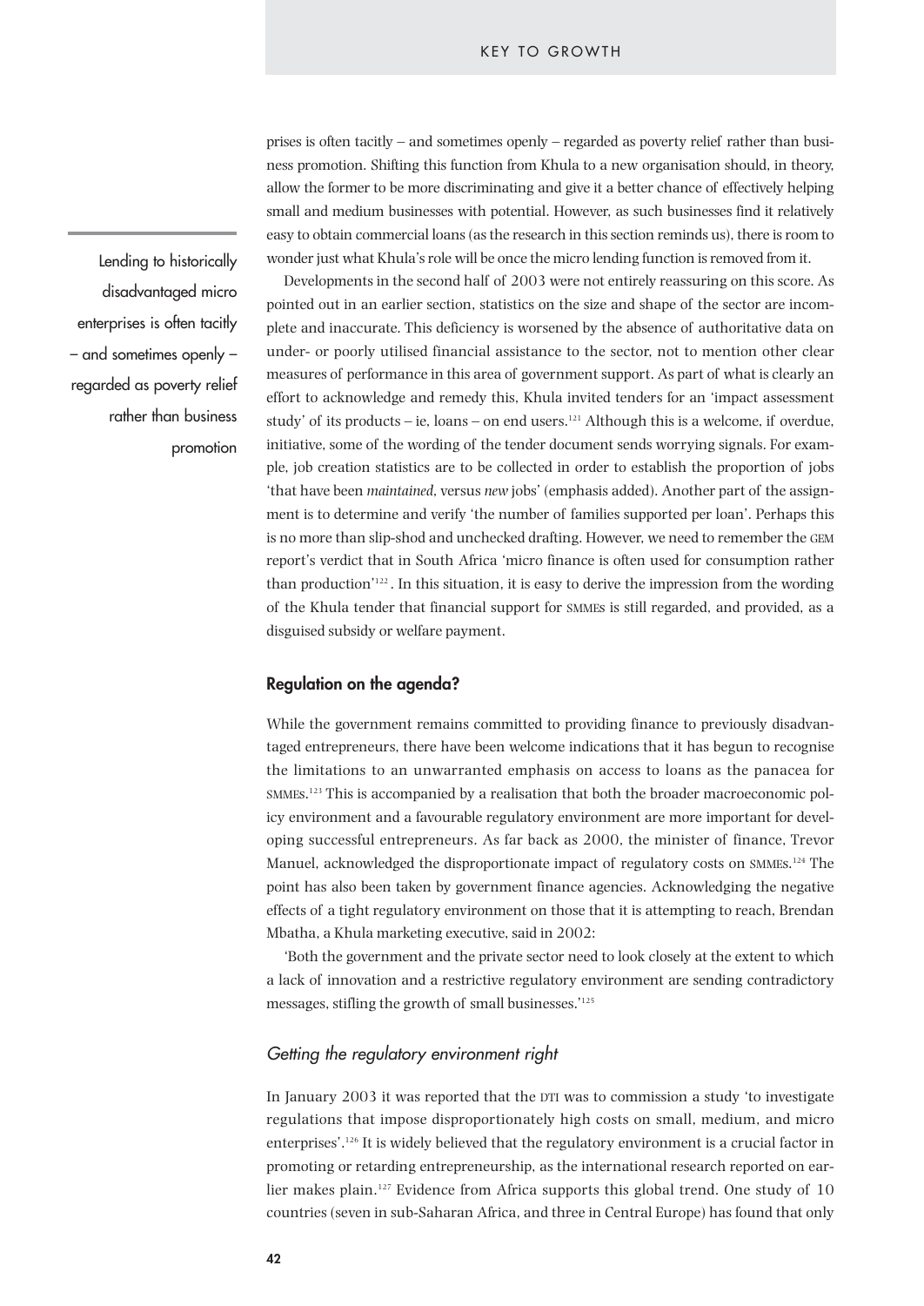prises is often tacitly – and sometimes openly – regarded as poverty relief rather than business promotion. Shifting this function from Khula to a new organisation should, in theory, allow the former to be more discriminating and give it a better chance of effectively helping small and medium businesses with potential. However, as such businesses find it relatively easy to obtain commercial loans (as the research in this section reminds us), there is room to wonder just what Khula's role will be once the micro lending function is removed from it.

Lending to historically disadvantaged micro enterprises is often tacitly – and sometimes openly – regarded as poverty relief rather than business promotion

Developments in the second half of 2003 were not entirely reassuring on this score. As pointed out in an earlier section, statistics on the size and shape of the sector are incomplete and inaccurate. This deficiency is worsened by the absence of authoritative data on under- or poorly utilised financial assistance to the sector, not to mention other clear measures of performance in this area of government support. As part of what is clearly an effort to acknowledge and remedy this, Khula invited tenders for an 'impact assessment study' of its products – ie, loans – on end users.[121] Although this is a welcome, if overdue, initiative, some of the wording of the tender document sends worrying signals. For example, job creation statistics are to be collected in order to establish the proportion of jobs 'that have been *maintained*, versus *new* jobs' (emphasis added). Another part of the assignment is to determine and verify 'the number of families supported per loan'. Perhaps this is no more than slip-shod and unchecked drafting. However, we need to remember the GEM report's verdict that in South Africa 'micro finance is often used for consumption rather than production'[122]. In this situation, it is easy to derive the impression from the wording of the Khula tender that financial support for SMMEs is still regarded, and provided, as a disguised subsidy or welfare payment.

## Regulation on the agenda?

While the government remains committed to providing finance to previously disadvantaged entrepreneurs, there have been welcome indications that it has begun to recognise the limitations to an unwarranted emphasis on access to loans as the panacea for SMMEs.[123] This is accompanied by a realisation that both the broader macroeconomic policy environment and a favourable regulatory environment are more important for developing successful entrepreneurs. As far back as 2000, the minister of finance, Trevor Manuel, acknowledged the disproportionate impact of regulatory costs on SMMEs.[124] The point has also been taken by government finance agencies. Acknowledging the negative effects of a tight regulatory environment on those that it is attempting to reach, Brendan Mbatha, a Khula marketing executive, said in 2002:

'Both the government and the private sector need to look closely at the extent to which a lack of innovation and a restrictive regulatory environment are sending contradictory messages, stifling the growth of small businesses.'[125]

### *Getting the regulatory environment right*

In January 2003 it was reported that the DTI was to commission a study 'to investigate regulations that impose disproportionately high costs on small, medium, and micro enterprises'.[126] It is widely believed that the regulatory environment is a crucial factor in promoting or retarding entrepreneurship, as the international research reported on earlier makes plain.[127] Evidence from Africa supports this global trend. One study of 10 countries (seven in sub-Saharan Africa, and three in Central Europe) has found that only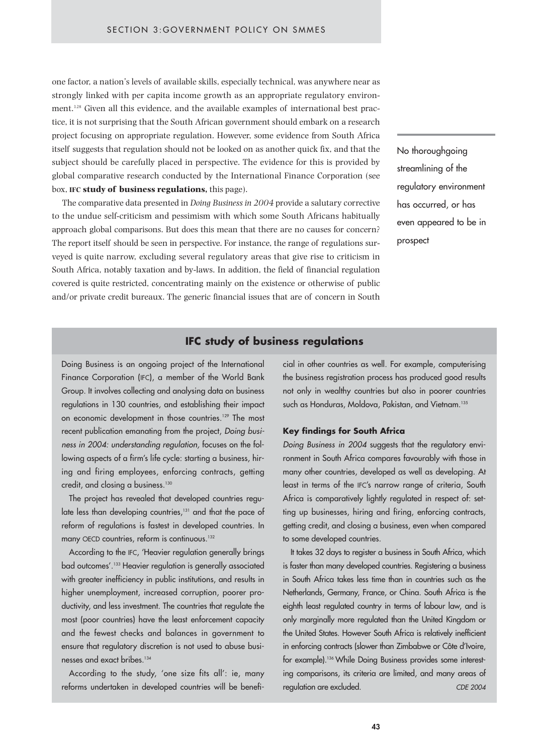one factor, a nation's levels of available skills, especially technical, was anywhere near as strongly linked with per capita income growth as an appropriate regulatory environment.[128] Given all this evidence, and the available examples of international best practice, it is not surprising that the South African government should embark on a research project focusing on appropriate regulation. However, some evidence from South Africa itself suggests that regulation should not be looked on as another quick fix, and that the subject should be carefully placed in perspective. The evidence for this is provided by global comparative research conducted by the International Finance Corporation (see box, **IFC study of business regulations,** this page).

The comparative data presented in *Doing Business in 2004* provide a salutary corrective to the undue self-criticism and pessimism with which some South Africans habitually approach global comparisons. But does this mean that there are no causes for concern? The report itself should be seen in perspective. For instance, the range of regulations surveyed is quite narrow, excluding several regulatory areas that give rise to criticism in South Africa, notably taxation and by-laws. In addition, the field of financial regulation covered is quite restricted, concentrating mainly on the existence or otherwise of public and/or private credit bureaux. The generic financial issues that are of concern in South

No thoroughgoing streamlining of the regulatory environment has occurred, or has even appeared to be in prospect

## IFC study of business regulations

Doing Business is an ongoing project of the International Finance Corporation (IFC), a member of the World Bank Group. It involves collecting and analysing data on business regulations in 130 countries, and establishing their impact on economic development in those countries.[129] The most recent publication emanating from the project, *Doing business in 2004: understanding regulation,* focuses on the following aspects of a firm's life cycle: starting a business, hiring and firing employees, enforcing contracts, getting credit, and closing a business.[130]

The project has revealed that developed countries regulate less than developing countries,[131] and that the pace of reform of regulations is fastest in developed countries. In many OECD countries, reform is continuous.[132]

According to the IFC, 'Heavier regulation generally brings bad outcomes'.[133] Heavier regulation is generally associated with greater inefficiency in public institutions, and results in higher unemployment, increased corruption, poorer productivity, and less investment. The countries that regulate the most (poor countries) have the least enforcement capacity and the fewest checks and balances in government to ensure that regulatory discretion is not used to abuse businesses and exact bribes.[134]

According to the study, 'one size fits all': ie, many reforms undertaken in developed countries will be beneficial in other countries as well. For example, computerising the business registration process has produced good results not only in wealthy countries but also in poorer countries such as Honduras, Moldova, Pakistan, and Vietnam.[135]

### Key findings for South Africa

*Doing Business in 2004* suggests that the regulatory environment in South Africa compares favourably with those in many other countries, developed as well as developing. At least in terms of the IFC's narrow range of criteria, South Africa is comparatively lightly regulated in respect of: setting up businesses, hiring and firing, enforcing contracts, getting credit, and closing a business, even when compared to some developed countries.

It takes 32 days to register a business in South Africa, which is faster than many developed countries. Registering a business in South Africa takes less time than in countries such as the Netherlands, Germany, France, or China. South Africa is the eighth least regulated country in terms of labour law, and is only marginally more regulated than the United Kingdom or the United States. However South Africa is relatively inefficient in enforcing contracts (slower than Zimbabwe or Côte d'Ivoire, for example).[136] While Doing Business provides some interesting comparisons, its criteria are limited, and many areas of regulation are excluded.

*CDE 2004*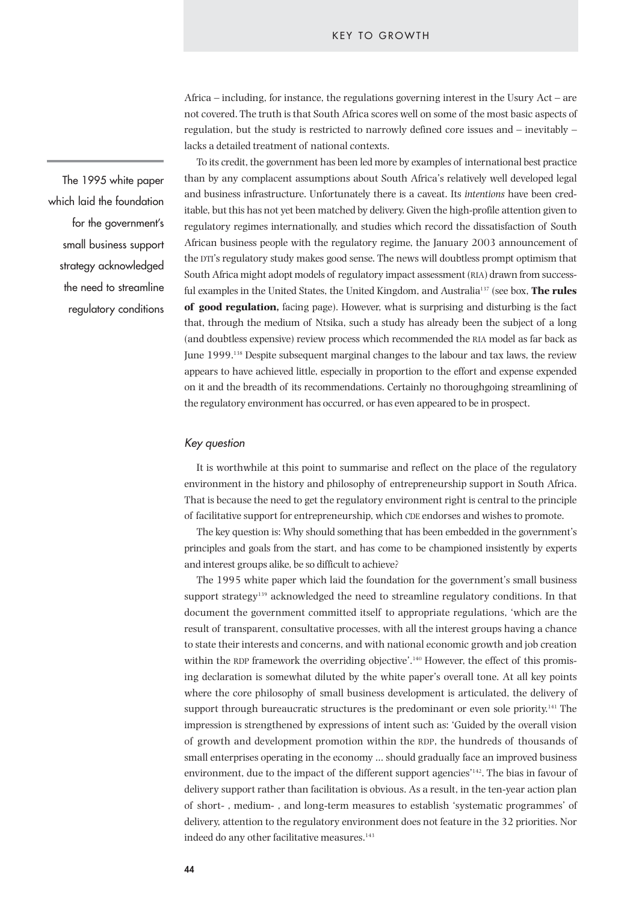Africa – including, for instance, the regulations governing interest in the Usury Act – are not covered. The truth is that South Africa scores well on some of the most basic aspects of regulation, but the study is restricted to narrowly defined core issues and – inevitably – lacks a detailed treatment of national contexts.

To its credit, the government has been led more by examples of international best practice than by any complacent assumptions about South Africa's relatively well developed legal and business infrastructure. Unfortunately there is a caveat. Its *intentions* have been creditable, but this has not yet been matched by delivery. Given the high-profile attention given to regulatory regimes internationally, and studies which record the dissatisfaction of South African business people with the regulatory regime, the January 2003 announcement of the DTI's regulatory study makes good sense. The news will doubtless prompt optimism that South Africa might adopt models of regulatory impact assessment (RIA) drawn from successful examples in the United States, the United Kingdom, and Australia[137] (see box, **The rules of good regulation,** facing page). However, what is surprising and disturbing is the fact that, through the medium of Ntsika, such a study has already been the subject of a long (and doubtless expensive) review process which recommended the RIA model as far back as June 1999.[138] Despite subsequent marginal changes to the labour and tax laws, the review appears to have achieved little, especially in proportion to the effort and expense expended on it and the breadth of its recommendations. Certainly no thoroughgoing streamlining of the regulatory environment has occurred, or has even appeared to be in prospect.

> The 1995 white paper which laid the foundation for the government's small business support strategy acknowledged the need to streamline regulatory conditions

### *Key question*

It is worthwhile at this point to summarise and reflect on the place of the regulatory environment in the history and philosophy of entrepreneurship support in South Africa. That is because the need to get the regulatory environment right is central to the principle of facilitative support for entrepreneurship, which CDE endorses and wishes to promote.

The key question is: Why should something that has been embedded in the government's principles and goals from the start, and has come to be championed insistently by experts and interest groups alike, be so difficult to achieve?

The 1995 white paper which laid the foundation for the government's small business support strategy[139] acknowledged the need to streamline regulatory conditions. In that document the government committed itself to appropriate regulations, 'which are the result of transparent, consultative processes, with all the interest groups having a chance to state their interests and concerns, and with national economic growth and job creation within the RDP framework the overriding objective'.[140] However, the effect of this promising declaration is somewhat diluted by the white paper's overall tone. At all key points where the core philosophy of small business development is articulated, the delivery of support through bureaucratic structures is the predominant or even sole priority.[141] The impression is strengthened by expressions of intent such as: 'Guided by the overall vision of growth and development promotion within the RDP, the hundreds of thousands of small enterprises operating in the economy ... should gradually face an improved business environment, due to the impact of the different support agencies'[142]. The bias in favour of delivery support rather than facilitation is obvious. As a result, in the ten-year action plan of short- , medium- , and long-term measures to establish 'systematic programmes' of delivery, attention to the regulatory environment does not feature in the 32 priorities. Nor indeed do any other facilitative measures.[143]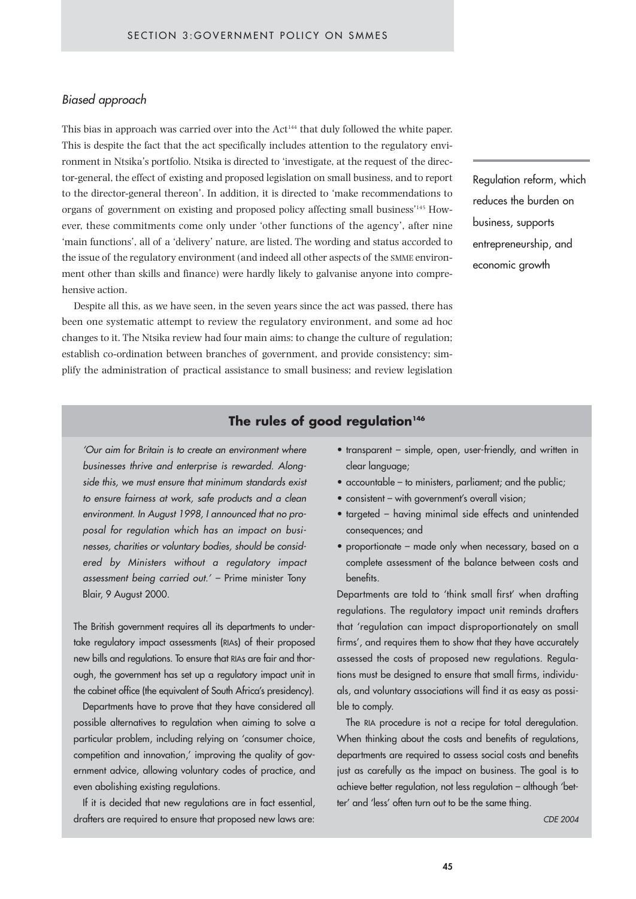### *Biased approach*

This bias in approach was carried over into the Act[144] that duly followed the white paper. This is despite the fact that the act specifically includes attention to the regulatory environment in Ntsika's portfolio. Ntsika is directed to 'investigate, at the request of the director-general, the effect of existing and proposed legislation on small business, and to report to the director-general thereon'. In addition, it is directed to 'make recommendations to organs of government on existing and proposed policy affecting small business'[145] However, these commitments come only under 'other functions of the agency', after nine 'main functions', all of a 'delivery' nature, are listed. The wording and status accorded to the issue of the regulatory environment (and indeed all other aspects of the SMME environment other than skills and finance) were hardly likely to galvanise anyone into comprehensive action.

Despite all this, as we have seen, in the seven years since the act was passed, there has been one systematic attempt to review the regulatory environment, and some ad hoc changes to it. The Ntsika review had four main aims: to change the culture of regulation; establish co-ordination between branches of government, and provide consistency; simplify the administration of practical assistance to small business; and review legislation

Regulation reform, which reduces the burden on business, supports entrepreneurship, and economic growth

## The rules of good regulation[146]

*'Our aim for Britain is to create an environment where businesses thrive and enterprise is rewarded. Alongside this, we must ensure that minimum standards exist to ensure fairness at work, safe products and a clean environment. In August 1998, I announced that no proposal for regulation which has an impact on businesses, charities or voluntary bodies, should be considered by Ministers without a regulatory impact assessment being carried out.'* – Prime minister Tony Blair, 9 August 2000.

The British government requires all its departments to undertake regulatory impact assessments (RIAs) of their proposed new bills and regulations. To ensure that RIAs are fair and thorough, the government has set up a regulatory impact unit in the cabinet office (the equivalent of South Africa's presidency).

Departments have to prove that they have considered all possible alternatives to regulation when aiming to solve a particular problem, including relying on 'consumer choice, competition and innovation,' improving the quality of government advice, allowing voluntary codes of practice, and even abolishing existing regulations.

If it is decided that new regulations are in fact essential, drafters are required to ensure that proposed new laws are:

- transparent – simple, open, user-friendly, and written in clear language;
- accountable – to ministers, parliament; and the public;
- consistent – with government's overall vision;
- targeted – having minimal side effects and unintended consequences; and
- proportionate – made only when necessary, based on a complete assessment of the balance between costs and benefits.

Departments are told to 'think small first' when drafting regulations. The regulatory impact unit reminds drafters that 'regulation can impact disproportionately on small firms', and requires them to show that they have accurately assessed the costs of proposed new regulations. Regulations must be designed to ensure that small firms, individuals, and voluntary associations will find it as easy as possible to comply.

The RIA procedure is not a recipe for total deregulation. When thinking about the costs and benefits of regulations, departments are required to assess social costs and benefits just as carefully as the impact on business. The goal is to achieve better regulation, not less regulation – although 'better' and 'less' often turn out to be the same thing.

*CDE 2004*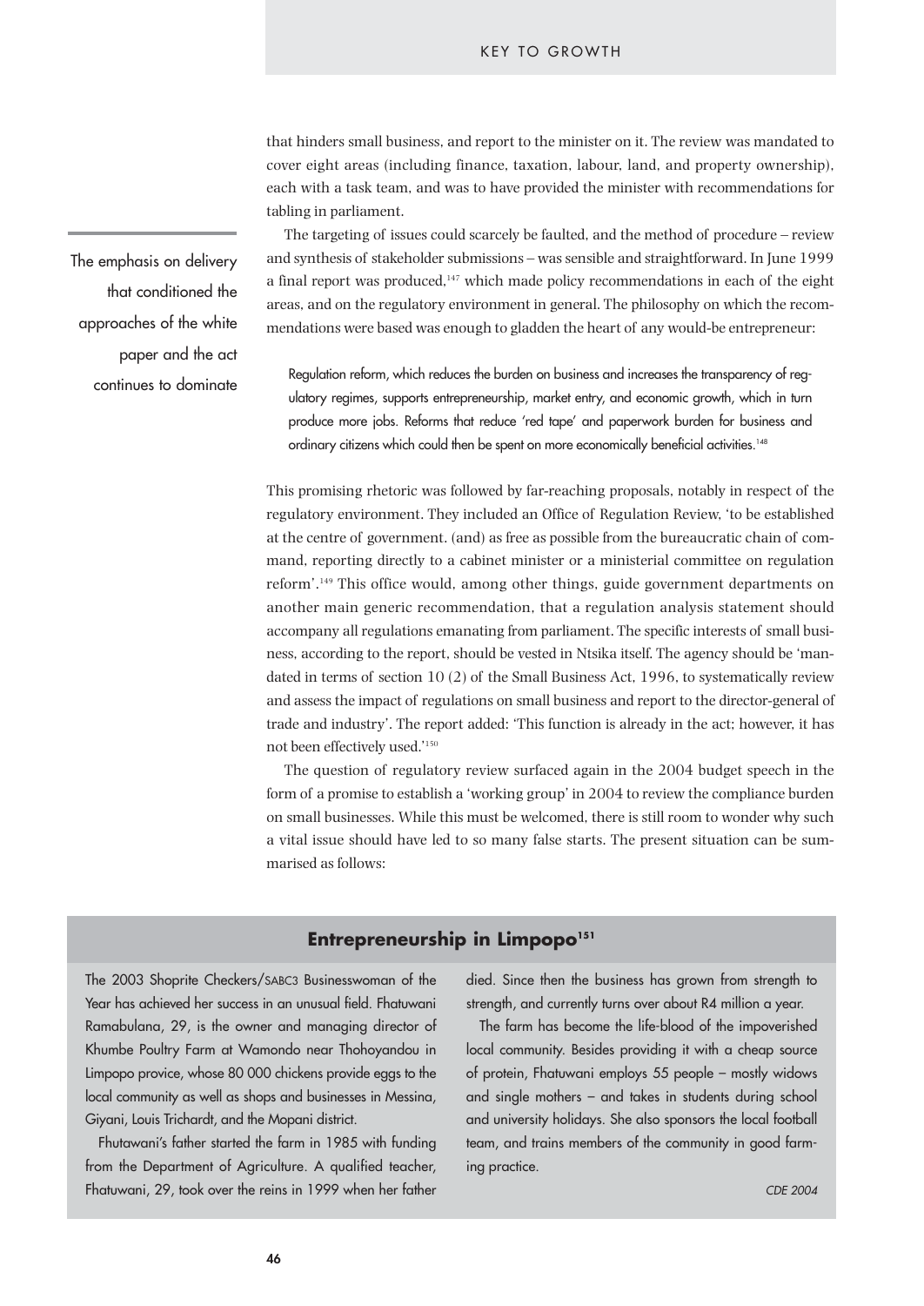that hinders small business, and report to the minister on it. The review was mandated to cover eight areas (including finance, taxation, labour, land, and property ownership), each with a task team, and was to have provided the minister with recommendations for tabling in parliament.

> The emphasis on delivery that conditioned the approaches of the white paper and the act continues to dominate

The targeting of issues could scarcely be faulted, and the method of procedure – review and synthesis of stakeholder submissions – was sensible and straightforward. In June 1999 a final report was produced,[147] which made policy recommendations in each of the eight areas, and on the regulatory environment in general. The philosophy on which the recommendations were based was enough to gladden the heart of any would-be entrepreneur:

> Regulation reform, which reduces the burden on business and increases the transparency of regulatory regimes, supports entrepreneurship, market entry, and economic growth, which in turn produce more jobs. Reforms that reduce 'red tape' and paperwork burden for business and ordinary citizens which could then be spent on more economically beneficial activities.[148]

This promising rhetoric was followed by far-reaching proposals, notably in respect of the regulatory environment. They included an Office of Regulation Review, 'to be established at the centre of government. (and) as free as possible from the bureaucratic chain of command, reporting directly to a cabinet minister or a ministerial committee on regulation reform'.[149] This office would, among other things, guide government departments on another main generic recommendation, that a regulation analysis statement should accompany all regulations emanating from parliament. The specific interests of small business, according to the report, should be vested in Ntsika itself. The agency should be 'mandated in terms of section 10 (2) of the Small Business Act, 1996, to systematically review and assess the impact of regulations on small business and report to the director-general of trade and industry'. The report added: 'This function is already in the act; however, it has not been effectively used.'[150]

The question of regulatory review surfaced again in the 2004 budget speech in the form of a promise to establish a 'working group' in 2004 to review the compliance burden on small businesses. While this must be welcomed, there is still room to wonder why such a vital issue should have led to so many false starts. The present situation can be summarised as follows:

## Entrepreneurship in Limpopo[151]

The 2003 Shoprite Checkers/SABC3 Businesswoman of the Year has achieved her success in an unusual field. Fhatuwani Ramabulana, 29, is the owner and managing director of Khumbe Poultry Farm at Wamondo near Thohoyandou in Limpopo provice, whose 80 000 chickens provide eggs to the local community as well as shops and businesses in Messina, Giyani, Louis Trichardt, and the Mopani district.

Fhutawani's father started the farm in 1985 with funding from the Department of Agriculture. A qualified teacher, Fhatuwani, 29, took over the reins in 1999 when her father died. Since then the business has grown from strength to strength, and currently turns over about R4 million a year.

The farm has become the life-blood of the impoverished local community. Besides providing it with a cheap source of protein, Fhatuwani employs 55 people – mostly widows and single mothers – and takes in students during school and university holidays. She also sponsors the local football team, and trains members of the community in good farming practice.

*CDE 2004*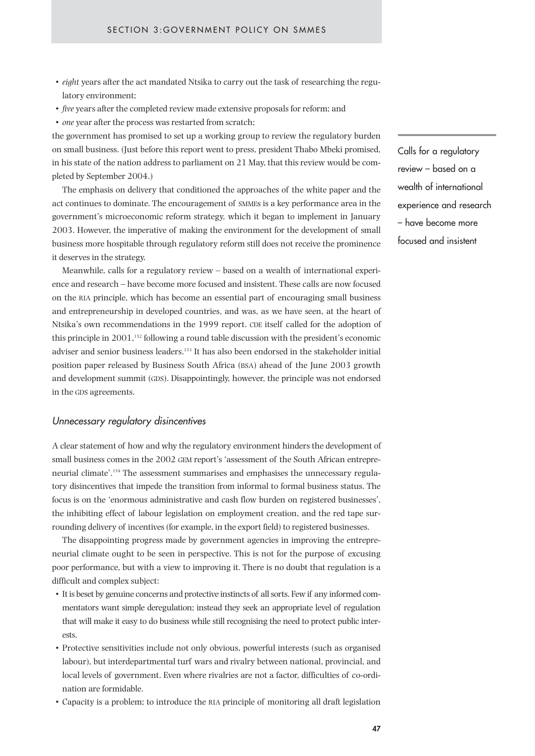- *eight* years after the act mandated Ntsika to carry out the task of researching the regulatory environment;
- *five* years after the completed review made extensive proposals for reform; and
- *one* year after the process was restarted from scratch;

the government has promised to set up a working group to review the regulatory burden on small business. (Just before this report went to press, president Thabo Mbeki promised, in his state of the nation address to parliament on 21 May, that this review would be completed by September 2004.)

The emphasis on delivery that conditioned the approaches of the white paper and the act continues to dominate. The encouragement of SMMEs is a key performance area in the government's microeconomic reform strategy, which it began to implement in January 2003. However, the imperative of making the environment for the development of small business more hospitable through regulatory reform still does not receive the prominence it deserves in the strategy.

Calls for a regulatory review – based on a wealth of international experience and research – have become more focused and insistent

Meanwhile, calls for a regulatory review – based on a wealth of international experience and research – have become more focused and insistent. These calls are now focused on the RIA principle, which has become an essential part of encouraging small business and entrepreneurship in developed countries, and was, as we have seen, at the heart of Ntsika's own recommendations in the 1999 report. CDE itself called for the adoption of this principle in 2001,[152] following a round table discussion with the president's economic adviser and senior business leaders.[153] It has also been endorsed in the stakeholder initial position paper released by Business South Africa (BSA) ahead of the June 2003 growth and development summit (GDS). Disappointingly, however, the principle was not endorsed in the GDS agreements.

### *Unnecessary regulatory disincentives*

A clear statement of how and why the regulatory environment hinders the development of small business comes in the 2002 GEM report's 'assessment of the South African entrepreneurial climate'.[154] The assessment summarises and emphasises the unnecessary regulatory disincentives that impede the transition from informal to formal business status. The focus is on the 'enormous administrative and cash flow burden on registered businesses', the inhibiting effect of labour legislation on employment creation, and the red tape surrounding delivery of incentives (for example, in the export field) to registered businesses.

The disappointing progress made by government agencies in improving the entrepreneurial climate ought to be seen in perspective. This is not for the purpose of excusing poor performance, but with a view to improving it. There is no doubt that regulation is a difficult and complex subject:

- It is beset by genuine concerns and protective instincts of all sorts. Few if any informed commentators want simple deregulation; instead they seek an appropriate level of regulation that will make it easy to do business while still recognising the need to protect public interests.
- Protective sensitivities include not only obvious, powerful interests (such as organised labour), but interdepartmental turf wars and rivalry between national, provincial, and local levels of government. Even where rivalries are not a factor, difficulties of co-ordination are formidable.
- Capacity is a problem; to introduce the RIA principle of monitoring all draft legislation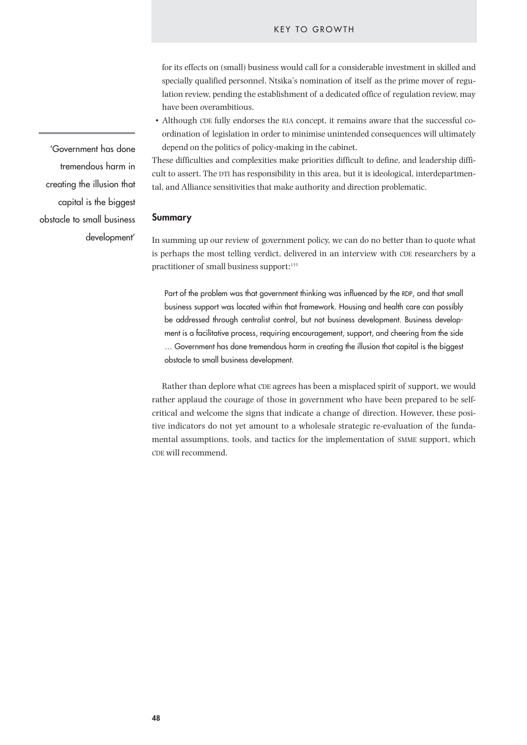for its effects on (small) business would call for a considerable investment in skilled and specially qualified personnel. Ntsika's nomination of itself as the prime mover of regulation review, pending the establishment of a dedicated office of regulation review, may have been overambitious.

- Although CDE fully endorses the RIA concept, it remains aware that the successful co-ordination of legislation in order to minimise unintended consequences will ultimately depend on the politics of policy-making in the cabinet.

These difficulties and complexities make priorities difficult to define, and leadership difficult to assert. The DTI has responsibility in this area, but it is ideological, interdepartmental, and Alliance sensitivities that make authority and direction problematic.

'Government has done tremendous harm in creating the illusion that capital is the biggest obstacle to small business development'

### Summary

In summing up our review of government policy, we can do no better than to quote what is perhaps the most telling verdict, delivered in an interview with CDE researchers by a practitioner of small business support:[155]

> Part of the problem was that government thinking was influenced by the RDP, and that small business support was located within that framework. Housing and health care can possibly be addressed through centralist control, but not business development. Business development is a facilitative process, requiring encouragement, support, and cheering from the side … Government has done tremendous harm in creating the illusion that capital is the biggest obstacle to small business development.

Rather than deplore what CDE agrees has been a misplaced spirit of support, we would rather applaud the courage of those in government who have been prepared to be self-critical and welcome the signs that indicate a change of direction. However, these positive indicators do not yet amount to a wholesale strategic re-evaluation of the fundamental assumptions, tools, and tactics for the implementation of SMME support, which CDE will recommend.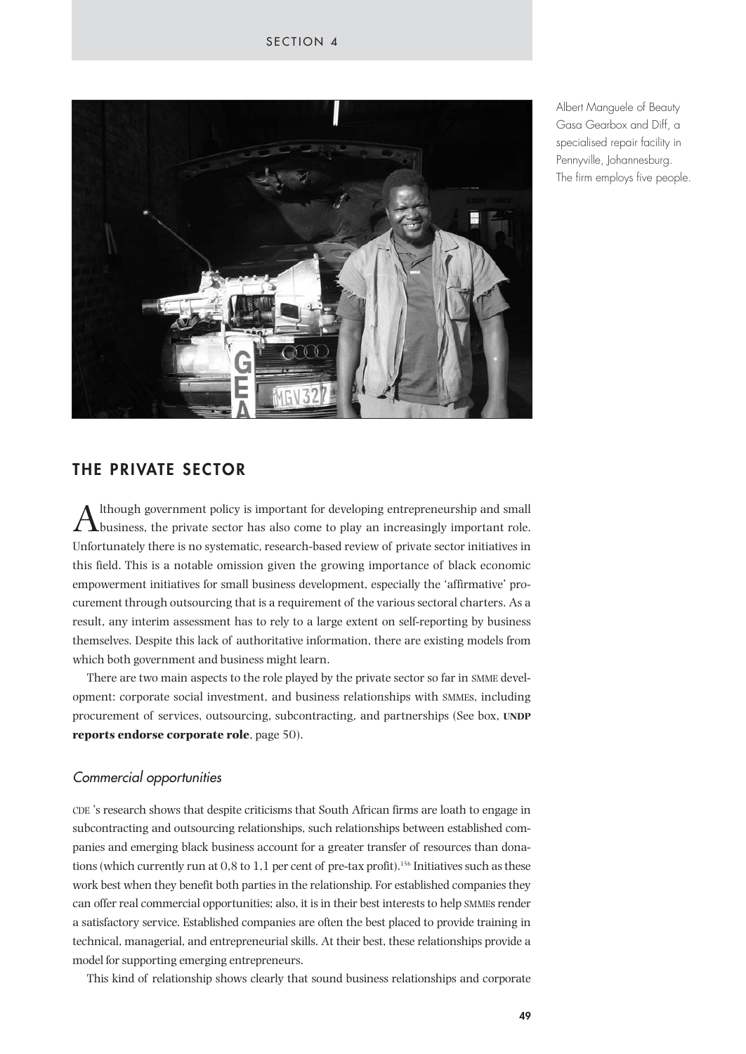Albert Manguele of Beauty Gasa Gearbox and Diff, a specialised repair facility in Pennyville, Johannesburg. The firm employs five people.

## THE PRIVATE SECTOR

Although government policy is important for developing entrepreneurship and small business, the private sector has also come to play an increasingly important role. Unfortunately there is no systematic, research-based review of private sector initiatives in this field. This is a notable omission given the growing importance of black economic empowerment initiatives for small business development, especially the 'affirmative' procurement through outsourcing that is a requirement of the various sectoral charters. As a result, any interim assessment has to rely to a large extent on self-reporting by business themselves. Despite this lack of authoritative information, there are existing models from which both government and business might learn.

There are two main aspects to the role played by the private sector so far in SMME development: corporate social investment, and business relationships with SMMEs, including procurement of services, outsourcing, subcontracting, and partnerships (See box, **UNDP reports endorse corporate role**, page 50).

### *Commercial opportunities*

CDE 's research shows that despite criticisms that South African firms are loath to engage in subcontracting and outsourcing relationships, such relationships between established companies and emerging black business account for a greater transfer of resources than donations (which currently run at 0,8 to 1,1 per cent of pre-tax profit).[156] Initiatives such as these work best when they benefit both parties in the relationship. For established companies they can offer real commercial opportunities; also, it is in their best interests to help SMMEs render a satisfactory service. Established companies are often the best placed to provide training in technical, managerial, and entrepreneurial skills. At their best, these relationships provide a model for supporting emerging entrepreneurs.

This kind of relationship shows clearly that sound business relationships and corporate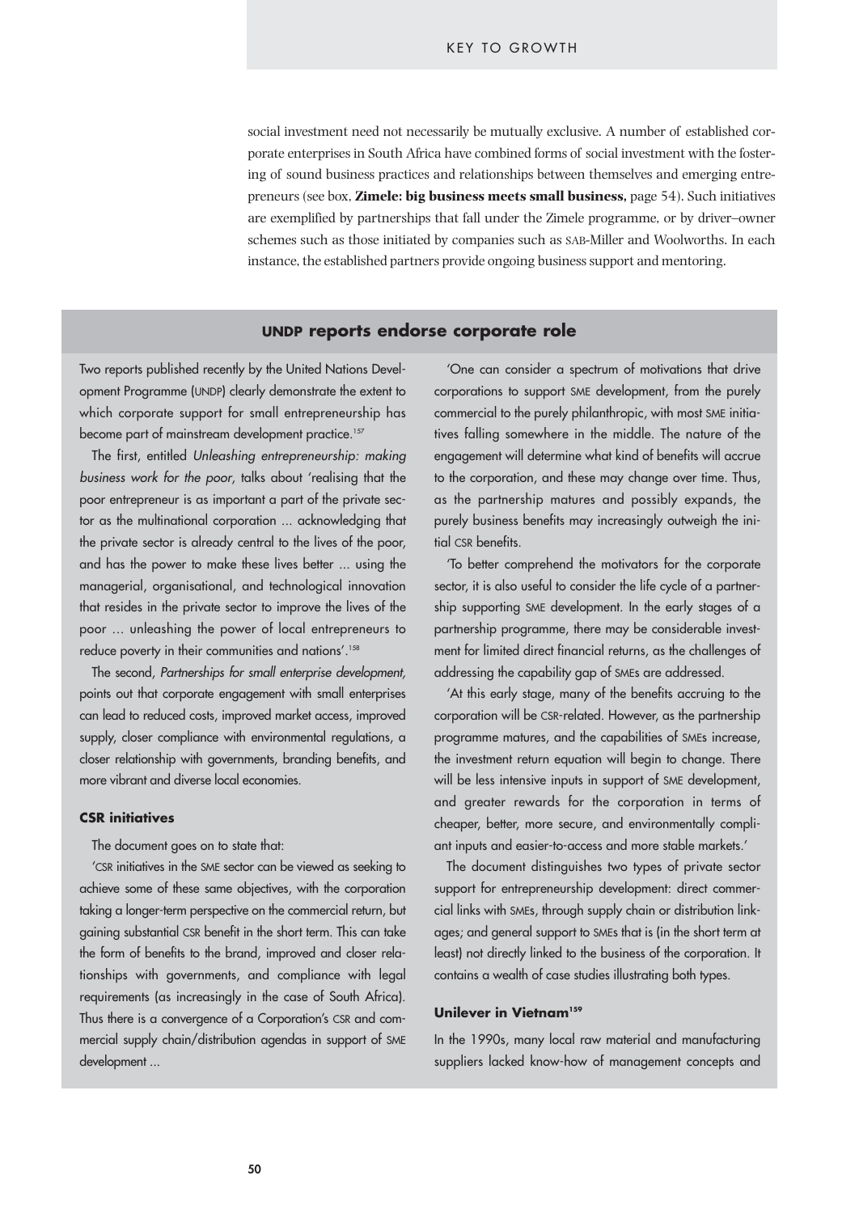social investment need not necessarily be mutually exclusive. A number of established corporate enterprises in South Africa have combined forms of social investment with the fostering of sound business practices and relationships between themselves and emerging entrepreneurs (see box, **Zimele: big business meets small business,** page 54). Such initiatives are exemplified by partnerships that fall under the Zimele programme, or by driver–owner schemes such as those initiated by companies such as SAB-Miller and Woolworths. In each instance, the established partners provide ongoing business support and mentoring.

## UNDP reports endorse corporate role

Two reports published recently by the United Nations Development Programme (UNDP) clearly demonstrate the extent to which corporate support for small entrepreneurship has become part of mainstream development practice.[157]

The first, entitled *Unleashing entrepreneurship: making business work for the poor*, talks about 'realising that the poor entrepreneur is as important a part of the private sector as the multinational corporation ... acknowledging that the private sector is already central to the lives of the poor, and has the power to make these lives better ... using the managerial, organisational, and technological innovation that resides in the private sector to improve the lives of the poor ... unleashing the power of local entrepreneurs to reduce poverty in their communities and nations'.[158]

The second, *Partnerships for small enterprise development,* points out that corporate engagement with small enterprises can lead to reduced costs, improved market access, improved supply, closer compliance with environmental regulations, a closer relationship with governments, branding benefits, and more vibrant and diverse local economies.

### CSR initiatives

The document goes on to state that:

'CSR initiatives in the SME sector can be viewed as seeking to achieve some of these same objectives, with the corporation taking a longer-term perspective on the commercial return, but gaining substantial CSR benefit in the short term. This can take the form of benefits to the brand, improved and closer relationships with governments, and compliance with legal requirements (as increasingly in the case of South Africa). Thus there is a convergence of a Corporation's CSR and commercial supply chain/distribution agendas in support of SME development ...

'One can consider a spectrum of motivations that drive corporations to support SME development, from the purely commercial to the purely philanthropic, with most SME initiatives falling somewhere in the middle. The nature of the engagement will determine what kind of benefits will accrue to the corporation, and these may change over time. Thus, as the partnership matures and possibly expands, the purely business benefits may increasingly outweigh the initial CSR benefits.

'To better comprehend the motivators for the corporate sector, it is also useful to consider the life cycle of a partnership supporting SME development. In the early stages of a partnership programme, there may be considerable investment for limited direct financial returns, as the challenges of addressing the capability gap of SMEs are addressed.

'At this early stage, many of the benefits accruing to the corporation will be CSR-related. However, as the partnership programme matures, and the capabilities of SMEs increase, the investment return equation will begin to change. There will be less intensive inputs in support of SME development, and greater rewards for the corporation in terms of cheaper, better, more secure, and environmentally compliant inputs and easier-to-access and more stable markets.'

The document distinguishes two types of private sector support for entrepreneurship development: direct commercial links with SMEs, through supply chain or distribution linkages; and general support to SMEs that is (in the short term at least) not directly linked to the business of the corporation. It contains a wealth of case studies illustrating both types.

### Unilever in Vietnam[159]

In the 1990s, many local raw material and manufacturing suppliers lacked know-how of management concepts and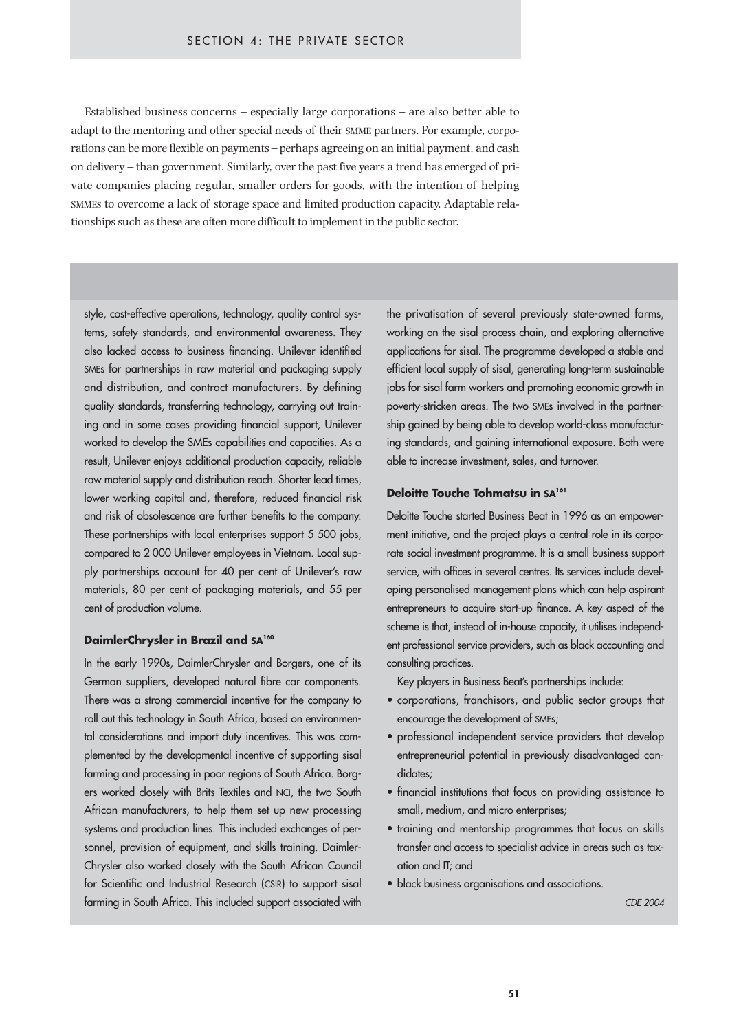Established business concerns – especially large corporations – are also better able to adapt to the mentoring and other special needs of their SMME partners. For example, corporations can be more flexible on payments – perhaps agreeing on an initial payment, and cash on delivery – than government. Similarly, over the past five years a trend has emerged of private companies placing regular, smaller orders for goods, with the intention of helping SMMEs to overcome a lack of storage space and limited production capacity. Adaptable relationships such as these are often more difficult to implement in the public sector.

style, cost-effective operations, technology, quality control systems, safety standards, and environmental awareness. They also lacked access to business financing. Unilever identified SMEs for partnerships in raw material and packaging supply and distribution, and contract manufacturers. By defining quality standards, transferring technology, carrying out training and in some cases providing financial support, Unilever worked to develop the SMEs capabilities and capacities. As a result, Unilever enjoys additional production capacity, reliable raw material supply and distribution reach. Shorter lead times, lower working capital and, therefore, reduced financial risk and risk of obsolescence are further benefits to the company. These partnerships with local enterprises support 5 500 jobs, compared to 2 000 Unilever employees in Vietnam. Local supply partnerships account for 40 per cent of Unilever's raw materials, 80 per cent of packaging materials, and 55 per cent of production volume.

**DaimlerChrysler in Brazil and SA[160]**

In the early 1990s, DaimlerChrysler and Borgers, one of its German suppliers, developed natural fibre car components. There was a strong commercial incentive for the company to roll out this technology in South Africa, based on environmental considerations and import duty incentives. This was complemented by the developmental incentive of supporting sisal farming and processing in poor regions of South Africa. Borgers worked closely with Brits Textiles and NCI, the two South African manufacturers, to help them set up new processing systems and production lines. This included exchanges of personnel, provision of equipment, and skills training. DaimlerChrysler also worked closely with the South African Council for Scientific and Industrial Research (CSIR) to support sisal farming in South Africa. This included support associated with the privatisation of several previously state-owned farms, working on the sisal process chain, and exploring alternative applications for sisal. The programme developed a stable and efficient local supply of sisal, generating long-term sustainable jobs for sisal farm workers and promoting economic growth in poverty-stricken areas. The two SMEs involved in the partnership gained by being able to develop world-class manufacturing standards, and gaining international exposure. Both were able to increase investment, sales, and turnover.

**Deloitte Touche Tohmatsu in SA[161]**

Deloitte Touche started Business Beat in 1996 as an empowerment initiative, and the project plays a central role in its corporate social investment programme. It is a small business support service, with offices in several centres. Its services include developing personalised management plans which can help aspirant entrepreneurs to acquire start-up finance. A key aspect of the scheme is that, instead of in-house capacity, it utilises independent professional service providers, such as black accounting and consulting practices.

Key players in Business Beat's partnerships include:

- corporations, franchisors, and public sector groups that encourage the development of SMEs;
- professional independent service providers that develop entrepreneurial potential in previously disadvantaged candidates;
- financial institutions that focus on providing assistance to small, medium, and micro enterprises;
- training and mentorship programmes that focus on skills transfer and access to specialist advice in areas such as taxation and IT; and
- black business organisations and associations.

*CDE 2004*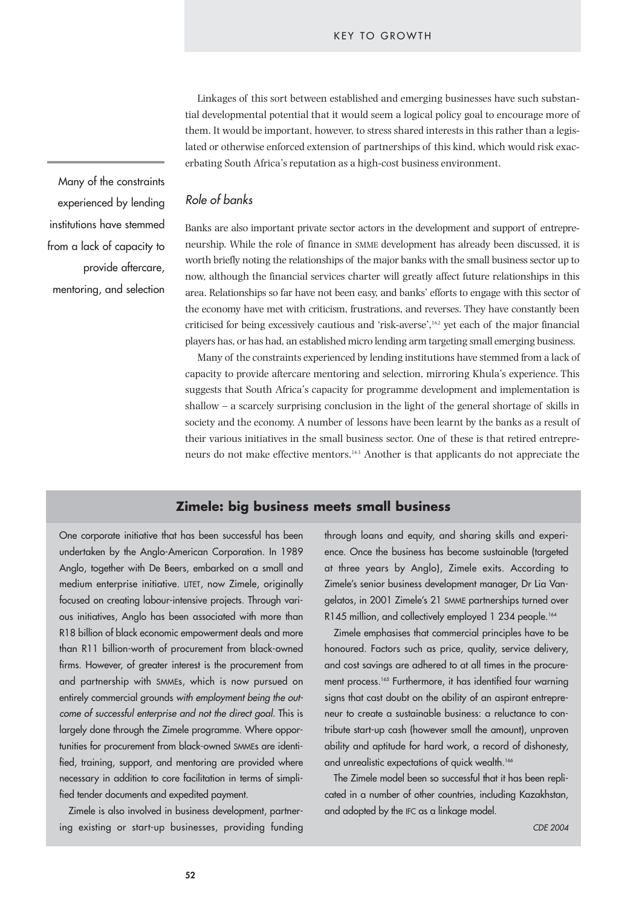Linkages of this sort between established and emerging businesses have such substantial developmental potential that it would seem a logical policy goal to encourage more of them. It would be important, however, to stress shared interests in this rather than a legislated or otherwise enforced extension of partnerships of this kind, which would risk exacerbating South Africa's reputation as a high-cost business environment.

Many of the constraints experienced by lending institutions have stemmed from a lack of capacity to provide aftercare, mentoring, and selection

### *Role of banks*

Banks are also important private sector actors in the development and support of entrepreneurship. While the role of finance in SMME development has already been discussed, it is worth briefly noting the relationships of the major banks with the small business sector up to now, although the financial services charter will greatly affect future relationships in this area. Relationships so far have not been easy, and banks' efforts to engage with this sector of the economy have met with criticism, frustrations, and reverses. They have constantly been criticised for being excessively cautious and 'risk-averse',[162] yet each of the major financial players has, or has had, an established micro lending arm targeting small emerging business.

Many of the constraints experienced by lending institutions have stemmed from a lack of capacity to provide aftercare mentoring and selection, mirroring Khula's experience. This suggests that South Africa's capacity for programme development and implementation is shallow – a scarcely surprising conclusion in the light of the general shortage of skills in society and the economy. A number of lessons have been learnt by the banks as a result of their various initiatives in the small business sector. One of these is that retired entrepreneurs do not make effective mentors.[163] Another is that applicants do not appreciate the

## Zimele: big business meets small business

One corporate initiative that has been successful has been undertaken by the Anglo-American Corporation. In 1989 Anglo, together with De Beers, embarked on a small and medium enterprise initiative. LITET, now Zimele, originally focused on creating labour-intensive projects. Through various initiatives, Anglo has been associated with more than R18 billion of black economic empowerment deals and more than R11 billion-worth of procurement from black-owned firms. However, of greater interest is the procurement from and partnership with SMMEs, which is now pursued on entirely commercial grounds *with employment being the outcome of successful enterprise and not the direct goal*. This is largely done through the Zimele programme. Where opportunities for procurement from black-owned SMMEs are identified, training, support, and mentoring are provided where necessary in addition to core facilitation in terms of simplified tender documents and expedited payment.

Zimele is also involved in business development, partnering existing or start-up businesses, providing funding through loans and equity, and sharing skills and experience. Once the business has become sustainable (targeted at three years by Anglo), Zimele exits. According to Zimele's senior business development manager, Dr Lia Vangelatos, in 2001 Zimele's 21 SMME partnerships turned over R145 million, and collectively employed 1 234 people.[164]

Zimele emphasises that commercial principles have to be honoured. Factors such as price, quality, service delivery, and cost savings are adhered to at all times in the procurement process.[165] Furthermore, it has identified four warning signs that cast doubt on the ability of an aspirant entrepreneur to create a sustainable business: a reluctance to contribute start-up cash (however small the amount), unproven ability and aptitude for hard work, a record of dishonesty, and unrealistic expectations of quick wealth.[166]

The Zimele model been so successful that it has been replicated in a number of other countries, including Kazakhstan, and adopted by the IFC as a linkage model.

*CDE 2004*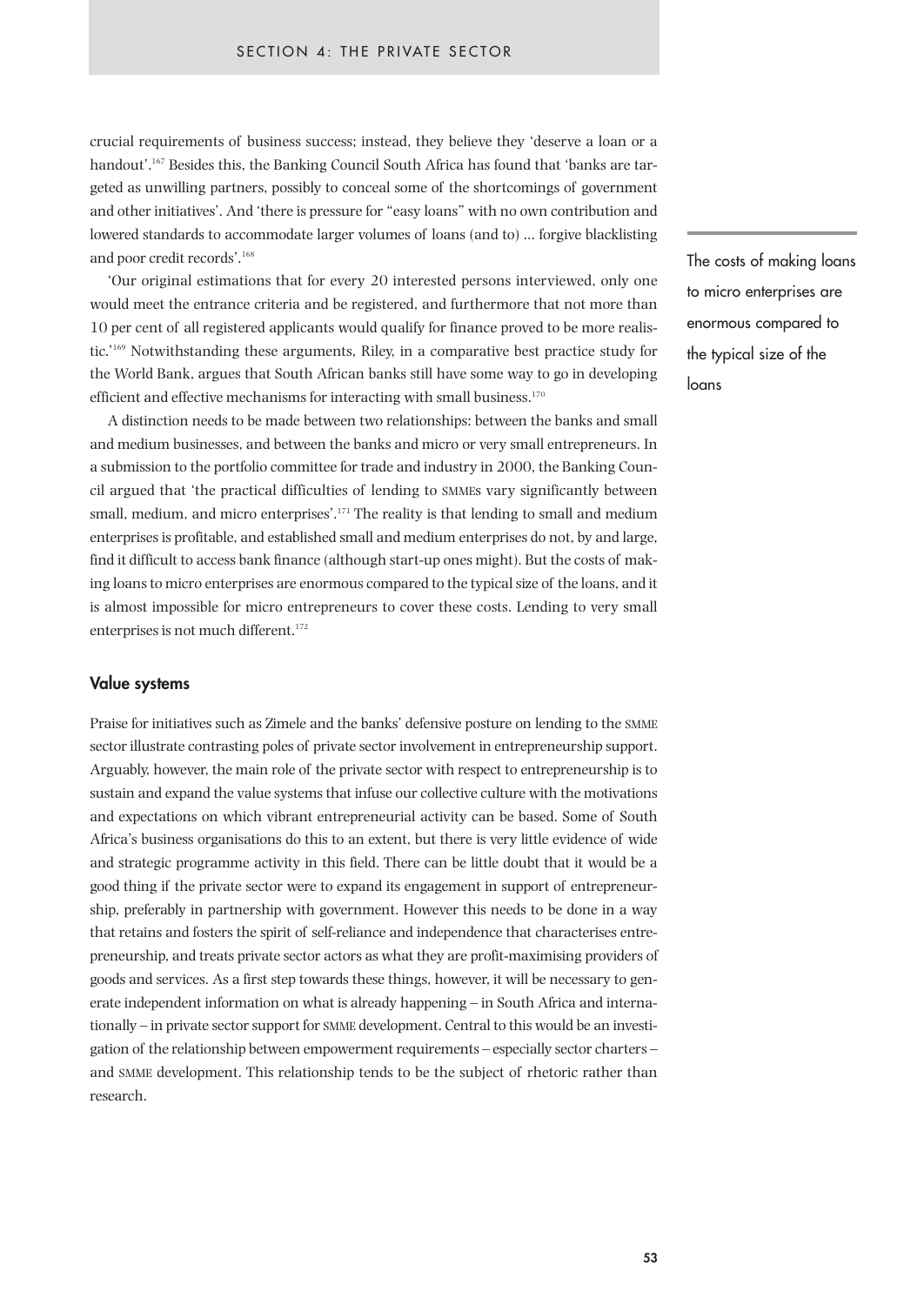crucial requirements of business success; instead, they believe they 'deserve a loan or a handout'.[167] Besides this, the Banking Council South Africa has found that 'banks are targeted as unwilling partners, possibly to conceal some of the shortcomings of government and other initiatives'. And 'there is pressure for "easy loans" with no own contribution and lowered standards to accommodate larger volumes of loans (and to) ... forgive blacklisting and poor credit records'.[168]

'Our original estimations that for every 20 interested persons interviewed, only one would meet the entrance criteria and be registered, and furthermore that not more than 10 per cent of all registered applicants would qualify for finance proved to be more realistic.'[169] Notwithstanding these arguments, Riley, in a comparative best practice study for the World Bank, argues that South African banks still have some way to go in developing efficient and effective mechanisms for interacting with small business.[170]

The costs of making loans to micro enterprises are enormous compared to the typical size of the loans

A distinction needs to be made between two relationships: between the banks and small and medium businesses, and between the banks and micro or very small entrepreneurs. In a submission to the portfolio committee for trade and industry in 2000, the Banking Council argued that 'the practical difficulties of lending to SMMEs vary significantly between small, medium, and micro enterprises'.[171] The reality is that lending to small and medium enterprises is profitable, and established small and medium enterprises do not, by and large, find it difficult to access bank finance (although start-up ones might). But the costs of making loans to micro enterprises are enormous compared to the typical size of the loans, and it is almost impossible for micro entrepreneurs to cover these costs. Lending to very small enterprises is not much different.[172]

### Value systems

Praise for initiatives such as Zimele and the banks' defensive posture on lending to the SMME sector illustrate contrasting poles of private sector involvement in entrepreneurship support. Arguably, however, the main role of the private sector with respect to entrepreneurship is to sustain and expand the value systems that infuse our collective culture with the motivations and expectations on which vibrant entrepreneurial activity can be based. Some of South Africa's business organisations do this to an extent, but there is very little evidence of wide and strategic programme activity in this field. There can be little doubt that it would be a good thing if the private sector were to expand its engagement in support of entrepreneurship, preferably in partnership with government. However this needs to be done in a way that retains and fosters the spirit of self-reliance and independence that characterises entrepreneurship, and treats private sector actors as what they are profit-maximising providers of goods and services. As a first step towards these things, however, it will be necessary to generate independent information on what is already happening – in South Africa and internationally – in private sector support for SMME development. Central to this would be an investigation of the relationship between empowerment requirements – especially sector charters – and SMME development. This relationship tends to be the subject of rhetoric rather than research.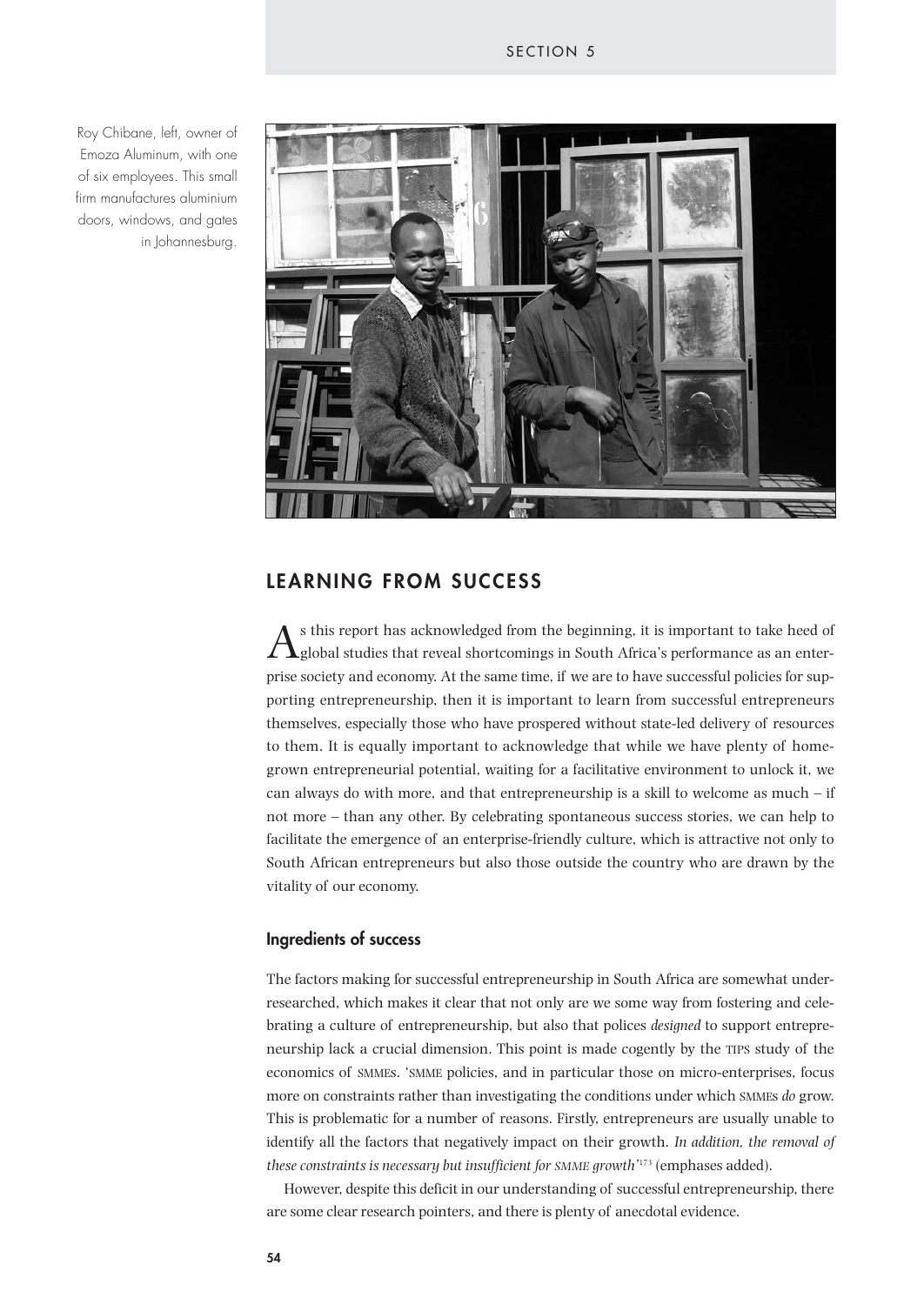Roy Chibane, left, owner of Emoza Aluminum, with one of six employees. This small firm manufactures aluminium doors, windows, and gates in Johannesburg.

## LEARNING FROM SUCCESS

As this report has acknowledged from the beginning, it is important to take heed of global studies that reveal shortcomings in South Africa's performance as an enterprise society and economy. At the same time, if we are to have successful policies for supporting entrepreneurship, then it is important to learn from successful entrepreneurs themselves, especially those who have prospered without state-led delivery of resources to them. It is equally important to acknowledge that while we have plenty of home-grown entrepreneurial potential, waiting for a facilitative environment to unlock it, we can always do with more, and that entrepreneurship is a skill to welcome as much – if not more – than any other. By celebrating spontaneous success stories, we can help to facilitate the emergence of an enterprise-friendly culture, which is attractive not only to South African entrepreneurs but also those outside the country who are drawn by the vitality of our economy.

### Ingredients of success

The factors making for successful entrepreneurship in South Africa are somewhat under-researched, which makes it clear that not only are we some way from fostering and celebrating a culture of entrepreneurship, but also that polices *designed* to support entrepreneurship lack a crucial dimension. This point is made cogently by the TIPS study of the economics of SMMEs. 'SMME policies, and in particular those on micro-enterprises, focus more on constraints rather than investigating the conditions under which SMMEs *do* grow. This is problematic for a number of reasons. Firstly, entrepreneurs are usually unable to identify all the factors that negatively impact on their growth. *In addition, the removal of these constraints is necessary but insufficient for SMME growth*'[173] (emphases added).

However, despite this deficit in our understanding of successful entrepreneurship, there are some clear research pointers, and there is plenty of anecdotal evidence.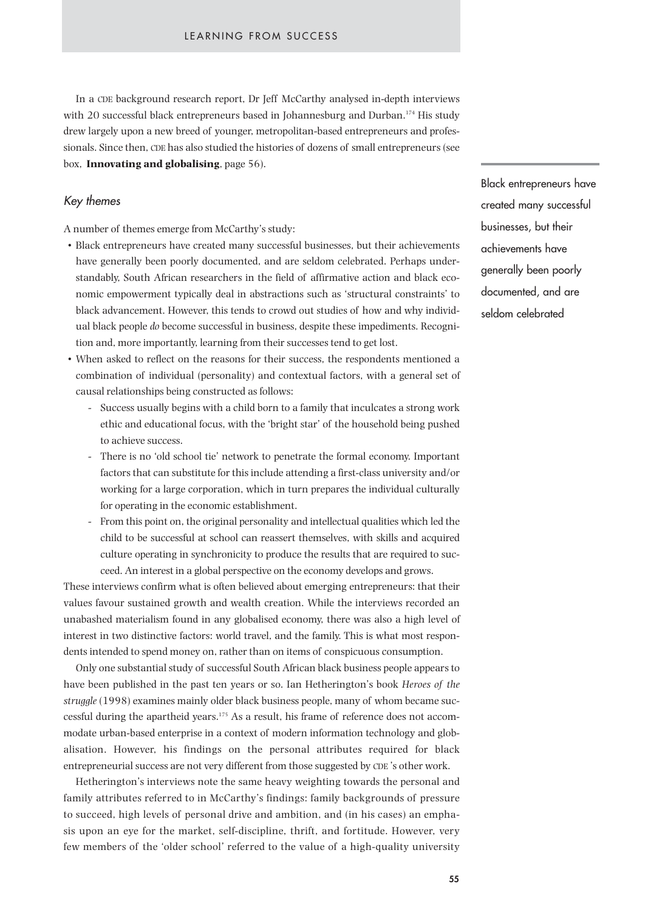In a CDE background research report, Dr Jeff McCarthy analysed in-depth interviews with 20 successful black entrepreneurs based in Johannesburg and Durban.[174] His study drew largely upon a new breed of younger, metropolitan-based entrepreneurs and professionals. Since then, CDE has also studied the histories of dozens of small entrepreneurs (see box, **Innovating and globalising**, page 56).

### *Key themes*

A number of themes emerge from McCarthy's study:

- Black entrepreneurs have created many successful businesses, but their achievements have generally been poorly documented, and are seldom celebrated. Perhaps understandably, South African researchers in the field of affirmative action and black economic empowerment typically deal in abstractions such as 'structural constraints' to black advancement. However, this tends to crowd out studies of how and why individual black people *do* become successful in business, despite these impediments. Recognition and, more importantly, learning from their successes tend to get lost.
- When asked to reflect on the reasons for their success, the respondents mentioned a combination of individual (personality) and contextual factors, with a general set of causal relationships being constructed as follows:
  - Success usually begins with a child born to a family that inculcates a strong work ethic and educational focus, with the 'bright star' of the household being pushed to achieve success.
  - There is no 'old school tie' network to penetrate the formal economy. Important factors that can substitute for this include attending a first-class university and/or working for a large corporation, which in turn prepares the individual culturally for operating in the economic establishment.
  - From this point on, the original personality and intellectual qualities which led the child to be successful at school can reassert themselves, with skills and acquired culture operating in synchronicity to produce the results that are required to succeed. An interest in a global perspective on the economy develops and grows.

Black entrepreneurs have created many successful businesses, but their achievements have generally been poorly documented, and are seldom celebrated

These interviews confirm what is often believed about emerging entrepreneurs: that their values favour sustained growth and wealth creation. While the interviews recorded an unabashed materialism found in any globalised economy, there was also a high level of interest in two distinctive factors: world travel, and the family. This is what most respondents intended to spend money on, rather than on items of conspicuous consumption.

Only one substantial study of successful South African black business people appears to have been published in the past ten years or so. Ian Hetherington's book *Heroes of the struggle* (1998) examines mainly older black business people, many of whom became successful during the apartheid years.[175] As a result, his frame of reference does not accommodate urban-based enterprise in a context of modern information technology and globalisation. However, his findings on the personal attributes required for black entrepreneurial success are not very different from those suggested by CDE 's other work.

Hetherington's interviews note the same heavy weighting towards the personal and family attributes referred to in McCarthy's findings: family backgrounds of pressure to succeed, high levels of personal drive and ambition, and (in his cases) an emphasis upon an eye for the market, self-discipline, thrift, and fortitude. However, very few members of the 'older school' referred to the value of a high-quality university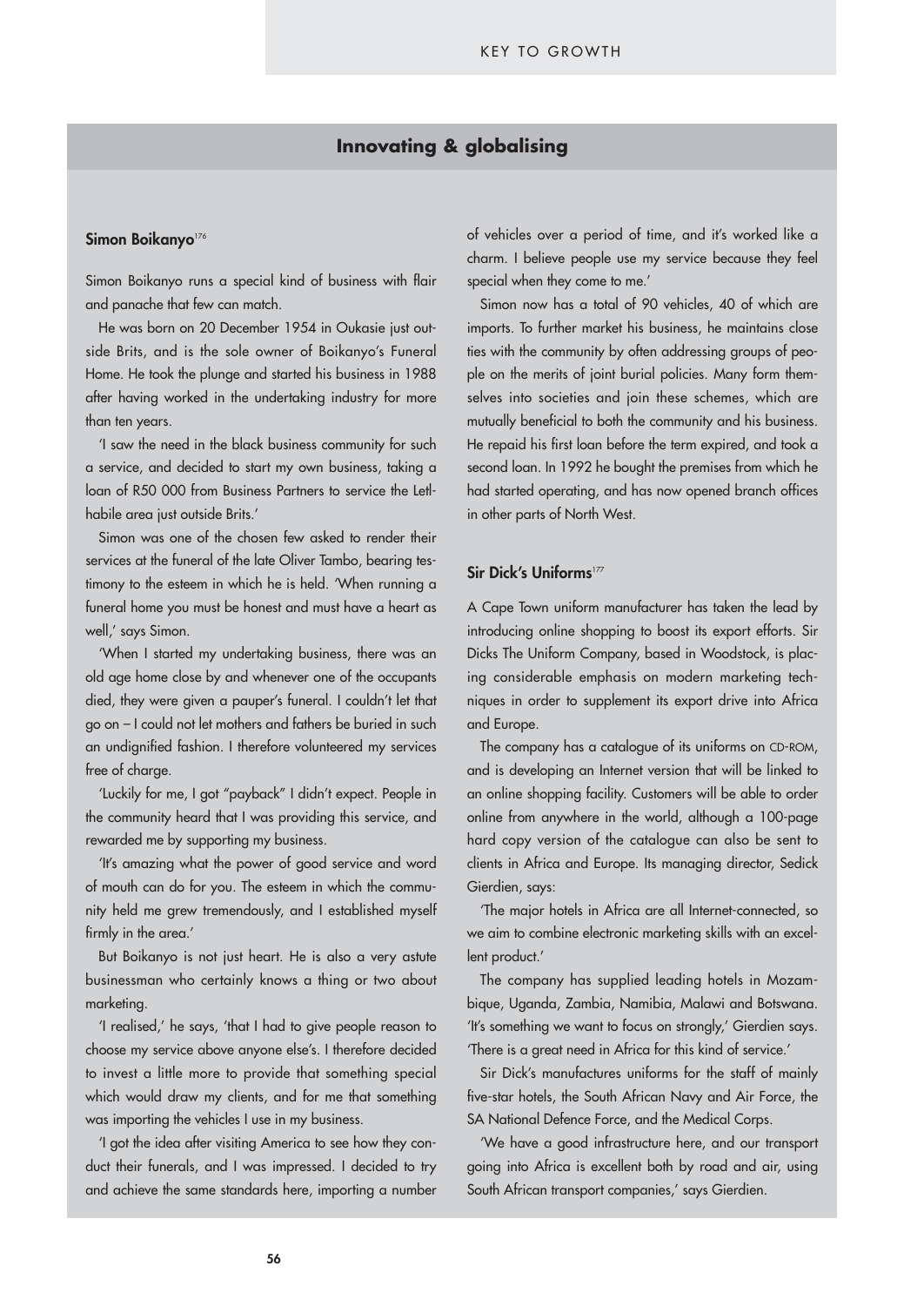## Innovating & globalising

### Simon Boikanyo[176]

Simon Boikanyo runs a special kind of business with flair and panache that few can match.

He was born on 20 December 1954 in Oukasie just outside Brits, and is the sole owner of Boikanyo's Funeral Home. He took the plunge and started his business in 1988 after having worked in the undertaking industry for more than ten years.

'I saw the need in the black business community for such a service, and decided to start my own business, taking a loan of R50 000 from Business Partners to service the Letlhabile area just outside Brits.'

Simon was one of the chosen few asked to render their services at the funeral of the late Oliver Tambo, bearing testimony to the esteem in which he is held. 'When running a funeral home you must be honest and must have a heart as well,' says Simon.

'When I started my undertaking business, there was an old age home close by and whenever one of the occupants died, they were given a pauper's funeral. I couldn't let that go on – I could not let mothers and fathers be buried in such an undignified fashion. I therefore volunteered my services free of charge.

'Luckily for me, I got "payback" I didn't expect. People in the community heard that I was providing this service, and rewarded me by supporting my business.

'It's amazing what the power of good service and word of mouth can do for you. The esteem in which the community held me grew tremendously, and I established myself firmly in the area.'

But Boikanyo is not just heart. He is also a very astute businessman who certainly knows a thing or two about marketing.

'I realised,' he says, 'that I had to give people reason to choose my service above anyone else's. I therefore decided to invest a little more to provide that something special which would draw my clients, and for me that something was importing the vehicles I use in my business.

'I got the idea after visiting America to see how they conduct their funerals, and I was impressed. I decided to try and achieve the same standards here, importing a number of vehicles over a period of time, and it's worked like a charm. I believe people use my service because they feel special when they come to me.'

Simon now has a total of 90 vehicles, 40 of which are imports. To further market his business, he maintains close ties with the community by often addressing groups of people on the merits of joint burial policies. Many form themselves into societies and join these schemes, which are mutually beneficial to both the community and his business. He repaid his first loan before the term expired, and took a second loan. In 1992 he bought the premises from which he had started operating, and has now opened branch offices in other parts of North West.

### Sir Dick's Uniforms[177]

A Cape Town uniform manufacturer has taken the lead by introducing online shopping to boost its export efforts. Sir Dicks The Uniform Company, based in Woodstock, is placing considerable emphasis on modern marketing techniques in order to supplement its export drive into Africa and Europe.

The company has a catalogue of its uniforms on CD-ROM, and is developing an Internet version that will be linked to an online shopping facility. Customers will be able to order online from anywhere in the world, although a 100-page hard copy version of the catalogue can also be sent to clients in Africa and Europe. Its managing director, Sedick Gierdien, says:

'The major hotels in Africa are all Internet-connected, so we aim to combine electronic marketing skills with an excellent product.'

The company has supplied leading hotels in Mozambique, Uganda, Zambia, Namibia, Malawi and Botswana. 'It's something we want to focus on strongly,' Gierdien says. 'There is a great need in Africa for this kind of service.'

Sir Dick's manufactures uniforms for the staff of mainly five-star hotels, the South African Navy and Air Force, the SA National Defence Force, and the Medical Corps.

'We have a good infrastructure here, and our transport going into Africa is excellent both by road and air, using South African transport companies,' says Gierdien.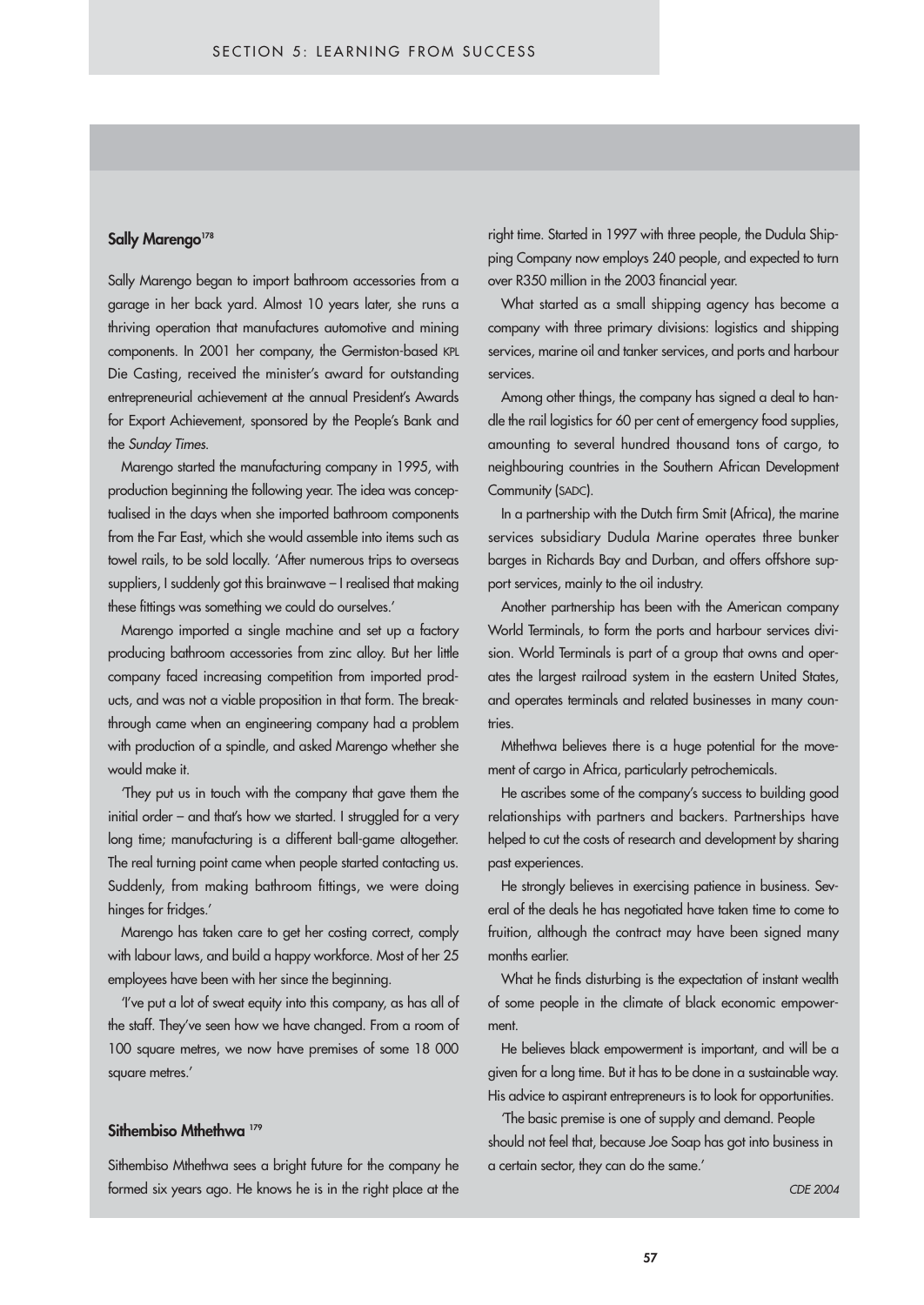### Sally Marengo[178]

Sally Marengo began to import bathroom accessories from a garage in her back yard. Almost 10 years later, she runs a thriving operation that manufactures automotive and mining components. In 2001 her company, the Germiston-based KPL Die Casting, received the minister's award for outstanding entrepreneurial achievement at the annual President's Awards for Export Achievement, sponsored by the People's Bank and the *Sunday Times*.

Marengo started the manufacturing company in 1995, with production beginning the following year. The idea was conceptualised in the days when she imported bathroom components from the Far East, which she would assemble into items such as towel rails, to be sold locally. 'After numerous trips to overseas suppliers, I suddenly got this brainwave – I realised that making these fittings was something we could do ourselves.'

Marengo imported a single machine and set up a factory producing bathroom accessories from zinc alloy. But her little company faced increasing competition from imported products, and was not a viable proposition in that form. The breakthrough came when an engineering company had a problem with production of a spindle, and asked Marengo whether she would make it.

'They put us in touch with the company that gave them the initial order – and that's how we started. I struggled for a very long time; manufacturing is a different ball-game altogether. The real turning point came when people started contacting us. Suddenly, from making bathroom fittings, we were doing hinges for fridges.'

Marengo has taken care to get her costing correct, comply with labour laws, and build a happy workforce. Most of her 25 employees have been with her since the beginning.

'I've put a lot of sweat equity into this company, as has all of the staff. They've seen how we have changed. From a room of 100 square metres, we now have premises of some 18 000 square metres.'

### Sithembiso Mthethwa[179]

Sithembiso Mthethwa sees a bright future for the company he formed six years ago. He knows he is in the right place at the right time. Started in 1997 with three people, the Dudula Shipping Company now employs 240 people, and expected to turn over R350 million in the 2003 financial year.

What started as a small shipping agency has become a company with three primary divisions: logistics and shipping services, marine oil and tanker services, and ports and harbour services.

Among other things, the company has signed a deal to handle the rail logistics for 60 per cent of emergency food supplies, amounting to several hundred thousand tons of cargo, to neighbouring countries in the Southern African Development Community (SADC).

In a partnership with the Dutch firm Smit (Africa), the marine services subsidiary Dudula Marine operates three bunker barges in Richards Bay and Durban, and offers offshore support services, mainly to the oil industry.

Another partnership has been with the American company World Terminals, to form the ports and harbour services division. World Terminals is part of a group that owns and operates the largest railroad system in the eastern United States, and operates terminals and related businesses in many countries.

Mthethwa believes there is a huge potential for the movement of cargo in Africa, particularly petrochemicals.

He ascribes some of the company's success to building good relationships with partners and backers. Partnerships have helped to cut the costs of research and development by sharing past experiences.

He strongly believes in exercising patience in business. Several of the deals he has negotiated have taken time to come to fruition, although the contract may have been signed many months earlier.

What he finds disturbing is the expectation of instant wealth of some people in the climate of black economic empowerment.

He believes black empowerment is important, and will be a given for a long time. But it has to be done in a sustainable way. His advice to aspirant entrepreneurs is to look for opportunities.

'The basic premise is one of supply and demand. People should not feel that, because Joe Soap has got into business in a certain sector, they can do the same.'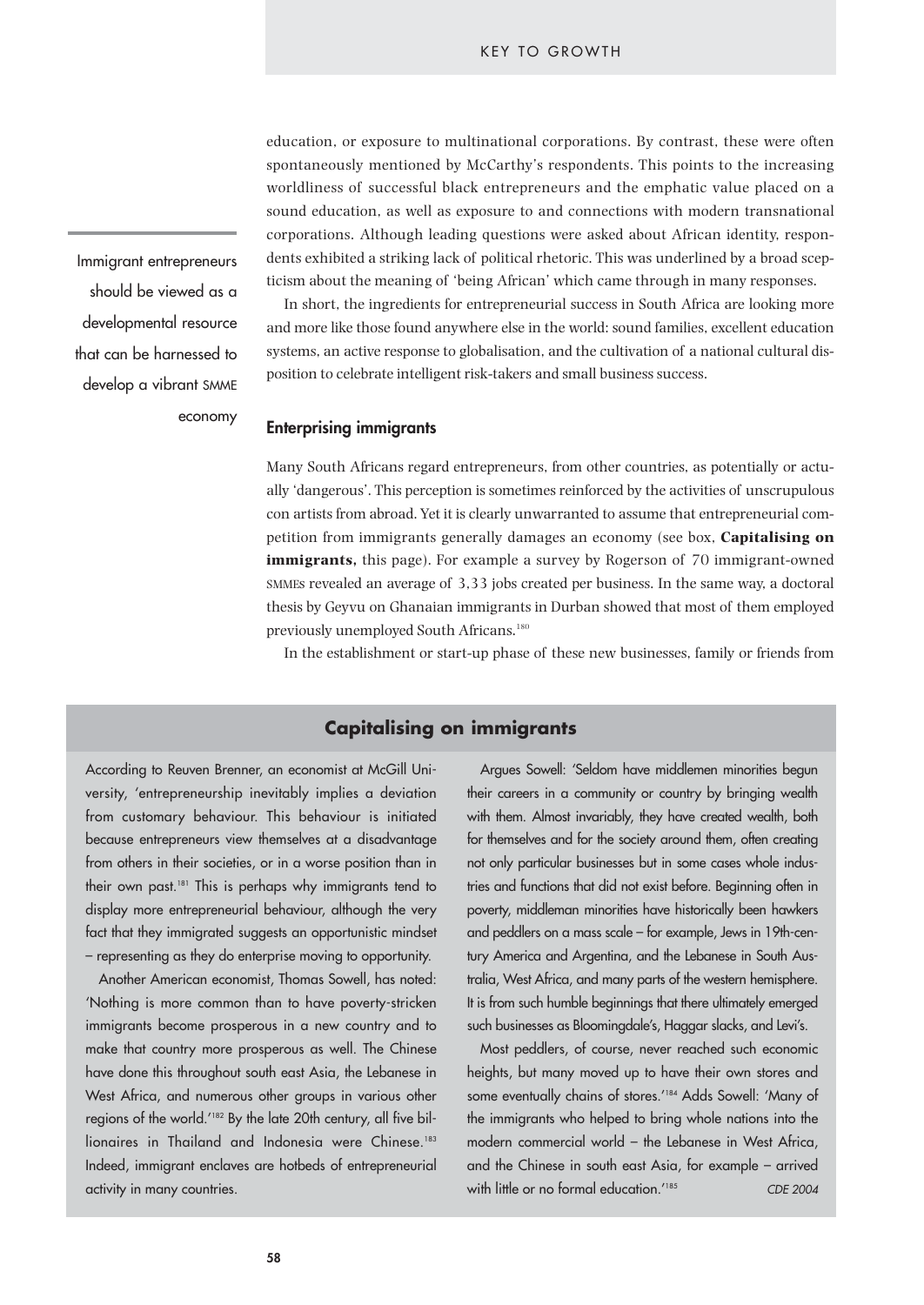education, or exposure to multinational corporations. By contrast, these were often spontaneously mentioned by McCarthy's respondents. This points to the increasing worldliness of successful black entrepreneurs and the emphatic value placed on a sound education, as well as exposure to and connections with modern transnational corporations. Although leading questions were asked about African identity, respondents exhibited a striking lack of political rhetoric. This was underlined by a broad scepticism about the meaning of 'being African' which came through in many responses.

In short, the ingredients for entrepreneurial success in South Africa are looking more and more like those found anywhere else in the world: sound families, excellent education systems, an active response to globalisation, and the cultivation of a national cultural disposition to celebrate intelligent risk-takers and small business success.

> Immigrant entrepreneurs should be viewed as a developmental resource that can be harnessed to develop a vibrant SMME economy

#### Enterprising immigrants

Many South Africans regard entrepreneurs, from other countries, as potentially or actually 'dangerous'. This perception is sometimes reinforced by the activities of unscrupulous con artists from abroad. Yet it is clearly unwarranted to assume that entrepreneurial competition from immigrants generally damages an economy (see box, **Capitalising on immigrants,** this page). For example a survey by Rogerson of 70 immigrant-owned SMMEs revealed an average of 3,33 jobs created per business. In the same way, a doctoral thesis by Geyvu on Ghanaian immigrants in Durban showed that most of them employed previously unemployed South Africans.[180]

In the establishment or start-up phase of these new businesses, family or friends from

### Capitalising on immigrants

According to Reuven Brenner, an economist at McGill University, 'entrepreneurship inevitably implies a deviation from customary behaviour. This behaviour is initiated because entrepreneurs view themselves at a disadvantage from others in their societies, or in a worse position than in their own past.[181] This is perhaps why immigrants tend to display more entrepreneurial behaviour, although the very fact that they immigrated suggests an opportunistic mindset – representing as they do enterprise moving to opportunity.

Another American economist, Thomas Sowell, has noted: 'Nothing is more common than to have poverty-stricken immigrants become prosperous in a new country and to make that country more prosperous as well. The Chinese have done this throughout south east Asia, the Lebanese in West Africa, and numerous other groups in various other regions of the world.'[182] By the late 20th century, all five billionaires in Thailand and Indonesia were Chinese.[183] Indeed, immigrant enclaves are hotbeds of entrepreneurial activity in many countries.

Argues Sowell: 'Seldom have middlemen minorities begun their careers in a community or country by bringing wealth with them. Almost invariably, they have created wealth, both for themselves and for the society around them, often creating not only particular businesses but in some cases whole industries and functions that did not exist before. Beginning often in poverty, middleman minorities have historically been hawkers and peddlers on a mass scale – for example, Jews in 19th-century America and Argentina, and the Lebanese in South Australia, West Africa, and many parts of the western hemisphere. It is from such humble beginnings that there ultimately emerged such businesses as Bloomingdale's, Haggar slacks, and Levi's.

Most peddlers, of course, never reached such economic heights, but many moved up to have their own stores and some eventually chains of stores.'[184] Adds Sowell: 'Many of the immigrants who helped to bring whole nations into the modern commercial world – the Lebanese in West Africa, and the Chinese in south east Asia, for example – arrived with little or no formal education.'[185]

*CDE 2004*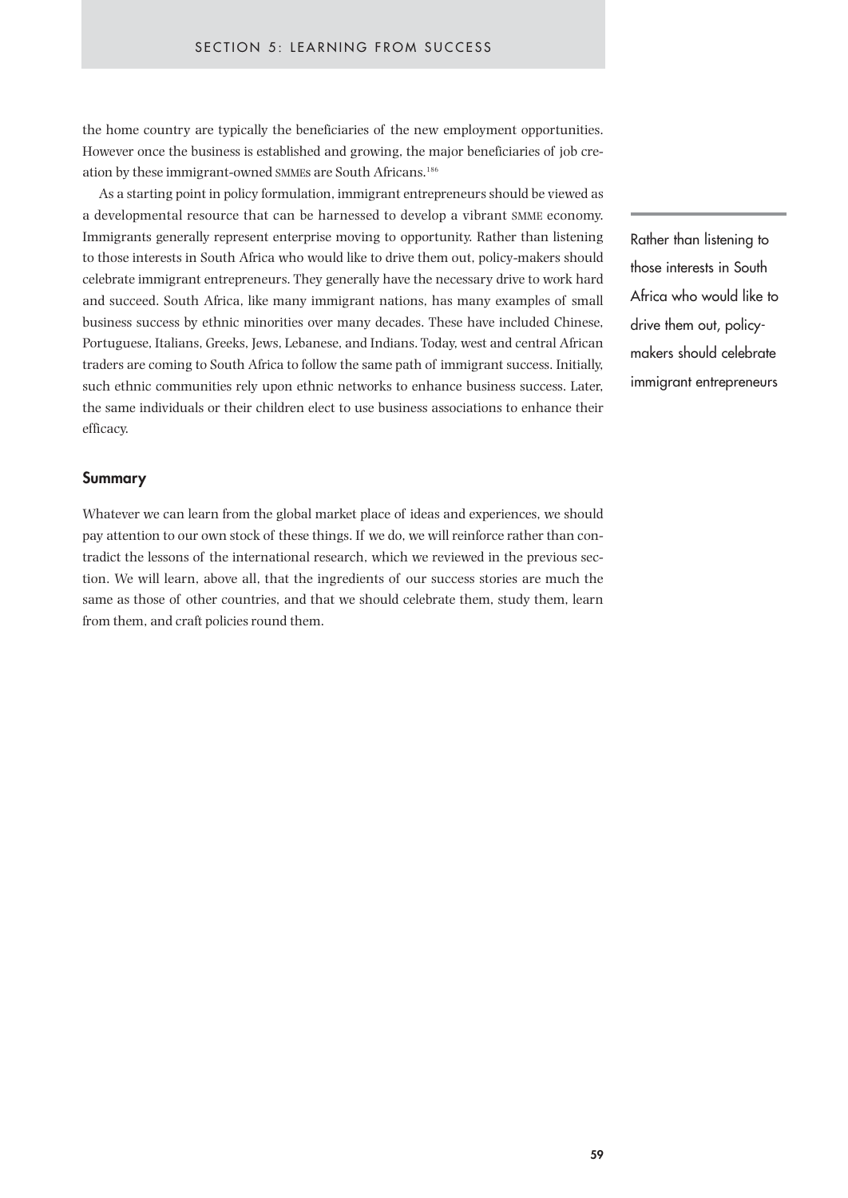the home country are typically the beneficiaries of the new employment opportunities. However once the business is established and growing, the major beneficiaries of job creation by these immigrant-owned SMMEs are South Africans.[186]

As a starting point in policy formulation, immigrant entrepreneurs should be viewed as a developmental resource that can be harnessed to develop a vibrant SMME economy. Immigrants generally represent enterprise moving to opportunity. Rather than listening to those interests in South Africa who would like to drive them out, policy-makers should celebrate immigrant entrepreneurs. They generally have the necessary drive to work hard and succeed. South Africa, like many immigrant nations, has many examples of small business success by ethnic minorities over many decades. These have included Chinese, Portuguese, Italians, Greeks, Jews, Lebanese, and Indians. Today, west and central African traders are coming to South Africa to follow the same path of immigrant success. Initially, such ethnic communities rely upon ethnic networks to enhance business success. Later, the same individuals or their children elect to use business associations to enhance their efficacy.

> Rather than listening to those interests in South Africa who would like to drive them out, policy-makers should celebrate immigrant entrepreneurs

### Summary

Whatever we can learn from the global market place of ideas and experiences, we should pay attention to our own stock of these things. If we do, we will reinforce rather than contradict the lessons of the international research, which we reviewed in the previous section. We will learn, above all, that the ingredients of our success stories are much the same as those of other countries, and that we should celebrate them, study them, learn from them, and craft policies round them.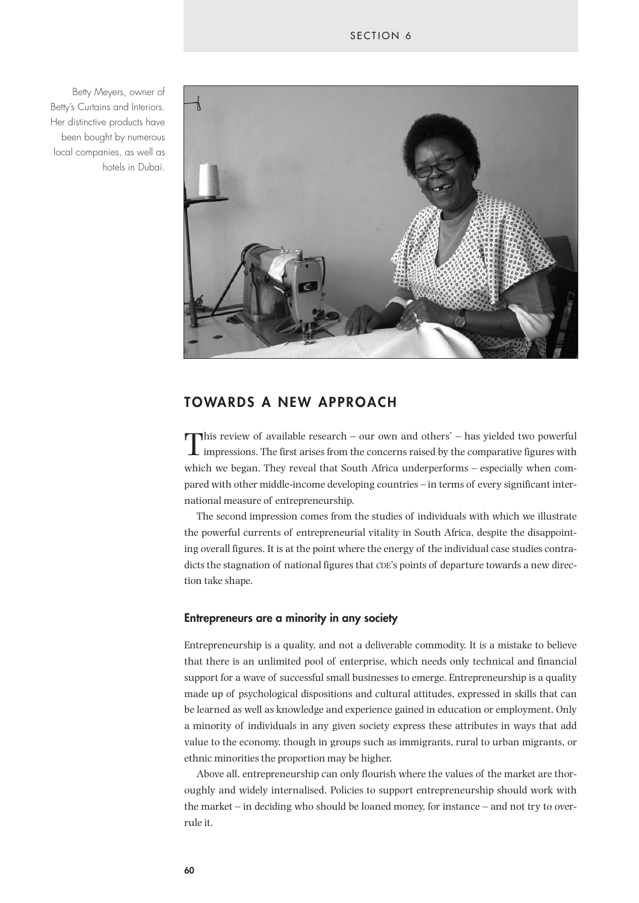Betty Meyers, owner of Betty's Curtains and Interiors. Her distinctive products have been bought by numerous local companies, as well as hotels in Dubai.

## TOWARDS A NEW APPROACH

This review of available research – our own and others' – has yielded two powerful impressions. The first arises from the concerns raised by the comparative figures with which we began. They reveal that South Africa underperforms – especially when compared with other middle-income developing countries – in terms of every significant international measure of entrepreneurship.

The second impression comes from the studies of individuals with which we illustrate the powerful currents of entrepreneurial vitality in South Africa, despite the disappointing overall figures. It is at the point where the energy of the individual case studies contradicts the stagnation of national figures that CDE's points of departure towards a new direction take shape.

### Entrepreneurs are a minority in any society

Entrepreneurship is a quality, and not a deliverable commodity. It is a mistake to believe that there is an unlimited pool of enterprise, which needs only technical and financial support for a wave of successful small businesses to emerge. Entrepreneurship is a quality made up of psychological dispositions and cultural attitudes, expressed in skills that can be learned as well as knowledge and experience gained in education or employment. Only a minority of individuals in any given society express these attributes in ways that add value to the economy, though in groups such as immigrants, rural to urban migrants, or ethnic minorities the proportion may be higher.

Above all, entrepreneurship can only flourish where the values of the market are thoroughly and widely internalised. Policies to support entrepreneurship should work with the market – in deciding who should be loaned money, for instance – and not try to overrule it.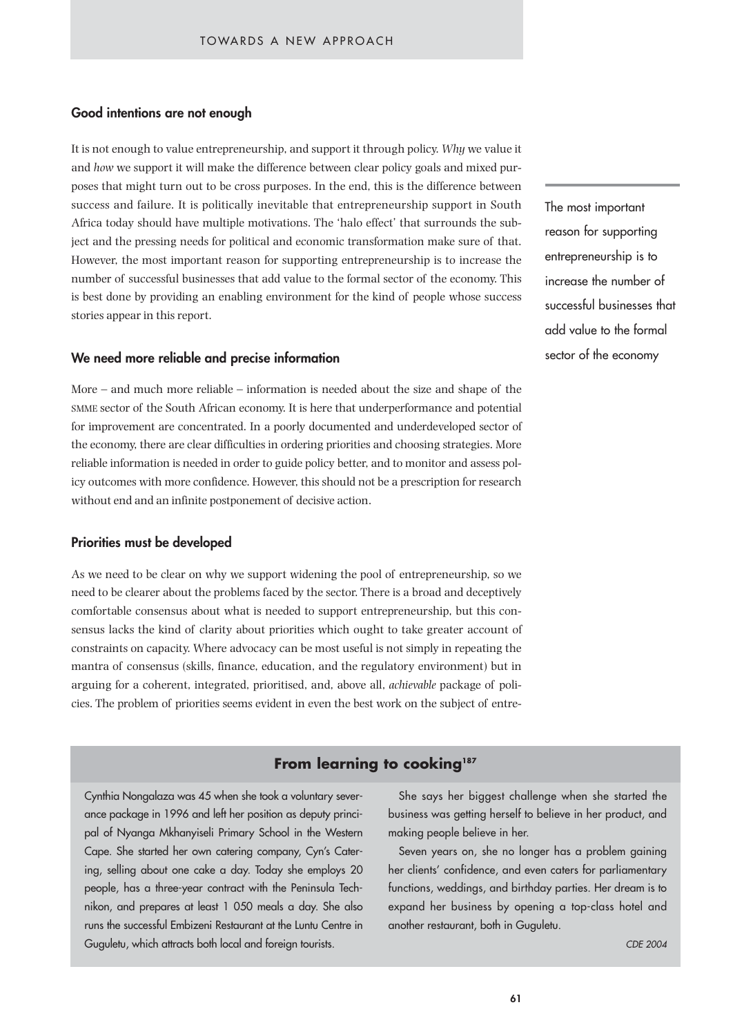## Good intentions are not enough

It is not enough to value entrepreneurship, and support it through policy. *Why* we value it and *how* we support it will make the difference between clear policy goals and mixed purposes that might turn out to be cross purposes. In the end, this is the difference between success and failure. It is politically inevitable that entrepreneurship support in South Africa today should have multiple motivations. The 'halo effect' that surrounds the subject and the pressing needs for political and economic transformation make sure of that. However, the most important reason for supporting entrepreneurship is to increase the number of successful businesses that add value to the formal sector of the economy. This is best done by providing an enabling environment for the kind of people whose success stories appear in this report.

The most important reason for supporting entrepreneurship is to increase the number of successful businesses that add value to the formal sector of the economy

## We need more reliable and precise information

More – and much more reliable – information is needed about the size and shape of the SMME sector of the South African economy. It is here that underperformance and potential for improvement are concentrated. In a poorly documented and underdeveloped sector of the economy, there are clear difficulties in ordering priorities and choosing strategies. More reliable information is needed in order to guide policy better, and to monitor and assess policy outcomes with more confidence. However, this should not be a prescription for research without end and an infinite postponement of decisive action.

## Priorities must be developed

As we need to be clear on why we support widening the pool of entrepreneurship, so we need to be clearer about the problems faced by the sector. There is a broad and deceptively comfortable consensus about what is needed to support entrepreneurship, but this consensus lacks the kind of clarity about priorities which ought to take greater account of constraints on capacity. Where advocacy can be most useful is not simply in repeating the mantra of consensus (skills, finance, education, and the regulatory environment) but in arguing for a coherent, integrated, prioritised, and, above all, *achievable* package of policies. The problem of priorities seems evident in even the best work on the subject of entre-

### From learning to cooking[187]

Cynthia Nongalaza was 45 when she took a voluntary severance package in 1996 and left her position as deputy principal of Nyanga Mkhanyiseli Primary School in the Western Cape. She started her own catering company, Cyn's Catering, selling about one cake a day. Today she employs 20 people, has a three-year contract with the Peninsula Technikon, and prepares at least 1 050 meals a day. She also runs the successful Embizeni Restaurant at the Luntu Centre in Guguletu, which attracts both local and foreign tourists.

She says her biggest challenge when she started the business was getting herself to believe in her product, and making people believe in her.

Seven years on, she no longer has a problem gaining her clients' confidence, and even caters for parliamentary functions, weddings, and birthday parties. Her dream is to expand her business by opening a top-class hotel and another restaurant, both in Guguletu.

*CDE 2004*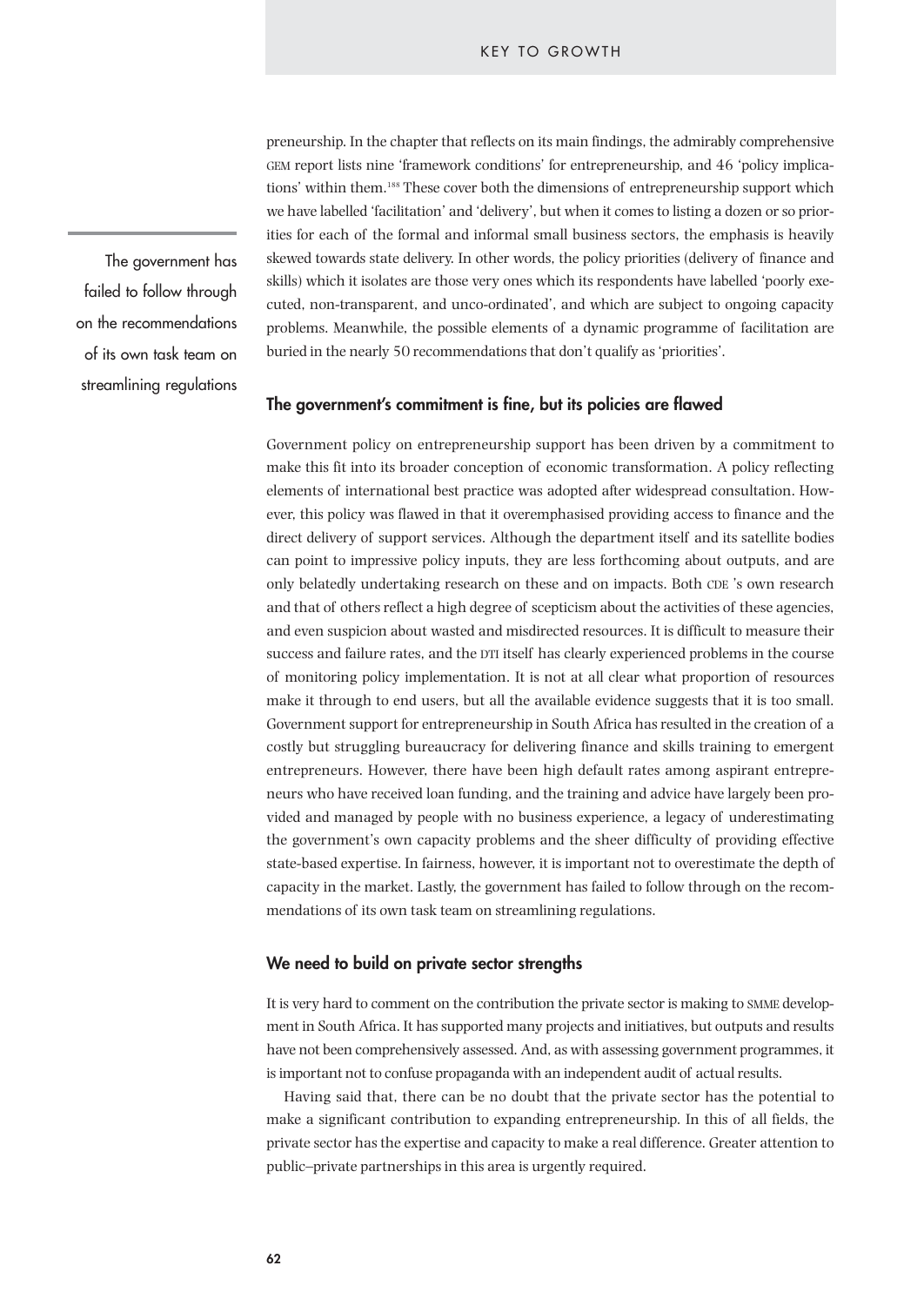preneurship. In the chapter that reflects on its main findings, the admirably comprehensive GEM report lists nine 'framework conditions' for entrepreneurship, and 46 'policy implications' within them.[188] These cover both the dimensions of entrepreneurship support which we have labelled 'facilitation' and 'delivery', but when it comes to listing a dozen or so priorities for each of the formal and informal small business sectors, the emphasis is heavily skewed towards state delivery. In other words, the policy priorities (delivery of finance and skills) which it isolates are those very ones which its respondents have labelled 'poorly executed, non-transparent, and unco-ordinated', and which are subject to ongoing capacity problems. Meanwhile, the possible elements of a dynamic programme of facilitation are buried in the nearly 50 recommendations that don't qualify as 'priorities'.

The government has failed to follow through on the recommendations of its own task team on streamlining regulations

### The government's commitment is fine, but its policies are flawed

Government policy on entrepreneurship support has been driven by a commitment to make this fit into its broader conception of economic transformation. A policy reflecting elements of international best practice was adopted after widespread consultation. However, this policy was flawed in that it overemphasised providing access to finance and the direct delivery of support services. Although the department itself and its satellite bodies can point to impressive policy inputs, they are less forthcoming about outputs, and are only belatedly undertaking research on these and on impacts. Both CDE 's own research and that of others reflect a high degree of scepticism about the activities of these agencies, and even suspicion about wasted and misdirected resources. It is difficult to measure their success and failure rates, and the DTI itself has clearly experienced problems in the course of monitoring policy implementation. It is not at all clear what proportion of resources make it through to end users, but all the available evidence suggests that it is too small. Government support for entrepreneurship in South Africa has resulted in the creation of a costly but struggling bureaucracy for delivering finance and skills training to emergent entrepreneurs. However, there have been high default rates among aspirant entrepreneurs who have received loan funding, and the training and advice have largely been provided and managed by people with no business experience, a legacy of underestimating the government's own capacity problems and the sheer difficulty of providing effective state-based expertise. In fairness, however, it is important not to overestimate the depth of capacity in the market. Lastly, the government has failed to follow through on the recommendations of its own task team on streamlining regulations.

### We need to build on private sector strengths

It is very hard to comment on the contribution the private sector is making to SMME development in South Africa. It has supported many projects and initiatives, but outputs and results have not been comprehensively assessed. And, as with assessing government programmes, it is important not to confuse propaganda with an independent audit of actual results.

Having said that, there can be no doubt that the private sector has the potential to make a significant contribution to expanding entrepreneurship. In this of all fields, the private sector has the expertise and capacity to make a real difference. Greater attention to public–private partnerships in this area is urgently required.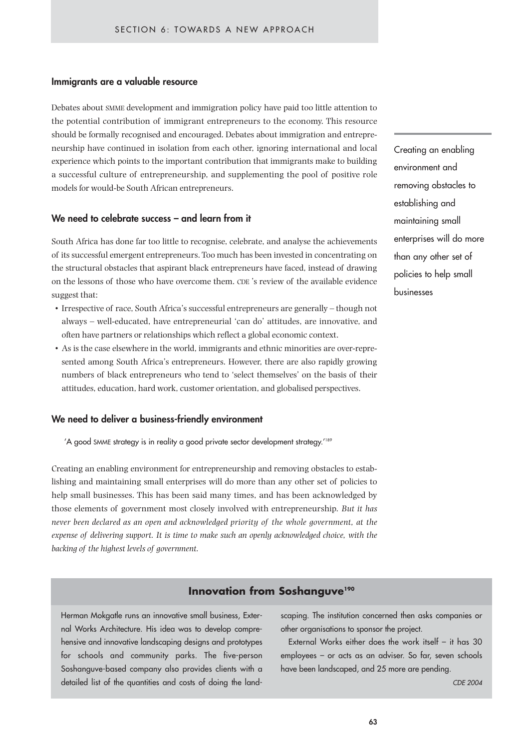## Immigrants are a valuable resource

Debates about SMME development and immigration policy have paid too little attention to the potential contribution of immigrant entrepreneurs to the economy. This resource should be formally recognised and encouraged. Debates about immigration and entrepreneurship have continued in isolation from each other, ignoring international and local experience which points to the important contribution that immigrants make to building a successful culture of entrepreneurship, and supplementing the pool of positive role models for would-be South African entrepreneurs.

## We need to celebrate success – and learn from it

South Africa has done far too little to recognise, celebrate, and analyse the achievements of its successful emergent entrepreneurs. Too much has been invested in concentrating on the structural obstacles that aspirant black entrepreneurs have faced, instead of drawing on the lessons of those who have overcome them. CDE 's review of the available evidence suggest that:

- Irrespective of race, South Africa's successful entrepreneurs are generally – though not always – well-educated, have entrepreneurial 'can do' attitudes, are innovative, and often have partners or relationships which reflect a global economic context.
- As is the case elsewhere in the world, immigrants and ethnic minorities are over-represented among South Africa's entrepreneurs. However, there are also rapidly growing numbers of black entrepreneurs who tend to 'select themselves' on the basis of their attitudes, education, hard work, customer orientation, and globalised perspectives.

## We need to deliver a business-friendly environment

'A good SMME strategy is in reality a good private sector development strategy.'[189]

Creating an enabling environment for entrepreneurship and removing obstacles to establishing and maintaining small enterprises will do more than any other set of policies to help small businesses. This has been said many times, and has been acknowledged by those elements of government most closely involved with entrepreneurship. *But it has never been declared as an open and acknowledged priority of the whole government, at the expense of delivering support. It is time to make such an openly acknowledged choice, with the backing of the highest levels of government.*

> Creating an enabling environment and removing obstacles to establishing and maintaining small enterprises will do more than any other set of policies to help small businesses

### Innovation from Soshanguve[190]

Herman Mokgatle runs an innovative small business, External Works Architecture. His idea was to develop comprehensive and innovative landscaping designs and prototypes for schools and community parks. The five-person Soshanguve-based company also provides clients with a detailed list of the quantities and costs of doing the landscaping. The institution concerned then asks companies or other organisations to sponsor the project.

External Works either does the work itself – it has 30 employees – or acts as an adviser. So far, seven schools have been landscaped, and 25 more are pending.

*CDE 2004*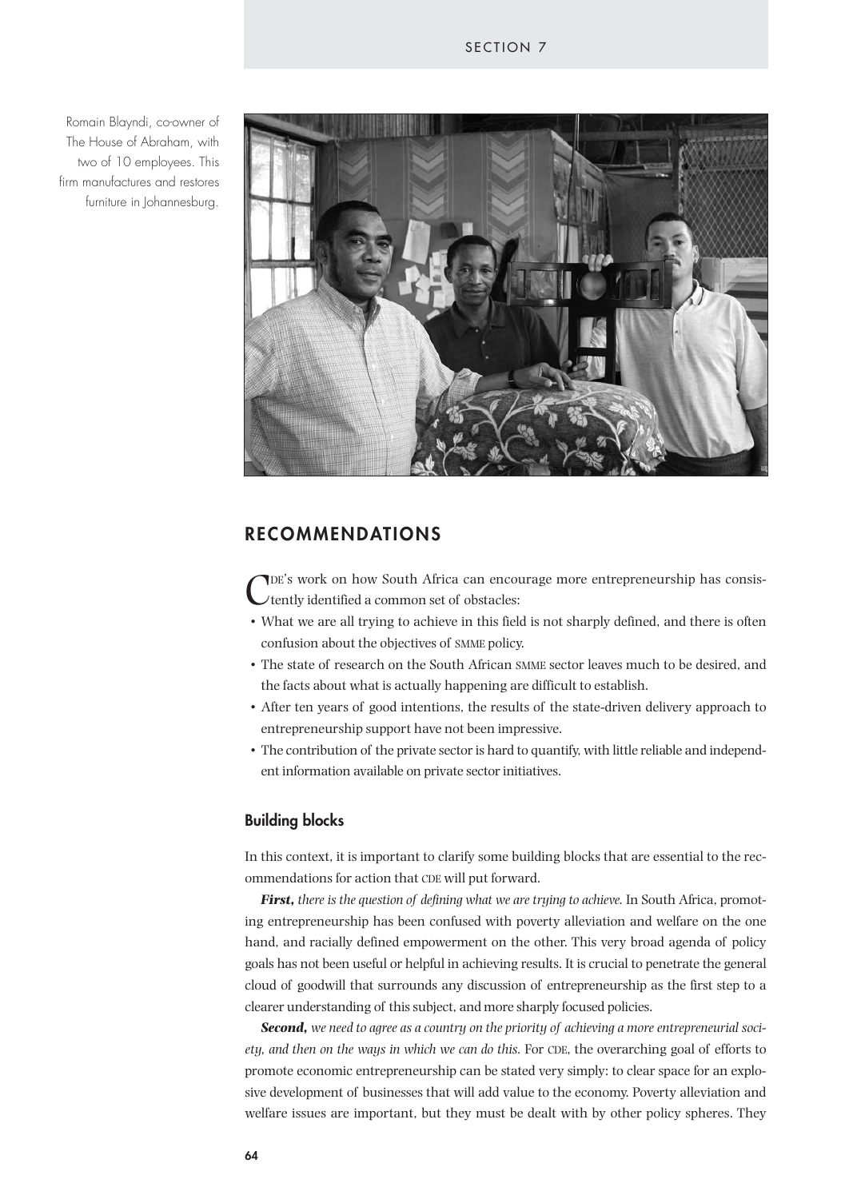Romain Blayndi, co-owner of The House of Abraham, with two of 10 employees. This firm manufactures and restores furniture in Johannesburg.

## RECOMMENDATIONS

CDE's work on how South Africa can encourage more entrepreneurship has consistently identified a common set of obstacles:

- What we are all trying to achieve in this field is not sharply defined, and there is often confusion about the objectives of SMME policy.
- The state of research on the South African SMME sector leaves much to be desired, and the facts about what is actually happening are difficult to establish.
- After ten years of good intentions, the results of the state-driven delivery approach to entrepreneurship support have not been impressive.
- The contribution of the private sector is hard to quantify, with little reliable and independent information available on private sector initiatives.

### Building blocks

In this context, it is important to clarify some building blocks that are essential to the recommendations for action that CDE will put forward.

***First,*** *there is the question of defining what we are trying to achieve.* In South Africa, promoting entrepreneurship has been confused with poverty alleviation and welfare on the one hand, and racially defined empowerment on the other. This very broad agenda of policy goals has not been useful or helpful in achieving results. It is crucial to penetrate the general cloud of goodwill that surrounds any discussion of entrepreneurship as the first step to a clearer understanding of this subject, and more sharply focused policies.

***Second,*** *we need to agree as a country on the priority of achieving a more entrepreneurial society, and then on the ways in which we can do this.* For CDE, the overarching goal of efforts to promote economic entrepreneurship can be stated very simply: to clear space for an explosive development of businesses that will add value to the economy. Poverty alleviation and welfare issues are important, but they must be dealt with by other policy spheres. They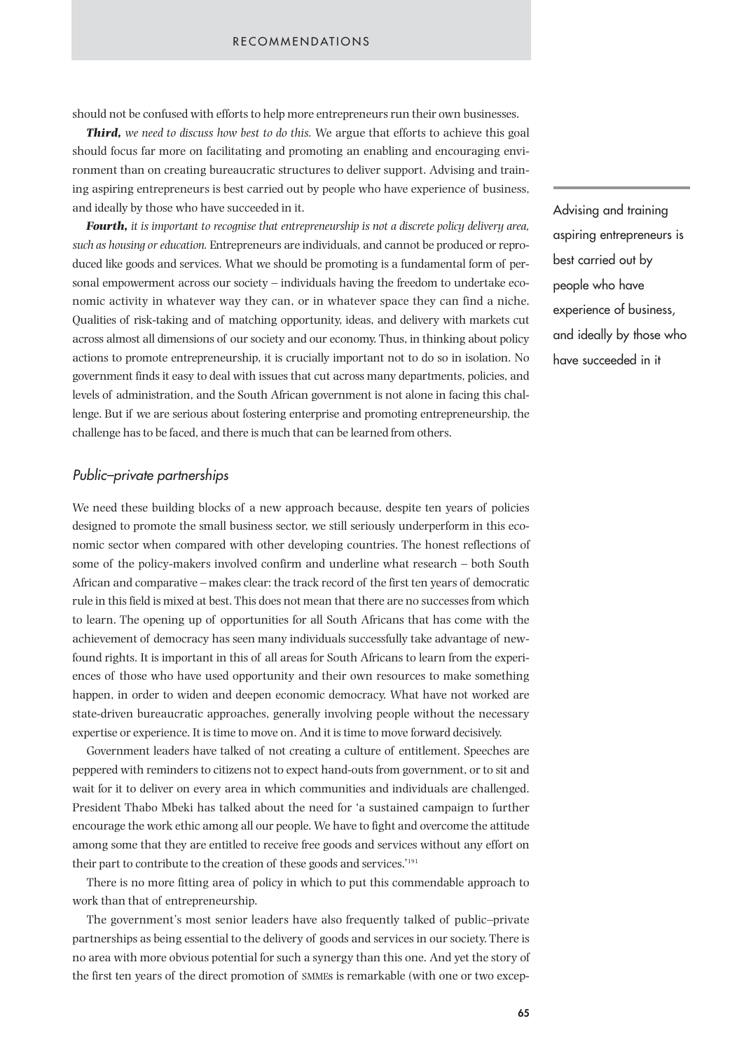should not be confused with efforts to help more entrepreneurs run their own businesses.

***Third,*** *we need to discuss how best to do this.* We argue that efforts to achieve this goal should focus far more on facilitating and promoting an enabling and encouraging environment than on creating bureaucratic structures to deliver support. Advising and training aspiring entrepreneurs is best carried out by people who have experience of business, and ideally by those who have succeeded in it.

***Fourth,*** *it is important to recognise that entrepreneurship is not a discrete policy delivery area, such as housing or education.* Entrepreneurs are individuals, and cannot be produced or reproduced like goods and services. What we should be promoting is a fundamental form of personal empowerment across our society – individuals having the freedom to undertake economic activity in whatever way they can, or in whatever space they can find a niche. Qualities of risk-taking and of matching opportunity, ideas, and delivery with markets cut across almost all dimensions of our society and our economy. Thus, in thinking about policy actions to promote entrepreneurship, it is crucially important not to do so in isolation. No government finds it easy to deal with issues that cut across many departments, policies, and levels of administration, and the South African government is not alone in facing this challenge. But if we are serious about fostering enterprise and promoting entrepreneurship, the challenge has to be faced, and there is much that can be learned from others.

> Advising and training aspiring entrepreneurs is best carried out by people who have experience of business, and ideally by those who have succeeded in it

### *Public–private partnerships*

We need these building blocks of a new approach because, despite ten years of policies designed to promote the small business sector, we still seriously underperform in this economic sector when compared with other developing countries. The honest reflections of some of the policy-makers involved confirm and underline what research – both South African and comparative – makes clear: the track record of the first ten years of democratic rule in this field is mixed at best. This does not mean that there are no successes from which to learn. The opening up of opportunities for all South Africans that has come with the achievement of democracy has seen many individuals successfully take advantage of newfound rights. It is important in this of all areas for South Africans to learn from the experiences of those who have used opportunity and their own resources to make something happen, in order to widen and deepen economic democracy. What have not worked are state-driven bureaucratic approaches, generally involving people without the necessary expertise or experience. It is time to move on. And it is time to move forward decisively.

Government leaders have talked of not creating a culture of entitlement. Speeches are peppered with reminders to citizens not to expect hand-outs from government, or to sit and wait for it to deliver on every area in which communities and individuals are challenged. President Thabo Mbeki has talked about the need for 'a sustained campaign to further encourage the work ethic among all our people. We have to fight and overcome the attitude among some that they are entitled to receive free goods and services without any effort on their part to contribute to the creation of these goods and services.'[191]

There is no more fitting area of policy in which to put this commendable approach to work than that of entrepreneurship.

The government's most senior leaders have also frequently talked of public–private partnerships as being essential to the delivery of goods and services in our society. There is no area with more obvious potential for such a synergy than this one. And yet the story of the first ten years of the direct promotion of SMMEs is remarkable (with one or two excep-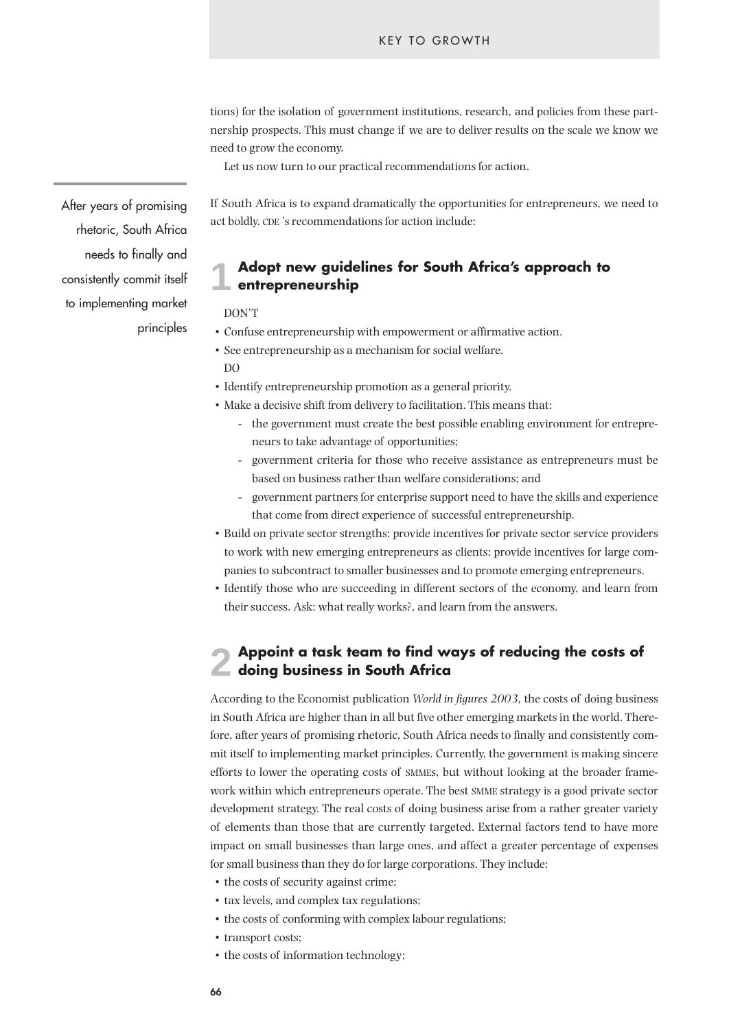tions) for the isolation of government institutions, research, and policies from these partnership prospects. This must change if we are to deliver results on the scale we know we need to grow the economy.

Let us now turn to our practical recommendations for action.

After years of promising rhetoric, South Africa needs to finally and consistently commit itself to implementing market principles

If South Africa is to expand dramatically the opportunities for entrepreneurs, we need to act boldly. CDE 's recommendations for action include:

## 1 Adopt new guidelines for South Africa's approach to entrepreneurship

DON'T

- Confuse entrepreneurship with empowerment or affirmative action.
- See entrepreneurship as a mechanism for social welfare.

DO

- Identify entrepreneurship promotion as a general priority.
- Make a decisive shift from delivery to facilitation. This means that:
  - the government must create the best possible enabling environment for entrepreneurs to take advantage of opportunities;
  - government criteria for those who receive assistance as entrepreneurs must be based on business rather than welfare considerations; and
  - government partners for enterprise support need to have the skills and experience that come from direct experience of successful entrepreneurship.
- Build on private sector strengths: provide incentives for private sector service providers to work with new emerging entrepreneurs as clients; provide incentives for large companies to subcontract to smaller businesses and to promote emerging entrepreneurs.
- Identify those who are succeeding in different sectors of the economy, and learn from their success. Ask: what really works?, and learn from the answers.

## 2 Appoint a task team to find ways of reducing the costs of doing business in South Africa

According to the Economist publication *World in figures 2003,* the costs of doing business in South Africa are higher than in all but five other emerging markets in the world. Therefore, after years of promising rhetoric, South Africa needs to finally and consistently commit itself to implementing market principles. Currently, the government is making sincere efforts to lower the operating costs of SMMEs, but without looking at the broader framework within which entrepreneurs operate. The best SMME strategy is a good private sector development strategy. The real costs of doing business arise from a rather greater variety of elements than those that are currently targeted. External factors tend to have more impact on small businesses than large ones, and affect a greater percentage of expenses for small business than they do for large corporations. They include:

- the costs of security against crime;
- tax levels, and complex tax regulations;
- the costs of conforming with complex labour regulations;
- transport costs;
- the costs of information technology;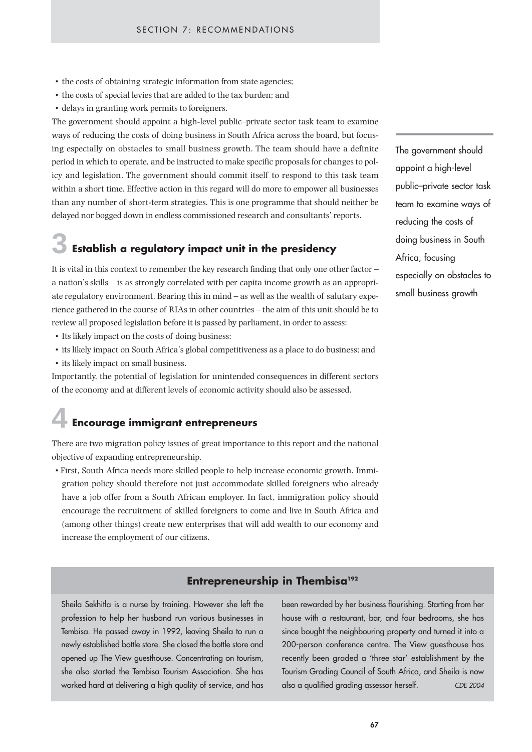- the costs of obtaining strategic information from state agencies;
- the costs of special levies that are added to the tax burden; and
- delays in granting work permits to foreigners.

The government should appoint a high-level public–private sector task team to examine ways of reducing the costs of doing business in South Africa across the board, but focusing especially on obstacles to small business growth. The team should have a definite period in which to operate, and be instructed to make specific proposals for changes to policy and legislation. The government should commit itself to respond to this task team within a short time. Effective action in this regard will do more to empower all businesses than any number of short-term strategies. This is one programme that should neither be delayed nor bogged down in endless commissioned research and consultants' reports.

> The government should appoint a high-level public–private sector task team to examine ways of reducing the costs of doing business in South Africa, focusing especially on obstacles to small business growth

## 3 Establish a regulatory impact unit in the presidency

It is vital in this context to remember the key research finding that only one other factor – a nation's skills – is as strongly correlated with per capita income growth as an appropriate regulatory environment. Bearing this in mind – as well as the wealth of salutary experience gathered in the course of RIAs in other countries – the aim of this unit should be to review all proposed legislation before it is passed by parliament, in order to assess:

- Its likely impact on the costs of doing business;
- its likely impact on South Africa's global competitiveness as a place to do business; and
- its likely impact on small business.

Importantly, the potential of legislation for unintended consequences in different sectors of the economy and at different levels of economic activity should also be assessed.

## 4 Encourage immigrant entrepreneurs

There are two migration policy issues of great importance to this report and the national objective of expanding entrepreneurship.

- First, South Africa needs more skilled people to help increase economic growth. Immigration policy should therefore not just accommodate skilled foreigners who already have a job offer from a South African employer. In fact, immigration policy should encourage the recruitment of skilled foreigners to come and live in South Africa and (among other things) create new enterprises that will add wealth to our economy and increase the employment of our citizens.

### Entrepreneurship in Thembisa[192]

Sheila Sekhitla is a nurse by training. However she left the profession to help her husband run various businesses in Tembisa. He passed away in 1992, leaving Sheila to run a newly established bottle store. She closed the bottle store and opened up The View guesthouse. Concentrating on tourism, she also started the Tembisa Tourism Association. She has worked hard at delivering a high quality of service, and has been rewarded by her business flourishing. Starting from her house with a restaurant, bar, and four bedrooms, she has since bought the neighbouring property and turned it into a 200-person conference centre. The View guesthouse has recently been graded a 'three star' establishment by the Tourism Grading Council of South Africa, and Sheila is now also a qualified grading assessor herself. *CDE 2004*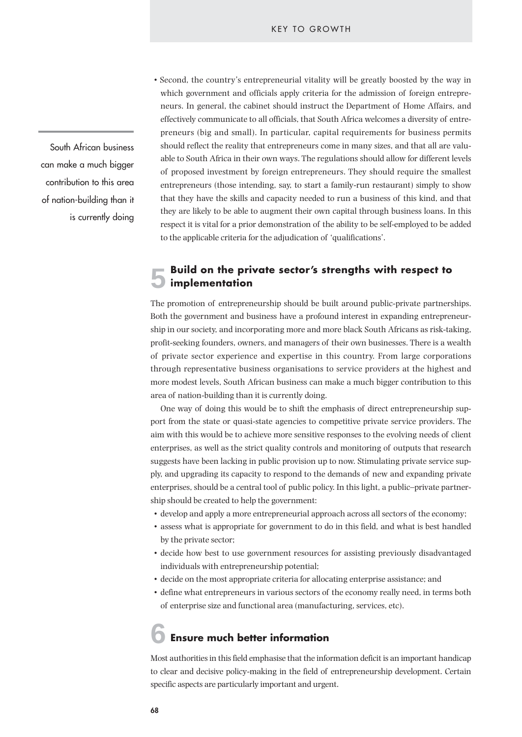- Second, the country's entrepreneurial vitality will be greatly boosted by the way in which government and officials apply criteria for the admission of foreign entrepreneurs. In general, the cabinet should instruct the Department of Home Affairs, and effectively communicate to all officials, that South Africa welcomes a diversity of entrepreneurs (big and small). In particular, capital requirements for business permits should reflect the reality that entrepreneurs come in many sizes, and that all are valuable to South Africa in their own ways. The regulations should allow for different levels of proposed investment by foreign entrepreneurs. They should require the smallest entrepreneurs (those intending, say, to start a family-run restaurant) simply to show that they have the skills and capacity needed to run a business of this kind, and that they are likely to be able to augment their own capital through business loans. In this respect it is vital for a prior demonstration of the ability to be self-employed to be added to the applicable criteria for the adjudication of 'qualifications'.

## 5 Build on the private sector's strengths with respect to implementation

The promotion of entrepreneurship should be built around public-private partnerships. Both the government and business have a profound interest in expanding entrepreneurship in our society, and incorporating more and more black South Africans as risk-taking, profit-seeking founders, owners, and managers of their own businesses. There is a wealth of private sector experience and expertise in this country. From large corporations through representative business organisations to service providers at the highest and more modest levels, South African business can make a much bigger contribution to this area of nation-building than it is currently doing.

One way of doing this would be to shift the emphasis of direct entrepreneurship support from the state or quasi-state agencies to competitive private service providers. The aim with this would be to achieve more sensitive responses to the evolving needs of client enterprises, as well as the strict quality controls and monitoring of outputs that research suggests have been lacking in public provision up to now. Stimulating private service supply, and upgrading its capacity to respond to the demands of new and expanding private enterprises, should be a central tool of public policy. In this light, a public–private partnership should be created to help the government:

- develop and apply a more entrepreneurial approach across all sectors of the economy;
- assess what is appropriate for government to do in this field, and what is best handled by the private sector;
- decide how best to use government resources for assisting previously disadvantaged individuals with entrepreneurship potential;
- decide on the most appropriate criteria for allocating enterprise assistance; and
- define what entrepreneurs in various sectors of the economy really need, in terms both of enterprise size and functional area (manufacturing, services, etc).

## 6 Ensure much better information

Most authorities in this field emphasise that the information deficit is an important handicap to clear and decisive policy-making in the field of entrepreneurship development. Certain specific aspects are particularly important and urgent.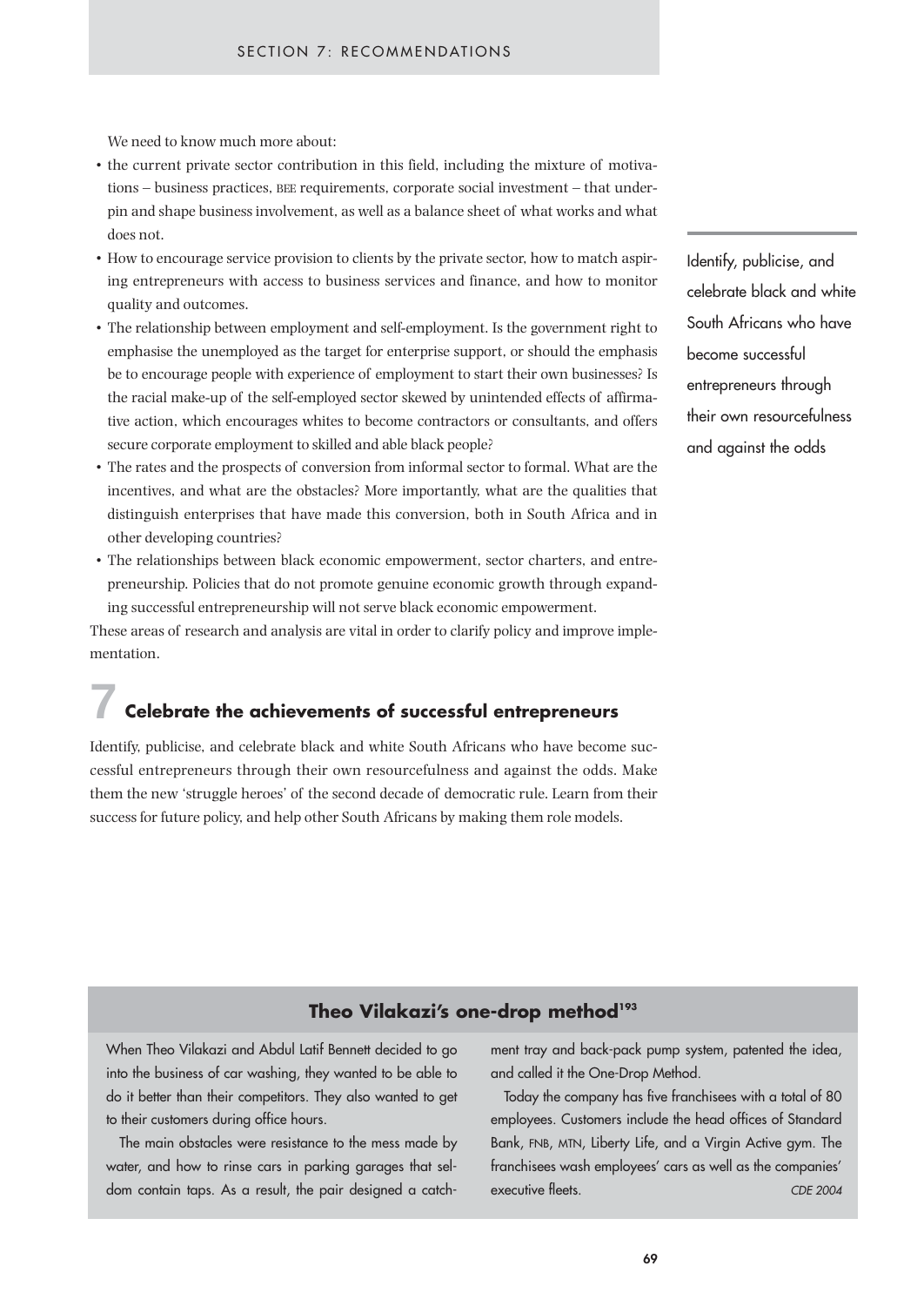We need to know much more about:

- the current private sector contribution in this field, including the mixture of motivations – business practices, BEE requirements, corporate social investment – that underpin and shape business involvement, as well as a balance sheet of what works and what does not.
- How to encourage service provision to clients by the private sector, how to match aspiring entrepreneurs with access to business services and finance, and how to monitor quality and outcomes.
- The relationship between employment and self-employment. Is the government right to emphasise the unemployed as the target for enterprise support, or should the emphasis be to encourage people with experience of employment to start their own businesses? Is the racial make-up of the self-employed sector skewed by unintended effects of affirmative action, which encourages whites to become contractors or consultants, and offers secure corporate employment to skilled and able black people?
- The rates and the prospects of conversion from informal sector to formal. What are the incentives, and what are the obstacles? More importantly, what are the qualities that distinguish enterprises that have made this conversion, both in South Africa and in other developing countries?
- The relationships between black economic empowerment, sector charters, and entrepreneurship. Policies that do not promote genuine economic growth through expanding successful entrepreneurship will not serve black economic empowerment.

These areas of research and analysis are vital in order to clarify policy and improve implementation.

Identify, publicise, and celebrate black and white South Africans who have become successful entrepreneurs through their own resourcefulness and against the odds

## 7 Celebrate the achievements of successful entrepreneurs

Identify, publicise, and celebrate black and white South Africans who have become successful entrepreneurs through their own resourcefulness and against the odds. Make them the new 'struggle heroes' of the second decade of democratic rule. Learn from their success for future policy, and help other South Africans by making them role models.

### Theo Vilakazi's one-drop method[193]

When Theo Vilakazi and Abdul Latif Bennett decided to go into the business of car washing, they wanted to be able to do it better than their competitors. They also wanted to get to their customers during office hours.

The main obstacles were resistance to the mess made by water, and how to rinse cars in parking garages that seldom contain taps. As a result, the pair designed a catchment tray and back-pack pump system, patented the idea, and called it the One-Drop Method.

Today the company has five franchisees with a total of 80 employees. Customers include the head offices of Standard Bank, FNB, MTN, Liberty Life, and a Virgin Active gym. The franchisees wash employees' cars as well as the companies' executive fleets.

*CDE 2004*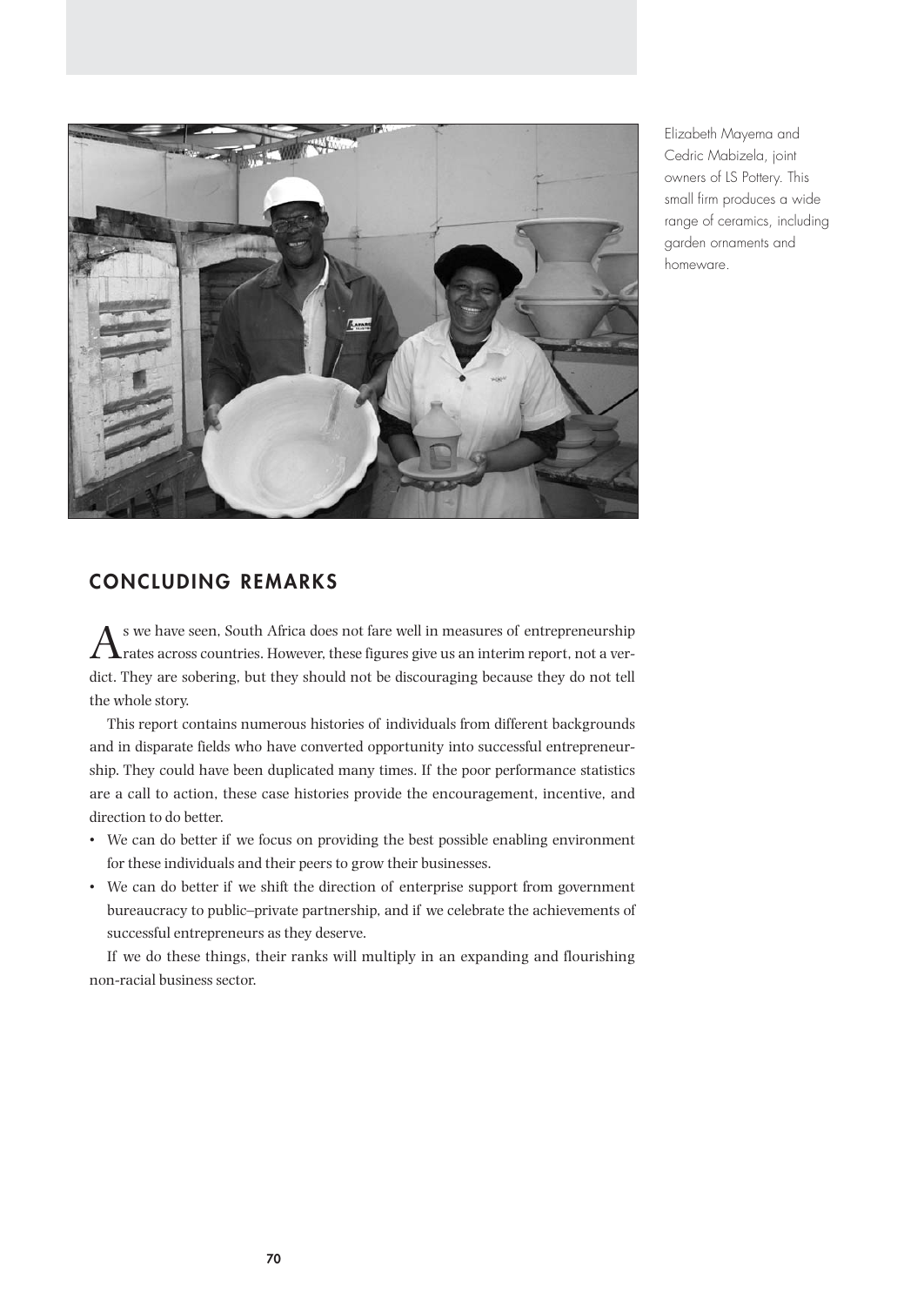Elizabeth Mayema and Cedric Mabizela, joint owners of LS Pottery. This small firm produces a wide range of ceramics, including garden ornaments and homeware.

## CONCLUDING REMARKS

As we have seen, South Africa does not fare well in measures of entrepreneurship rates across countries. However, these figures give us an interim report, not a verdict. They are sobering, but they should not be discouraging because they do not tell the whole story.

This report contains numerous histories of individuals from different backgrounds and in disparate fields who have converted opportunity into successful entrepreneurship. They could have been duplicated many times. If the poor performance statistics are a call to action, these case histories provide the encouragement, incentive, and direction to do better.

- We can do better if we focus on providing the best possible enabling environment for these individuals and their peers to grow their businesses.
- We can do better if we shift the direction of enterprise support from government bureaucracy to public–private partnership, and if we celebrate the achievements of successful entrepreneurs as they deserve.

If we do these things, their ranks will multiply in an expanding and flourishing non-racial business sector.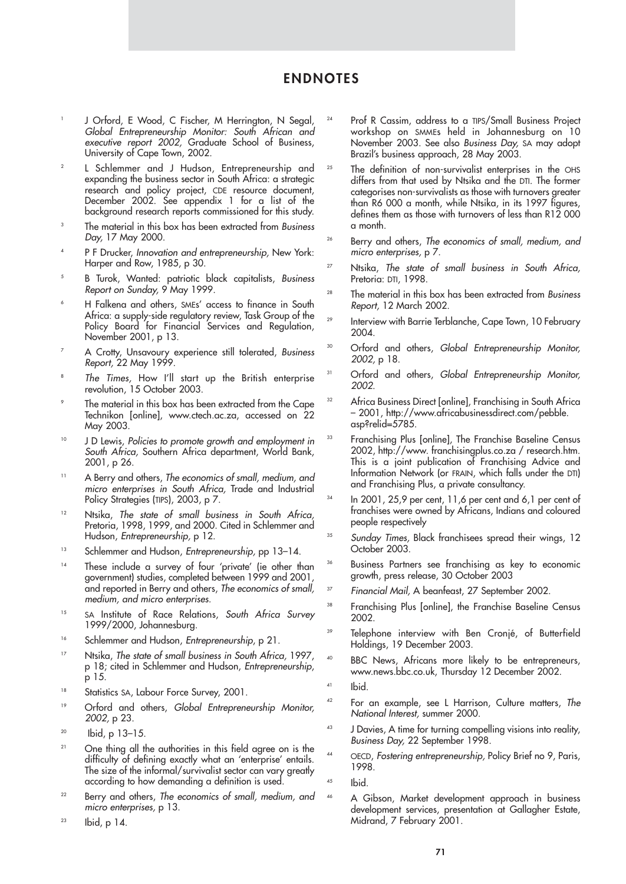# ENDNOTES

1. J Orford, E Wood, C Fischer, M Herrington, N Segal, *Global Entrepreneurship Monitor: South African and executive report 2002,* Graduate School of Business, University of Cape Town, 2002.
2. L Schlemmer and J Hudson, Entrepreneurship and expanding the business sector in South Africa: a strategic research and policy project, CDE resource document, December 2002. See appendix 1 for a list of the background research reports commissioned for this study.
3. The material in this box has been extracted from *Business Day,* 17 May 2000.
4. P F Drucker, *Innovation and entrepreneurship,* New York: Harper and Row, 1985, p 30.
5. B Turok, Wanted: patriotic black capitalists, *Business Report on Sunday,* 9 May 1999.
6. H Falkena and others, SMEs' access to finance in South Africa: a supply-side regulatory review, Task Group of the Policy Board for Financial Services and Regulation, November 2001, p 13.
7. A Crotty, Unsavoury experience still tolerated, *Business Report,* 22 May 1999.
8. *The Times,* How I'll start up the British enterprise revolution, 15 October 2003.
9. The material in this box has been extracted from the Cape Technikon [online], www.ctech.ac.za, accessed on 22 May 2003.
10. J D Lewis, *Policies to promote growth and employment in South Africa,* Southern Africa department, World Bank, 2001, p 26.
11. A Berry and others, *The economics of small, medium, and micro enterprises in South Africa,* Trade and Industrial Policy Strategies (TIPS), 2003, p 7.
12. Ntsika, *The state of small business in South Africa,* Pretoria, 1998, 1999, and 2000. Cited in Schlemmer and Hudson, *Entrepreneurship,* p 12.
13. Schlemmer and Hudson, *Entrepreneurship,* pp 13–14.
14. These include a survey of four 'private' (ie other than government) studies, completed between 1999 and 2001, and reported in Berry and others, *The economics of small, medium, and micro enterprises.*
15. SA Institute of Race Relations, *South Africa Survey* 1999/2000, Johannesburg.
16. Schlemmer and Hudson, *Entrepreneurship*, p 21.
17. Ntsika, *The state of small business in South Africa,* 1997, p 18; cited in Schlemmer and Hudson, *Entrepreneurship*, p 15.
18. Statistics SA, Labour Force Survey, 2001.
19. Orford and others, *Global Entrepreneurship Monitor, 2002,* p 23.
20. Ibid, p 13–15.
21. One thing all the authorities in this field agree on is the difficulty of defining exactly what an 'enterprise' entails. The size of the informal/survivalist sector can vary greatly according to how demanding a definition is used.
22. Berry and others, *The economics of small, medium, and micro enterprises,* p 13.
23. Ibid, p 14.
24. Prof R Cassim, address to a TIPS/Small Business Project workshop on SMMEs held in Johannesburg on 10 November 2003. See also *Business Day,* SA may adopt Brazil's business approach, 28 May 2003.
25. The definition of non-survivalist enterprises in the OHS differs from that used by Ntsika and the DTI. The former categorises non-survivalists as those with turnovers greater than R6 000 a month, while Ntsika, in its 1997 figures, defines them as those with turnovers of less than R12 000 a month.
26. Berry and others, *The economics of small, medium, and micro enterprises,* p 7.
27. Ntsika, *The state of small business in South Africa,* Pretoria: DTI, 1998.
28. The material in this box has been extracted from *Business Report,* 12 March 2002.
29. Interview with Barrie Terblanche, Cape Town, 10 February 2004.
30. Orford and others, *Global Entrepreneurship Monitor, 2002,* p 18.
31. Orford and others, *Global Entrepreneurship Monitor, 2002.*
32. Africa Business Direct [online], Franchising in South Africa – 2001, http://www.africabusinessdirect.com/pebble.asp?relid=5785.
33. Franchising Plus [online], The Franchise Baseline Census 2002, http://www. franchisingplus.co.za / research.htm. This is a joint publication of Franchising Advice and Information Network (or FRAIN, which falls under the DTI) and Franchising Plus, a private consultancy.
34. In 2001, 25,9 per cent, 11,6 per cent and 6,1 per cent of franchises were owned by Africans, Indians and coloured people respectively
35. *Sunday Times,* Black franchisees spread their wings, 12 October 2003.
36. Business Partners see franchising as key to economic growth, press release, 30 October 2003
37. *Financial Mail,* A beanfeast, 27 September 2002.
38. Franchising Plus [online], the Franchise Baseline Census 2002.
39. Telephone interview with Ben Cronjé, of Butterfield Holdings, 19 December 2003.
40. BBC News, Africans more likely to be entrepreneurs, www.news.bbc.co.uk, Thursday 12 December 2002.
41. Ibid.
42. For an example, see L Harrison, Culture matters, *The National Interest,* summer 2000.
43. J Davies, A time for turning compelling visions into reality, *Business Day,* 22 September 1998.
44. OECD, *Fostering entrepreneurship,* Policy Brief no 9, Paris, 1998.
45. Ibid.
46. A Gibson, Market development approach in business development services, presentation at Gallagher Estate, Midrand, 7 February 2001.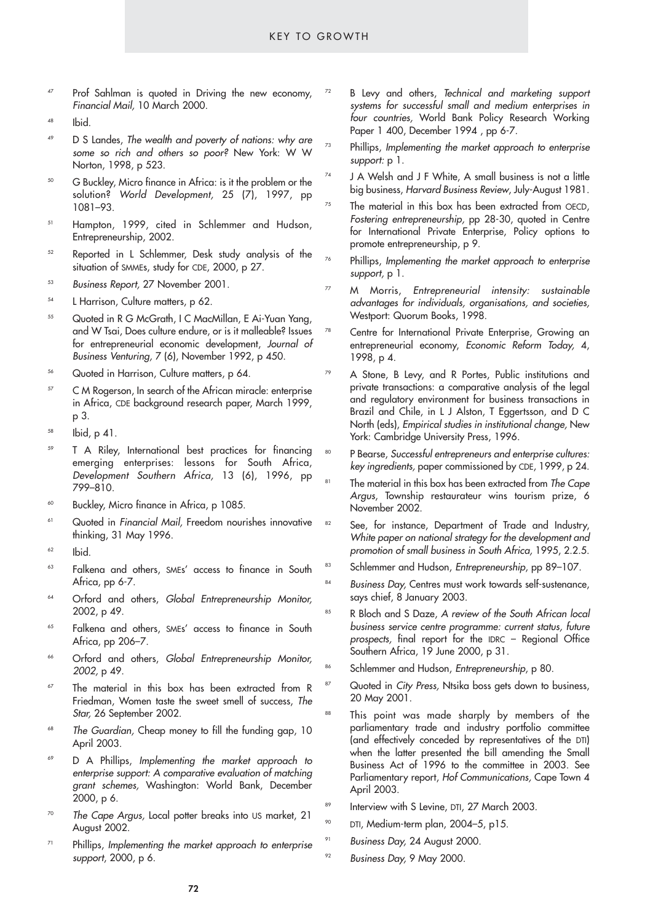47 Prof Sahlman is quoted in Driving the new economy, *Financial Mail,* 10 March 2000.

48 Ibid.

49 D S Landes, *The wealth and poverty of nations: why are some so rich and others so poor?* New York: W W Norton, 1998, p 523.

50 G Buckley, Micro finance in Africa: is it the problem or the solution? *World Development,* 25 (7), 1997, pp 1081–93.

51 Hampton, 1999, cited in Schlemmer and Hudson, Entrepreneurship, 2002.

52 Reported in L Schlemmer, Desk study analysis of the situation of SMMEs, study for CDE, 2000, p 27.

53 *Business Report,* 27 November 2001.

54 L Harrison, Culture matters, p 62.

55 Quoted in R G McGrath, I C MacMillan, E Ai-Yuan Yang, and W Tsai, Does culture endure, or is it malleable? Issues for entrepreneurial economic development, *Journal of Business Venturing,* 7 (6), November 1992, p 450.

56 Quoted in Harrison, Culture matters, p 64.

57 C M Rogerson, In search of the African miracle: enterprise in Africa, CDE background research paper, March 1999, p 3.

58 Ibid, p 41.

59 T A Riley, International best practices for financing emerging enterprises: lessons for South Africa, *Development Southern Africa,* 13 (6), 1996, pp 799–810.

60 Buckley, Micro finance in Africa, p 1085.

61 Quoted in *Financial Mail,* Freedom nourishes innovative thinking, 31 May 1996.

62 Ibid.

63 Falkena and others, SMEs' access to finance in South Africa, pp 6-7.

64 Orford and others, *Global Entrepreneurship Monitor,* 2002, p 49.

65 Falkena and others, SMEs' access to finance in South Africa, pp 206–7.

66 Orford and others, *Global Entrepreneurship Monitor, 2002,* p 49.

67 The material in this box has been extracted from R Friedman, Women taste the sweet smell of success, *The Star,* 26 September 2002.

68 *The Guardian,* Cheap money to fill the funding gap, 10 April 2003.

69 D A Phillips, *Implementing the market approach to enterprise support: A comparative evaluation of matching grant schemes,* Washington: World Bank, December 2000, p 6.

70 *The Cape Argus,* Local potter breaks into US market, 21 August 2002.

71 Phillips, *Implementing the market approach to enterprise support*, 2000, p 6.

72 B Levy and others, *Technical and marketing support systems for successful small and medium enterprises in four countries,* World Bank Policy Research Working Paper 1 400, December 1994 , pp 6-7.

73 Phillips, *Implementing the market approach to enterprise support:* p 1.

74 J A Welsh and J F White, A small business is not a little big business, *Harvard Business Review*, July-August 1981.

75 The material in this box has been extracted from OECD, *Fostering entrepreneurship,* pp 28-30, quoted in Centre for International Private Enterprise, Policy options to promote entrepreneurship, p 9.

76 Phillips, *Implementing the market approach to enterprise support,* p 1.

77 M Morris, *Entrepreneurial intensity: sustainable advantages for individuals, organisations, and societies,* Westport: Quorum Books, 1998.

78 Centre for International Private Enterprise, Growing an entrepreneurial economy, *Economic Reform Today,* 4, 1998, p 4.

79 A Stone, B Levy, and R Portes, Public institutions and private transactions: a comparative analysis of the legal and regulatory environment for business transactions in Brazil and Chile, in L J Alston, T Eggertsson, and D C North (eds), *Empirical studies in institutional change,* New York: Cambridge University Press, 1996.

80 P Bearse, *Successful entrepreneurs and enterprise cultures: key ingredients,* paper commissioned by CDE, 1999, p 24.

81 The material in this box has been extracted from *The Cape Argus*, Township restaurateur wins tourism prize, 6 November 2002.

82 See, for instance, Department of Trade and Industry, *White paper on national strategy for the development and promotion of small business in South Africa,* 1995, 2.2.5.

83 Schlemmer and Hudson, *Entrepreneurship*, pp 89–107.

84 *Business Day,* Centres must work towards self-sustenance, says chief, 8 January 2003.

85 R Bloch and S Daze, *A review of the South African local business service centre programme: current status, future prospects,* final report for the IDRC – Regional Office Southern Africa, 19 June 2000, p 31.

86 Schlemmer and Hudson, *Entrepreneurship*, p 80.

87 Quoted in *City Press,* Ntsika boss gets down to business, 20 May 2001.

88 This point was made sharply by members of the parliamentary trade and industry portfolio committee (and effectively conceded by representatives of the DTI) when the latter presented the bill amending the Small Business Act of 1996 to the committee in 2003. See Parliamentary report, *Hof Communications,* Cape Town 4 April 2003.

89 Interview with S Levine, DTI, 27 March 2003.

90 DTI, Medium-term plan, 2004–5, p15.

91 *Business Day,* 24 August 2000.

92 *Business Day,* 9 May 2000.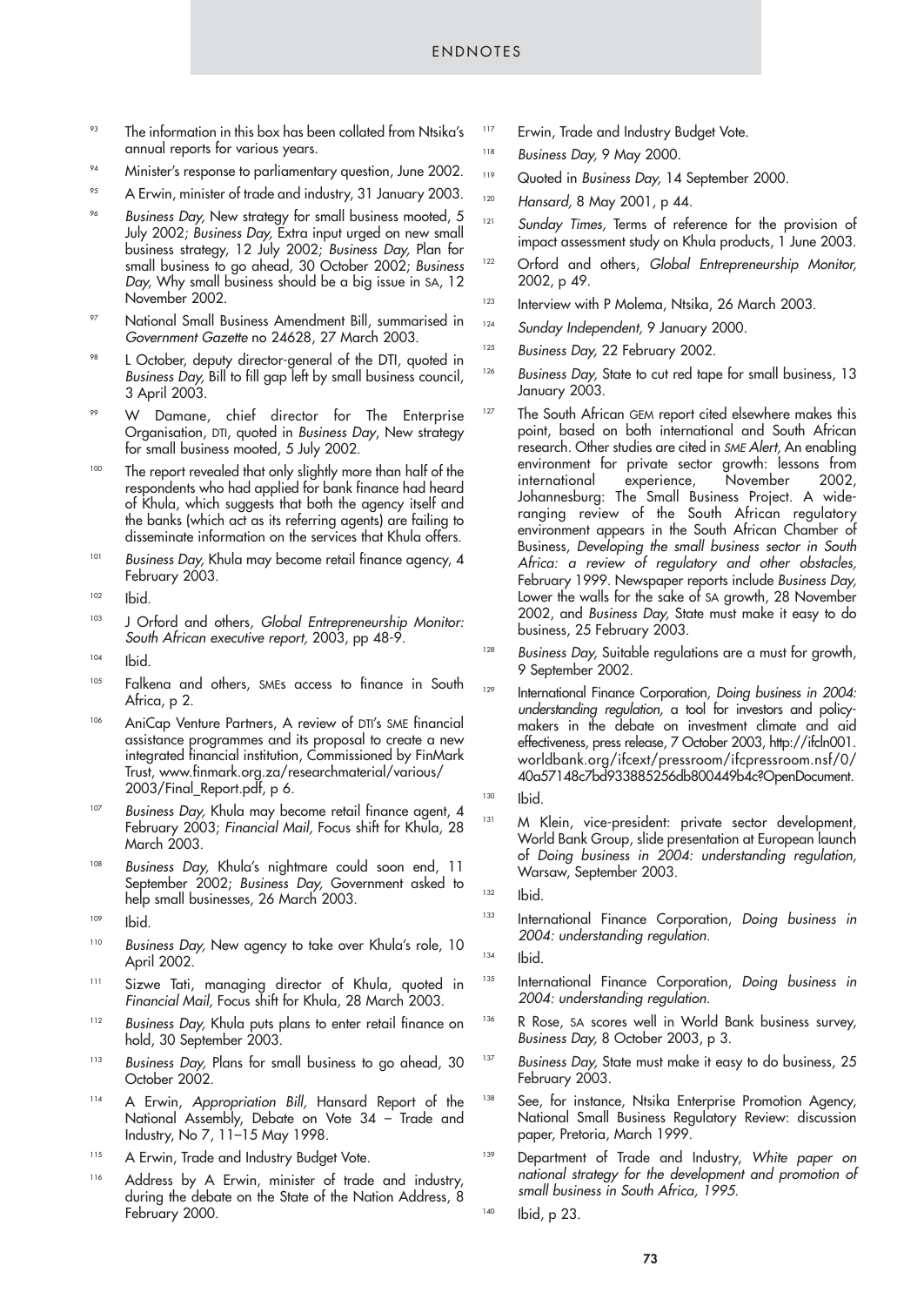# ENDNOTES

93 The information in this box has been collated from Ntsika's annual reports for various years.

94 Minister's response to parliamentary question, June 2002.

95 A Erwin, minister of trade and industry, 31 January 2003.

96 *Business Day,* New strategy for small business mooted, 5 July 2002; *Business Day,* Extra input urged on new small business strategy, 12 July 2002; *Business Day,* Plan for small business to go ahead, 30 October 2002; *Business Day,* Why small business should be a big issue in SA, 12 November 2002.

97 National Small Business Amendment Bill, summarised in *Government Gazette* no 24628, 27 March 2003.

98 L October, deputy director-general of the DTI, quoted in *Business Day,* Bill to fill gap left by small business council, 3 April 2003.

99 W Damane, chief director for The Enterprise Organisation, DTI, quoted in *Business Day*, New strategy for small business mooted, 5 July 2002.

100 The report revealed that only slightly more than half of the respondents who had applied for bank finance had heard of Khula, which suggests that both the agency itself and the banks (which act as its referring agents) are failing to disseminate information on the services that Khula offers.

101 *Business Day,* Khula may become retail finance agency, 4 February 2003.

102 Ibid.

103 J Orford and others, *Global Entrepreneurship Monitor: South African executive report,* 2003, pp 48-9.

104 Ibid.

105 Falkena and others, SMEs access to finance in South Africa, p 2.

106 AniCap Venture Partners, A review of DTI's SME financial assistance programmes and its proposal to create a new integrated financial institution, Commissioned by FinMark Trust, www.finmark.org.za/researchmaterial/various/2003/Final_Report.pdf, p 6.

107 *Business Day,* Khula may become retail finance agent, 4 February 2003; *Financial Mail,* Focus shift for Khula, 28 March 2003.

108 *Business Day,* Khula's nightmare could soon end, 11 September 2002; *Business Day,* Government asked to help small businesses, 26 March 2003.

109 Ibid.

110 *Business Day,* New agency to take over Khula's role, 10 April 2002.

111 Sizwe Tati, managing director of Khula, quoted in *Financial Mail,* Focus shift for Khula, 28 March 2003.

112 *Business Day,* Khula puts plans to enter retail finance on hold, 30 September 2003.

113 *Business Day,* Plans for small business to go ahead, 30 October 2002.

114 A Erwin, *Appropriation Bill,* Hansard Report of the National Assembly, Debate on Vote 34 – Trade and Industry, No 7, 11–15 May 1998.

115 A Erwin, Trade and Industry Budget Vote.

116 Address by A Erwin, minister of trade and industry, during the debate on the State of the Nation Address, 8 February 2000.

117 Erwin, Trade and Industry Budget Vote.

118 *Business Day,* 9 May 2000.

119 Quoted in *Business Day,* 14 September 2000.

120 *Hansard,* 8 May 2001, p 44.

121 *Sunday Times,* Terms of reference for the provision of impact assessment study on Khula products, 1 June 2003.

122 Orford and others, *Global Entrepreneurship Monitor,* 2002, p 49.

123 Interview with P Molema, Ntsika, 26 March 2003.

124 *Sunday Independent,* 9 January 2000.

125 *Business Day,* 22 February 2002.

126 *Business Day,* State to cut red tape for small business, 13 January 2003.

127 The South African GEM report cited elsewhere makes this point, based on both international and South African research. Other studies are cited in *SME Alert,* An enabling environment for private sector growth: lessons from international experience, November 2002, Johannesburg: The Small Business Project. A wide-ranging review of the South African regulatory environment appears in the South African Chamber of Business, *Developing the small business sector in South Africa: a review of regulatory and other obstacles,* February 1999. Newspaper reports include *Business Day,* Lower the walls for the sake of SA growth, 28 November 2002, and *Business Day,* State must make it easy to do business, 25 February 2003.

128 *Business Day,* Suitable regulations are a must for growth, 9 September 2002.

129 International Finance Corporation, *Doing business in 2004: understanding regulation,* a tool for investors and policy-makers in the debate on investment climate and aid effectiveness, press release, 7 October 2003, http://ifcln001.worldbank.org/ifcext/pressroom/ifcpressroom.nsf/0/40a57148c7bd933885256db800449b4c?OpenDocument.

130 Ibid.

131 M Klein, vice-president: private sector development, World Bank Group, slide presentation at European launch of *Doing business in 2004: understanding regulation,* Warsaw, September 2003.

132 Ibid.

133 International Finance Corporation, *Doing business in 2004: understanding regulation.*

134 Ibid.

135 International Finance Corporation, *Doing business in 2004: understanding regulation.*

136 R Rose, SA scores well in World Bank business survey, *Business Day,* 8 October 2003, p 3.

137 *Business Day,* State must make it easy to do business, 25 February 2003.

138 See, for instance, Ntsika Enterprise Promotion Agency, National Small Business Regulatory Review: discussion paper, Pretoria, March 1999.

139 Department of Trade and Industry, *White paper on national strategy for the development and promotion of small business in South Africa, 1995.*

140 Ibid, p 23.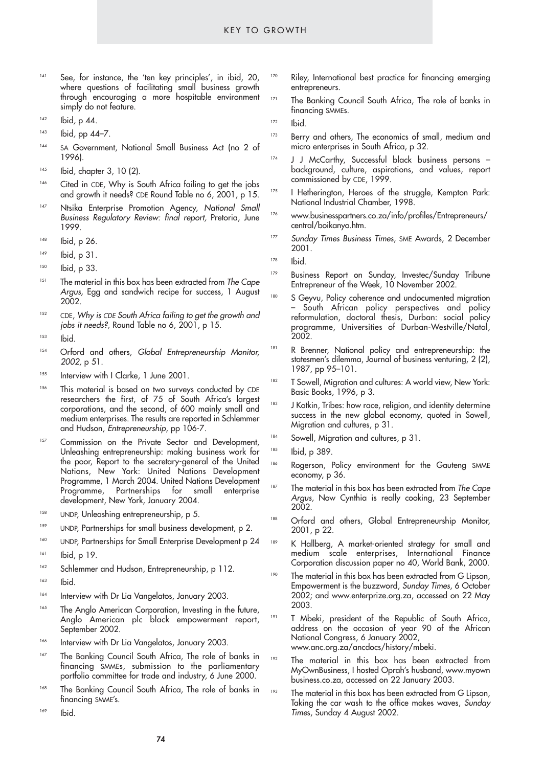141 See, for instance, the 'ten key principles', in ibid, 20, where questions of facilitating small business growth through encouraging a more hospitable environment simply do not feature.

142 Ibid, p 44.

143 Ibid, pp 44–7.

144 SA Government, National Small Business Act (no 2 of 1996).

145 Ibid, chapter 3, 10 (2).

146 Cited in CDE, Why is South Africa failing to get the jobs and growth it needs? CDE Round Table no 6, 2001, p 15.

147 Ntsika Enterprise Promotion Agency, *National Small Business Regulatory Review: final report,* Pretoria, June 1999.

148 Ibid, p 26.

149 Ibid, p 31.

150 Ibid, p 33.

151 The material in this box has been extracted from *The Cape Argus,* Egg and sandwich recipe for success, 1 August 2002.

152 CDE, *Why is CDE South Africa failing to get the growth and jobs it needs?,* Round Table no 6, 2001, p 15.

153 Ibid.

154 Orford and others, *Global Entrepreneurship Monitor, 2002,* p 51.

155 Interview with I Clarke, 1 June 2001.

156 This material is based on two surveys conducted by CDE researchers the first, of 75 of South Africa's largest corporations, and the second, of 600 mainly small and medium enterprises. The results are reported in Schlemmer and Hudson, *Entrepreneurship*, pp 106-7.

157 Commission on the Private Sector and Development, Unleashing entrepreneurship: making business work for the poor, Report to the secretary-general of the United Nations, New York: United Nations Development Programme, 1 March 2004. United Nations Development Programme, Partnerships for small enterprise development, New York, January 2004.

158 UNDP, Unleashing entrepreneurship, p 5.

159 UNDP, Partnerships for small business development, p 2.

160 UNDP, Partnerships for Small Enterprise Development p 24

161 Ibid, p 19.

162 Schlemmer and Hudson, Entrepreneurship, p 112.

163 Ibid.

164 Interview with Dr Lia Vangelatos, January 2003.

165 The Anglo American Corporation, Investing in the future, Anglo American plc black empowerment report, September 2002.

166 Interview with Dr Lia Vangelatos, January 2003.

167 The Banking Council South Africa, The role of banks in financing SMMEs, submission to the parliamentary portfolio committee for trade and industry, 6 June 2000.

168 The Banking Council South Africa, The role of banks in financing SMME's.

169 Ibid.

170 Riley, International best practice for financing emerging entrepreneurs.

171 The Banking Council South Africa, The role of banks in financing SMMEs.

172 Ibid.

173 Berry and others, The economics of small, medium and micro enterprises in South Africa, p 32.

174 J J McCarthy, Successful black business persons – background, culture, aspirations, and values, report commissioned by CDE, 1999.

175 I Hetherington, Heroes of the struggle, Kempton Park: National Industrial Chamber, 1998.

176 www.businesspartners.co.za/info/profiles/Entrepreneurs/central/boikanyo.htm.

177 *Sunday Times Business Times*, SME Awards, 2 December 2001.

178 Ibid.

179 Business Report on Sunday, Investec/Sunday Tribune Entrepreneur of the Week, 10 November 2002.

180 S Geyvu, Policy coherence and undocumented migration – South African policy perspectives and policy reformulation, doctoral thesis, Durban: social policy programme, Universities of Durban-Westville/Natal, 2002.

181 R Brenner, National policy and entrepreneurship: the statesmen's dilemma, Journal of business venturing, 2 (2), 1987, pp 95–101.

182 T Sowell, Migration and cultures: A world view, New York: Basic Books, 1996, p 3.

183 J Kotkin, Tribes: how race, religion, and identity determine success in the new global economy, quoted in Sowell, Migration and cultures, p 31.

184 Sowell, Migration and cultures, p 31.

185 Ibid, p 389.

186 Rogerson, Policy environment for the Gauteng SMME economy, p 36.

187 The material in this box has been extracted from *The Cape Argus,* Now Cynthia is really cooking, 23 September 2002.

188 Orford and others, Global Entrepreneurship Monitor, 2001, p 22.

189 K Hallberg, A market-oriented strategy for small and medium scale enterprises, International Finance Corporation discussion paper no 40, World Bank, 2000.

190 The material in this box has been extracted from G Lipson, Empowerment is the buzzword, *Sunday Times*, 6 October 2002; and www.enterprize.org.za, accessed on 22 May 2003.

191 T Mbeki, president of the Republic of South Africa, address on the occasion of year 90 of the African National Congress, 6 January 2002, www.anc.org.za/ancdocs/history/mbeki.

192 The material in this box has been extracted from MyOwnBusiness, I hosted Oprah's husband, www.myownbusiness.co.za, accessed on 22 January 2003.

193 The material in this box has been extracted from G Lipson, Taking the car wash to the office makes waves, *Sunday Times*, Sunday 4 August 2002.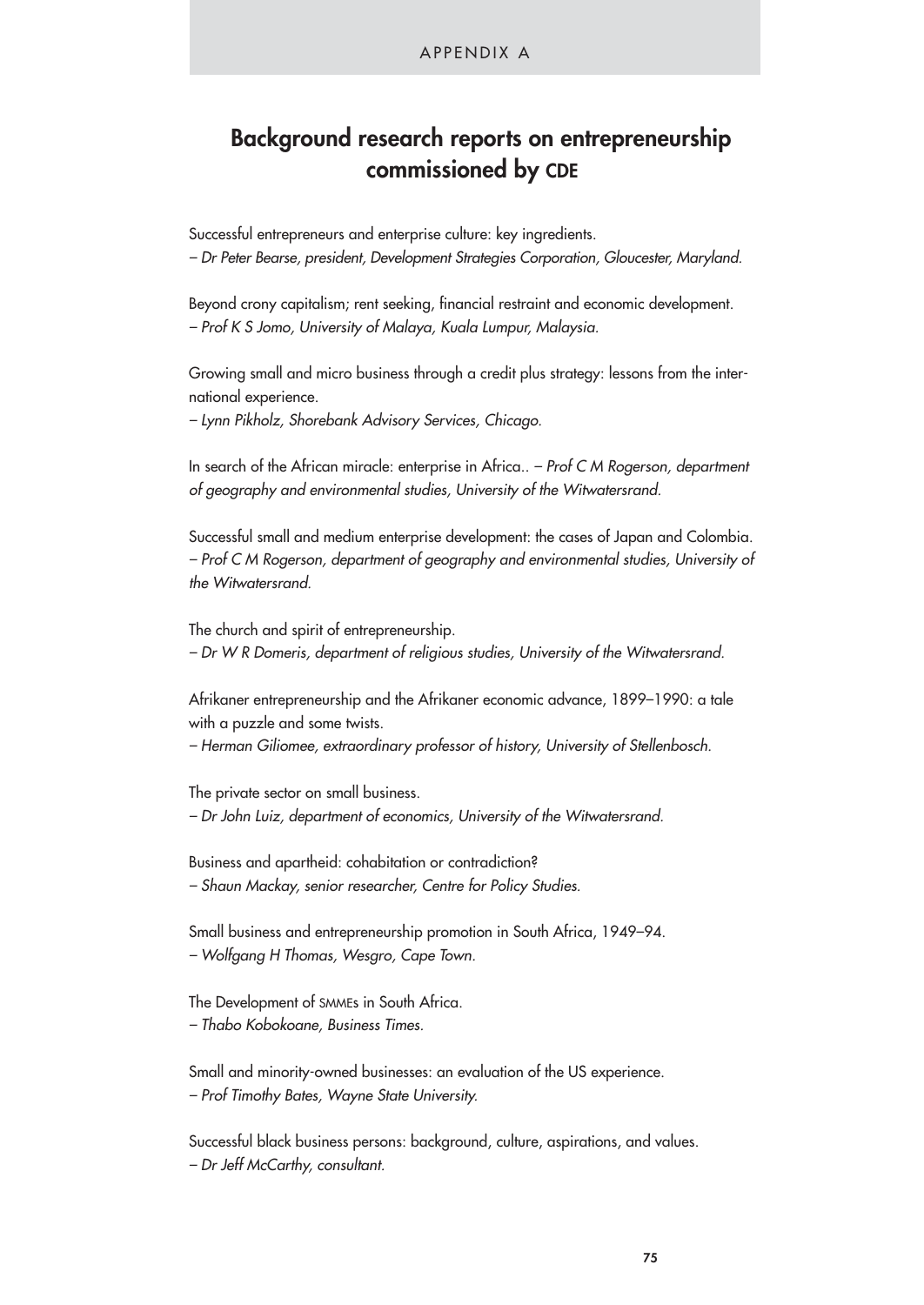APPENDIX A

# Background research reports on entrepreneurship commissioned by CDE

Successful entrepreneurs and enterprise culture: key ingredients.
*– Dr Peter Bearse, president, Development Strategies Corporation, Gloucester, Maryland.*

Beyond crony capitalism; rent seeking, financial restraint and economic development.
*– Prof K S Jomo, University of Malaya, Kuala Lumpur, Malaysia.*

Growing small and micro business through a credit plus strategy: lessons from the international experience.
*– Lynn Pikholz, Shorebank Advisory Services, Chicago.*

In search of the African miracle: enterprise in Africa.. *– Prof C M Rogerson, department of geography and environmental studies, University of the Witwatersrand.*

Successful small and medium enterprise development: the cases of Japan and Colombia.
*– Prof C M Rogerson, department of geography and environmental studies, University of the Witwatersrand.*

The church and spirit of entrepreneurship.
*– Dr W R Domeris, department of religious studies, University of the Witwatersrand.*

Afrikaner entrepreneurship and the Afrikaner economic advance, 1899–1990: a tale with a puzzle and some twists.
*– Herman Giliomee, extraordinary professor of history, University of Stellenbosch.*

The private sector on small business.
*– Dr John Luiz, department of economics, University of the Witwatersrand.*

Business and apartheid: cohabitation or contradiction?
*– Shaun Mackay, senior researcher, Centre for Policy Studies.*

Small business and entrepreneurship promotion in South Africa, 1949–94.
*– Wolfgang H Thomas, Wesgro, Cape Town.*

The Development of SMMEs in South Africa.
*– Thabo Kobokoane, Business Times.*

Small and minority-owned businesses: an evaluation of the US experience.
*– Prof Timothy Bates, Wayne State University.*

Successful black business persons: background, culture, aspirations, and values.
*– Dr Jeff McCarthy, consultant.*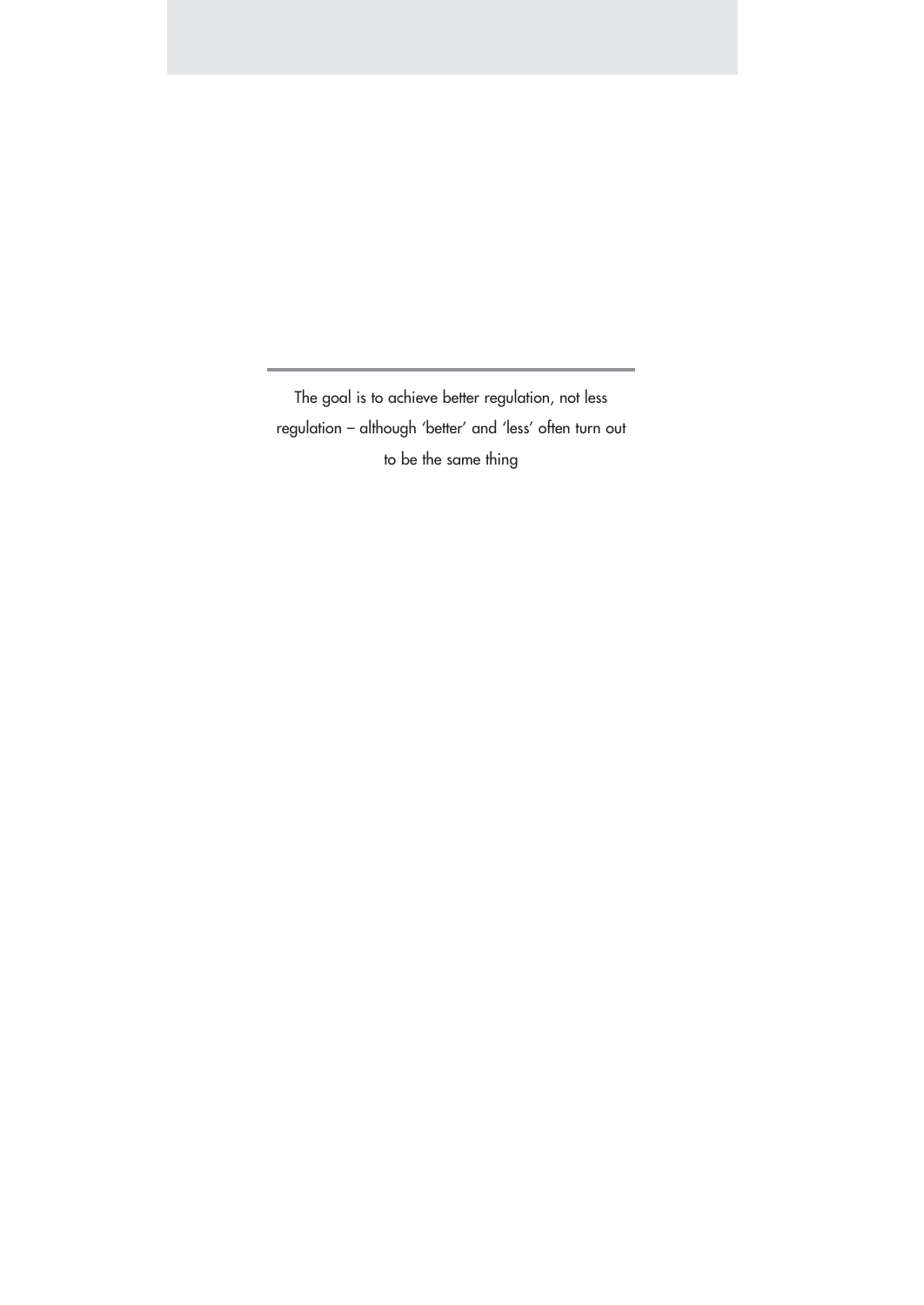---

The goal is to achieve better regulation, not less regulation – although 'better' and 'less' often turn out to be the same thing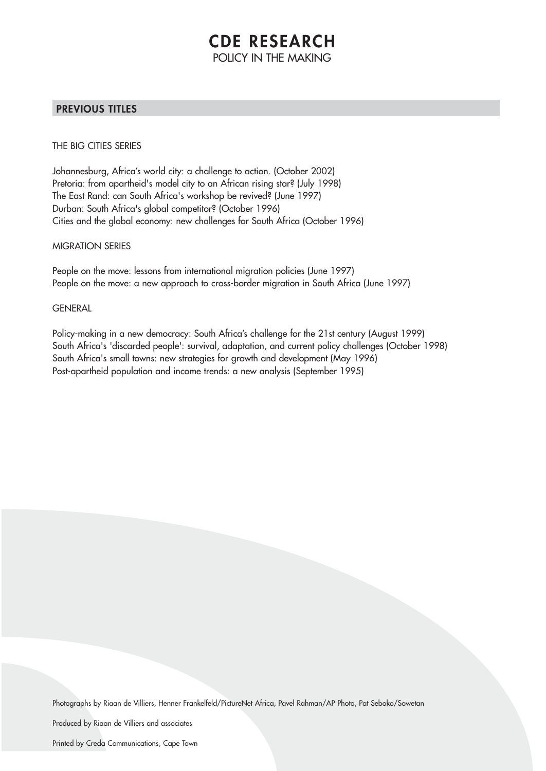# CDE RESEARCH

POLICY IN THE MAKING

## PREVIOUS TITLES

THE BIG CITIES SERIES

Johannesburg, Africa's world city: a challenge to action. (October 2002)
Pretoria: from apartheid's model city to an African rising star? (July 1998)
The East Rand: can South Africa's workshop be revived? (June 1997)
Durban: South Africa's global competitor? (October 1996)
Cities and the global economy: new challenges for South Africa (October 1996)

MIGRATION SERIES

People on the move: lessons from international migration policies (June 1997)
People on the move: a new approach to cross-border migration in South Africa (June 1997)

GENERAL

Policy-making in a new democracy: South Africa's challenge for the 21st century (August 1999)
South Africa's 'discarded people': survival, adaptation, and current policy challenges (October 1998)
South Africa's small towns: new strategies for growth and development (May 1996)
Post-apartheid population and income trends: a new analysis (September 1995)

Photographs by Riaan de Villiers, Henner Frankelfeld/PictureNet Africa, Pavel Rahman/AP Photo, Pat Seboko/Sowetan

Produced by Riaan de Villiers and associates

Printed by Creda Communications, Cape Town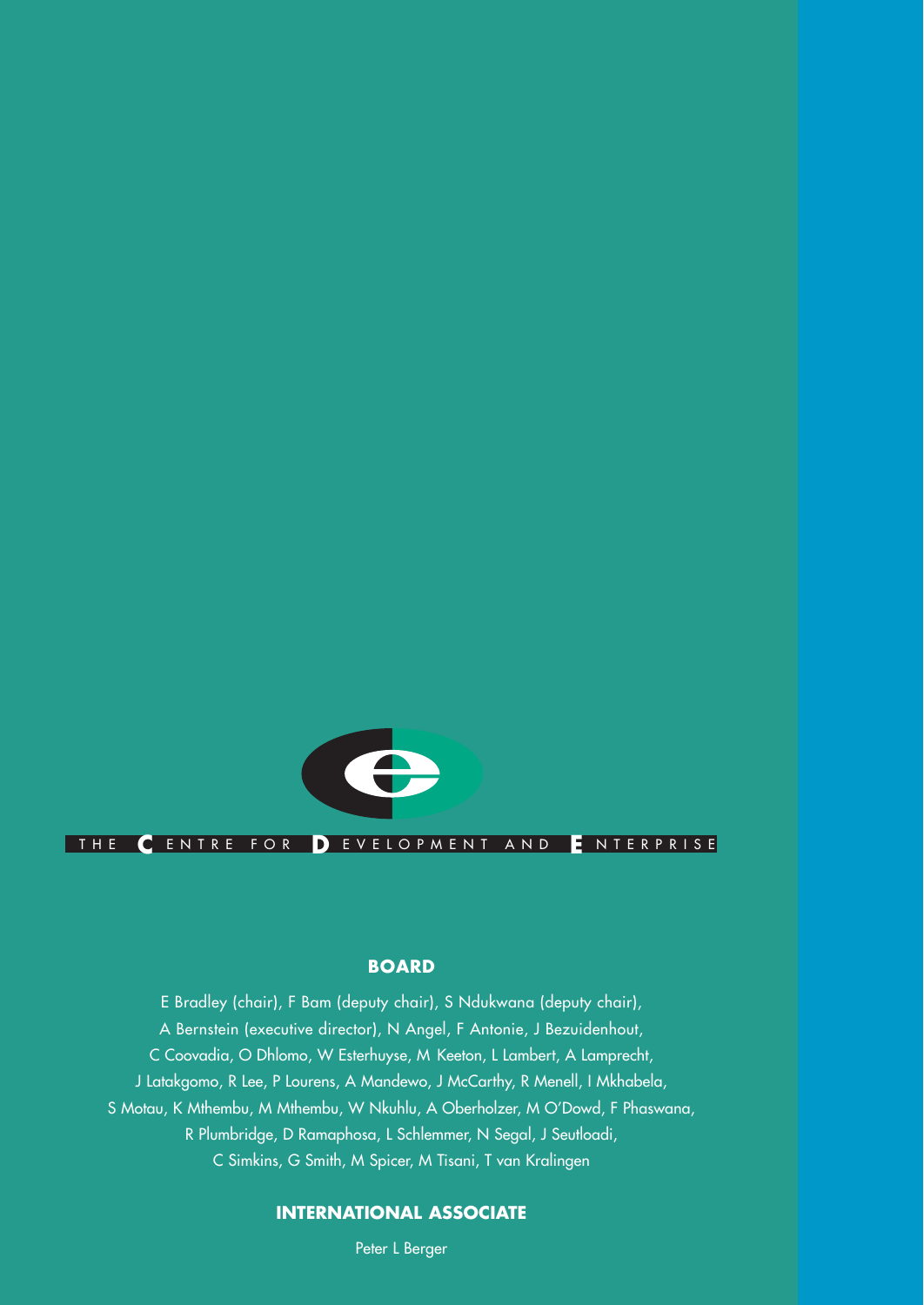THE CENTRE FOR DEVELOPMENT AND ENTERPRISE

## BOARD

E Bradley (chair), F Bam (deputy chair), S Ndukwana (deputy chair), A Bernstein (executive director), N Angel, F Antonie, J Bezuidenhout, C Coovadia, O Dhlomo, W Esterhuyse, M Keeton, L Lambert, A Lamprecht, J Latakgomo, R Lee, P Lourens, A Mandewo, J McCarthy, R Menell, I Mkhabela, S Motau, K Mthembu, M Mthembu, W Nkuhlu, A Oberholzer, M O'Dowd, F Phaswana, R Plumbridge, D Ramaphosa, L Schlemmer, N Segal, J Seutloadi, C Simkins, G Smith, M Spicer, M Tisani, T van Kralingen

## INTERNATIONAL ASSOCIATE

Peter L Berger